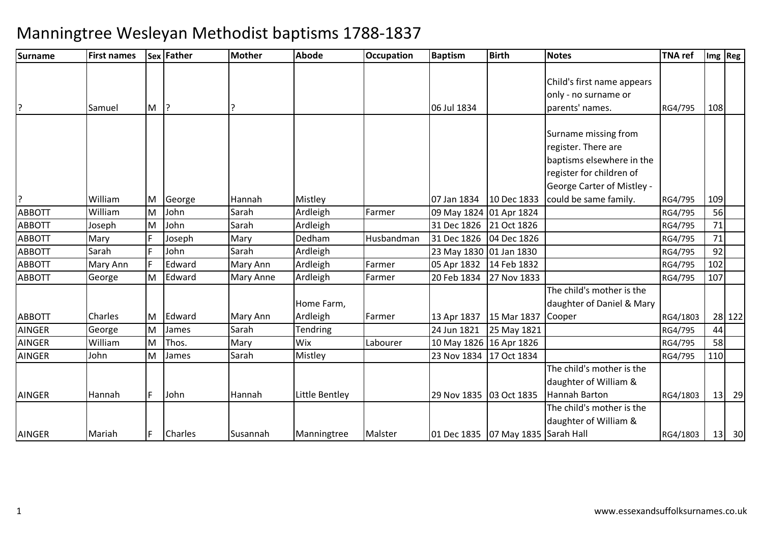# Manningtree Wesleyan Methodist baptisms 1788-1837

| Surname | First names | Sex | Father | Mother | Abode | Occupation | Baptism | Birth | Notes | TNA ref | Img | Reg |
|---|---|---|---|---|---|---|---|---|---|---|---|---|
| ? | Samuel | M | ? | ? | | | 06 Jul 1834 | | Child's first name appears only - no surname or parents' names. | RG4/795 | 108 | |
| ? | William | M | George | Hannah | Mistley | | 07 Jan 1834 | 10 Dec 1833 | Surname missing from register. There are baptisms elsewhere in the register for children of George Carter of Mistley - could be same family. | RG4/795 | 109 | |
| ABBOTT | William | M | John | Sarah | Ardleigh | Farmer | 09 May 1824 | 01 Apr 1824 | | RG4/795 | 56 | |
| ABBOTT | Joseph | M | John | Sarah | Ardleigh | | 31 Dec 1826 | 21 Oct 1826 | | RG4/795 | 71 | |
| ABBOTT | Mary | F | Joseph | Mary | Dedham | Husbandman | 31 Dec 1826 | 04 Dec 1826 | | RG4/795 | 71 | |
| ABBOTT | Sarah | F | John | Sarah | Ardleigh | | 23 May 1830 | 01 Jan 1830 | | RG4/795 | 92 | |
| ABBOTT | Mary Ann | F | Edward | Mary Ann | Ardleigh | Farmer | 05 Apr 1832 | 14 Feb 1832 | | RG4/795 | 102 | |
| ABBOTT | George | M | Edward | Mary Anne | Ardleigh | Farmer | 20 Feb 1834 | 27 Nov 1833 | | RG4/795 | 107 | |
| ABBOTT | Charles | M | Edward | Mary Ann | Home Farm, Ardleigh | Farmer | 13 Apr 1837 | 15 Mar 1837 | The child's mother is the daughter of Daniel & Mary Cooper | RG4/1803 | 28 | 122 |
| AINGER | George | M | James | Sarah | Tendring | | 24 Jun 1821 | 25 May 1821 | | RG4/795 | 44 | |
| AINGER | William | M | Thos. | Mary | Wix | Labourer | 10 May 1826 | 16 Apr 1826 | | RG4/795 | 58 | |
| AINGER | John | M | James | Sarah | Mistley | | 23 Nov 1834 | 17 Oct 1834 | | RG4/795 | 110 | |
| AINGER | Hannah | F | John | Hannah | Little Bentley | | 29 Nov 1835 | 03 Oct 1835 | The child's mother is the daughter of William & Hannah Barton | RG4/1803 | 13 | 29 |
| AINGER | Mariah | F | Charles | Susannah | Manningtree | Malster | 01 Dec 1835 | 07 May 1835 | The child's mother is the daughter of William & Sarah Hall | RG4/1803 | 13 | 30 |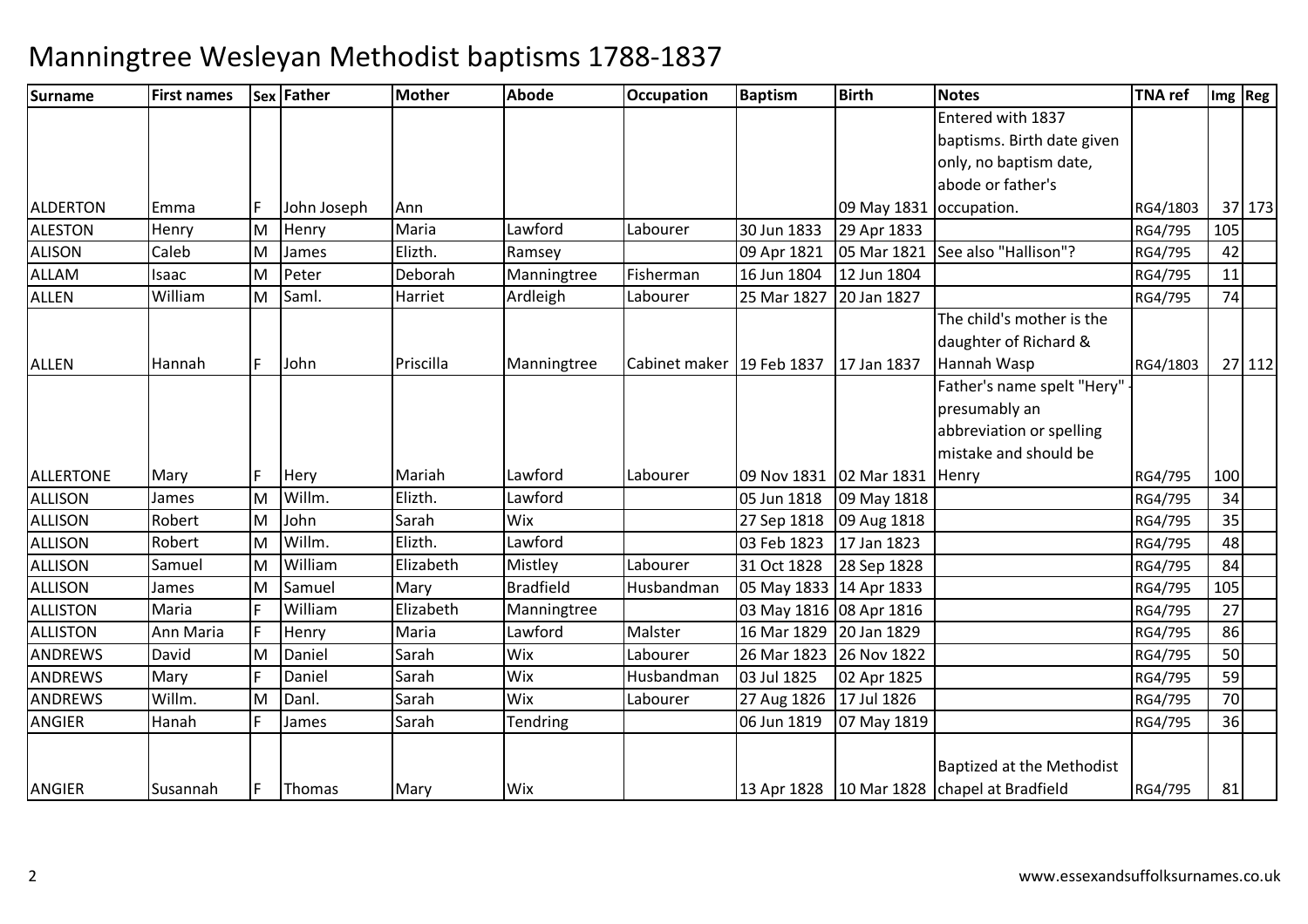# Manningtree Wesleyan Methodist baptisms 1788-1837

| Surname | First names | Sex | Father | Mother | Abode | Occupation | Baptism | Birth | Notes | TNA ref | Img | Reg |
|---|---|---|---|---|---|---|---|---|---|---|---|---|
| ALDERTON | Emma | F | John Joseph | Ann | | | | 09 May 1831 | Entered with 1837 baptisms. Birth date given only, no baptism date, abode or father's occupation. | RG4/1803 | 37 | 173 |
| ALESTON | Henry | M | Henry | Maria | Lawford | Labourer | 30 Jun 1833 | 29 Apr 1833 | | RG4/795 | 105 | |
| ALISON | Caleb | M | James | Elizth. | Ramsey | | 09 Apr 1821 | 05 Mar 1821 | See also "Hallison"? | RG4/795 | 42 | |
| ALLAM | Isaac | M | Peter | Deborah | Manningtree | Fisherman | 16 Jun 1804 | 12 Jun 1804 | | RG4/795 | 11 | |
| ALLEN | William | M | Saml. | Harriet | Ardleigh | Labourer | 25 Mar 1827 | 20 Jan 1827 | | RG4/795 | 74 | |
| ALLEN | Hannah | F | John | Priscilla | Manningtree | Cabinet maker | 19 Feb 1837 | 17 Jan 1837 | The child's mother is the daughter of Richard & Hannah Wasp | RG4/1803 | 27 | 112 |
| ALLERTONE | Mary | F | Hery | Mariah | Lawford | Labourer | 09 Nov 1831 | 02 Mar 1831 | Father's name spelt "Hery" - presumably an abbreviation or spelling mistake and should be Henry | RG4/795 | 100 | |
| ALLISON | James | M | Willm. | Elizth. | Lawford | | 05 Jun 1818 | 09 May 1818 | | RG4/795 | 34 | |
| ALLISON | Robert | M | John | Sarah | Wix | | 27 Sep 1818 | 09 Aug 1818 | | RG4/795 | 35 | |
| ALLISON | Robert | M | Willm. | Elizth. | Lawford | | 03 Feb 1823 | 17 Jan 1823 | | RG4/795 | 48 | |
| ALLISON | Samuel | M | William | Elizabeth | Mistley | Labourer | 31 Oct 1828 | 28 Sep 1828 | | RG4/795 | 84 | |
| ALLISON | James | M | Samuel | Mary | Bradfield | Husbandman | 05 May 1833 | 14 Apr 1833 | | RG4/795 | 105 | |
| ALLISTON | Maria | F | William | Elizabeth | Manningtree | | 03 May 1816 | 08 Apr 1816 | | RG4/795 | 27 | |
| ALLISTON | Ann Maria | F | Henry | Maria | Lawford | Malster | 16 Mar 1829 | 20 Jan 1829 | | RG4/795 | 86 | |
| ANDREWS | David | M | Daniel | Sarah | Wix | Labourer | 26 Mar 1823 | 26 Nov 1822 | | RG4/795 | 50 | |
| ANDREWS | Mary | F | Daniel | Sarah | Wix | Husbandman | 03 Jul 1825 | 02 Apr 1825 | | RG4/795 | 59 | |
| ANDREWS | Willm. | M | Danl. | Sarah | Wix | Labourer | 27 Aug 1826 | 17 Jul 1826 | | RG4/795 | 70 | |
| ANGIER | Hanah | F | James | Sarah | Tendring | | 06 Jun 1819 | 07 May 1819 | | RG4/795 | 36 | |
| ANGIER | Susannah | F | Thomas | Mary | Wix | | 13 Apr 1828 | 10 Mar 1828 | Baptized at the Methodist chapel at Bradfield | RG4/795 | 81 | |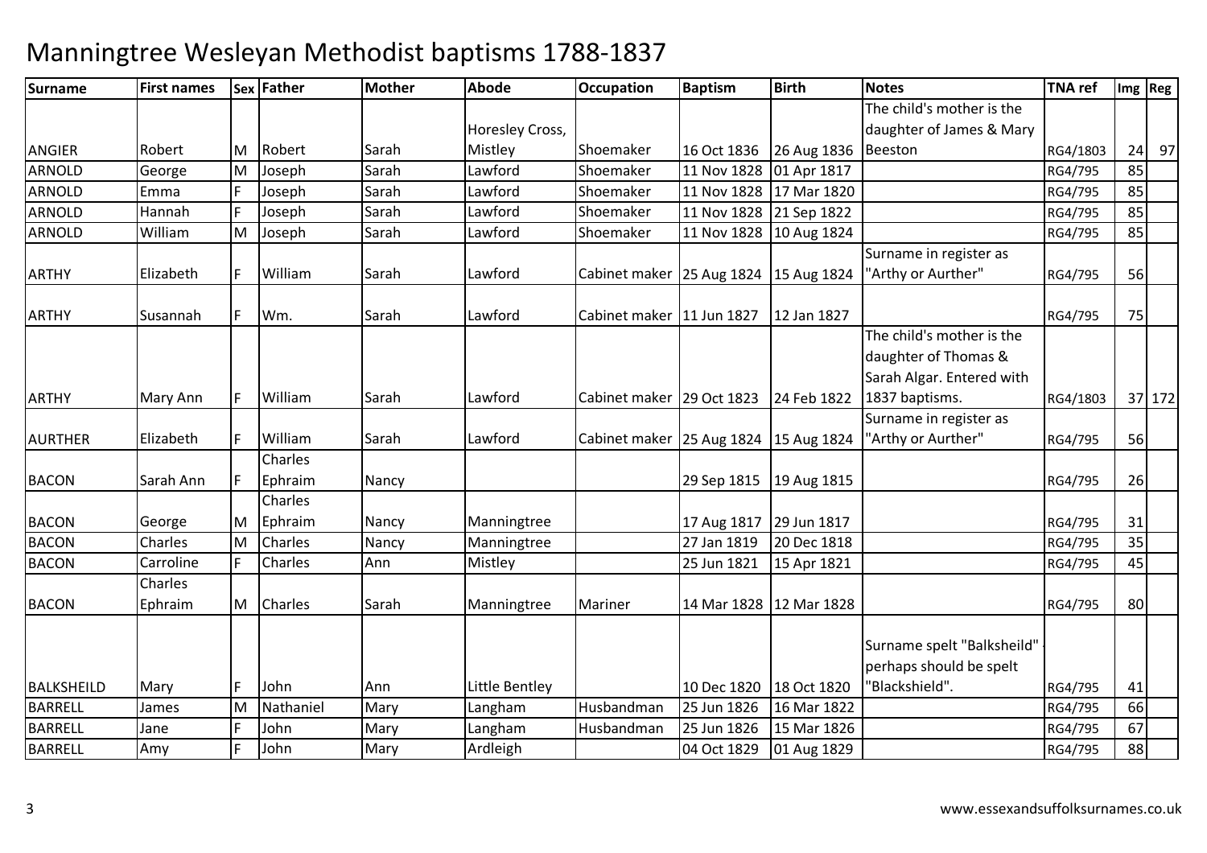# Manningtree Wesleyan Methodist baptisms 1788-1837

| Surname | First names | Sex | Father | Mother | Abode | Occupation | Baptism | Birth | Notes | TNA ref | Img | Reg |
|---|---|---|---|---|---|---|---|---|---|---|---|---|
| ANGIER | Robert | M | Robert | Sarah | Horesley Cross, Mistley | Shoemaker | 16 Oct 1836 | 26 Aug 1836 | The child's mother is the daughter of James & Mary Beeston | RG4/1803 | 24 | 97 |
| ARNOLD | George | M | Joseph | Sarah | Lawford | Shoemaker | 11 Nov 1828 | 01 Apr 1817 | | RG4/795 | 85 | |
| ARNOLD | Emma | F | Joseph | Sarah | Lawford | Shoemaker | 11 Nov 1828 | 17 Mar 1820 | | RG4/795 | 85 | |
| ARNOLD | Hannah | F | Joseph | Sarah | Lawford | Shoemaker | 11 Nov 1828 | 21 Sep 1822 | | RG4/795 | 85 | |
| ARNOLD | William | M | Joseph | Sarah | Lawford | Shoemaker | 11 Nov 1828 | 10 Aug 1824 | | RG4/795 | 85 | |
| ARTHY | Elizabeth | F | William | Sarah | Lawford | Cabinet maker | 25 Aug 1824 | 15 Aug 1824 | Surname in register as "Arthy or Aurther" | RG4/795 | 56 | |
| ARTHY | Susannah | F | Wm. | Sarah | Lawford | Cabinet maker | 11 Jun 1827 | 12 Jan 1827 | | RG4/795 | 75 | |
| ARTHY | Mary Ann | F | William | Sarah | Lawford | Cabinet maker | 29 Oct 1823 | 24 Feb 1822 | The child's mother is the daughter of Thomas & Sarah Algar. Entered with 1837 baptisms. | RG4/1803 | 37 | 172 |
| AURTHER | Elizabeth | F | William | Sarah | Lawford | Cabinet maker | 25 Aug 1824 | 15 Aug 1824 | Surname in register as "Arthy or Aurther" | RG4/795 | 56 | |
| BACON | Sarah Ann | F | Charles Ephraim | Nancy | | | 29 Sep 1815 | 19 Aug 1815 | | RG4/795 | 26 | |
| BACON | George | M | Charles Ephraim | Nancy | Manningtree | | 17 Aug 1817 | 29 Jun 1817 | | RG4/795 | 31 | |
| BACON | Charles | M | Charles | Nancy | Manningtree | | 27 Jan 1819 | 20 Dec 1818 | | RG4/795 | 35 | |
| BACON | Carroline | F | Charles | Ann | Mistley | | 25 Jun 1821 | 15 Apr 1821 | | RG4/795 | 45 | |
| BACON | Charles Ephraim | M | Charles | Sarah | Manningtree | Mariner | 14 Mar 1828 | 12 Mar 1828 | | RG4/795 | 80 | |
| BALKSHEILD | Mary | F | John | Ann | Little Bentley | | 10 Dec 1820 | 18 Oct 1820 | Surname spelt "Balksheild" - perhaps should be spelt "Blackshield". | RG4/795 | 41 | |
| BARRELL | James | M | Nathaniel | Mary | Langham | Husbandman | 25 Jun 1826 | 16 Mar 1822 | | RG4/795 | 66 | |
| BARRELL | Jane | F | John | Mary | Langham | Husbandman | 25 Jun 1826 | 15 Mar 1826 | | RG4/795 | 67 | |
| BARRELL | Amy | F | John | Mary | Ardleigh | | 04 Oct 1829 | 01 Aug 1829 | | RG4/795 | 88 | |

www.essexandsuffolksurnames.co.uk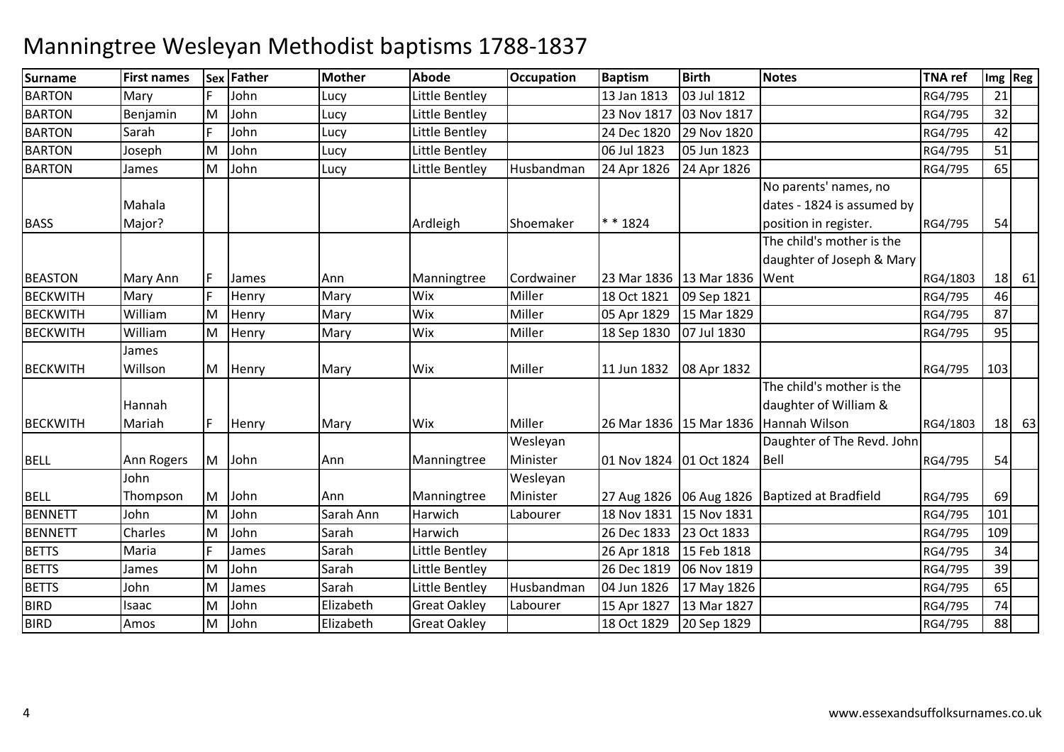# Manningtree Wesleyan Methodist baptisms 1788-1837

| Surname | First names | Sex | Father | Mother | Abode | Occupation | Baptism | Birth | Notes | TNA ref | Img | Reg |
|---|---|---|---|---|---|---|---|---|---|---|---|---|
| BARTON | Mary | F | John | Lucy | Little Bentley | | 13 Jan 1813 | 03 Jul 1812 | | RG4/795 | 21 | |
| BARTON | Benjamin | M | John | Lucy | Little Bentley | | 23 Nov 1817 | 03 Nov 1817 | | RG4/795 | 32 | |
| BARTON | Sarah | F | John | Lucy | Little Bentley | | 24 Dec 1820 | 29 Nov 1820 | | RG4/795 | 42 | |
| BARTON | Joseph | M | John | Lucy | Little Bentley | | 06 Jul 1823 | 05 Jun 1823 | | RG4/795 | 51 | |
| BARTON | James | M | John | Lucy | Little Bentley | Husbandman | 24 Apr 1826 | 24 Apr 1826 | | RG4/795 | 65 | |
| BASS | Mahala Major? | | | | Ardleigh | Shoemaker | * * 1824 | | No parents' names, no dates - 1824 is assumed by position in register. | RG4/795 | 54 | |
| BEASTON | Mary Ann | F | James | Ann | Manningtree | Cordwainer | 23 Mar 1836 | 13 Mar 1836 | The child's mother is the daughter of Joseph & Mary Went | RG4/1803 | 18 | 61 |
| BECKWITH | Mary | F | Henry | Mary | Wix | Miller | 18 Oct 1821 | 09 Sep 1821 | | RG4/795 | 46 | |
| BECKWITH | William | M | Henry | Mary | Wix | Miller | 05 Apr 1829 | 15 Mar 1829 | | RG4/795 | 87 | |
| BECKWITH | William | M | Henry | Mary | Wix | Miller | 18 Sep 1830 | 07 Jul 1830 | | RG4/795 | 95 | |
| BECKWITH | James Willson | M | Henry | Mary | Wix | Miller | 11 Jun 1832 | 08 Apr 1832 | | RG4/795 | 103 | |
| BECKWITH | Hannah Mariah | F | Henry | Mary | Wix | Miller | 26 Mar 1836 | 15 Mar 1836 | The child's mother is the daughter of William & Hannah Wilson | RG4/1803 | 18 | 63 |
| BELL | Ann Rogers | M | John | Ann | Manningtree | Wesleyan Minister | 01 Nov 1824 | 01 Oct 1824 | Daughter of The Revd. John Bell | RG4/795 | 54 | |
| BELL | John Thompson | M | John | Ann | Manningtree | Wesleyan Minister | 27 Aug 1826 | 06 Aug 1826 | Baptized at Bradfield | RG4/795 | 69 | |
| BENNETT | John | M | John | Sarah Ann | Harwich | Labourer | 18 Nov 1831 | 15 Nov 1831 | | RG4/795 | 101 | |
| BENNETT | Charles | M | John | Sarah | Harwich | | 26 Dec 1833 | 23 Oct 1833 | | RG4/795 | 109 | |
| BETTS | Maria | F | James | Sarah | Little Bentley | | 26 Apr 1818 | 15 Feb 1818 | | RG4/795 | 34 | |
| BETTS | James | M | John | Sarah | Little Bentley | | 26 Dec 1819 | 06 Nov 1819 | | RG4/795 | 39 | |
| BETTS | John | M | James | Sarah | Little Bentley | Husbandman | 04 Jun 1826 | 17 May 1826 | | RG4/795 | 65 | |
| BIRD | Isaac | M | John | Elizabeth | Great Oakley | Labourer | 15 Apr 1827 | 13 Mar 1827 | | RG4/795 | 74 | |
| BIRD | Amos | M | John | Elizabeth | Great Oakley | | 18 Oct 1829 | 20 Sep 1829 | | RG4/795 | 88 | |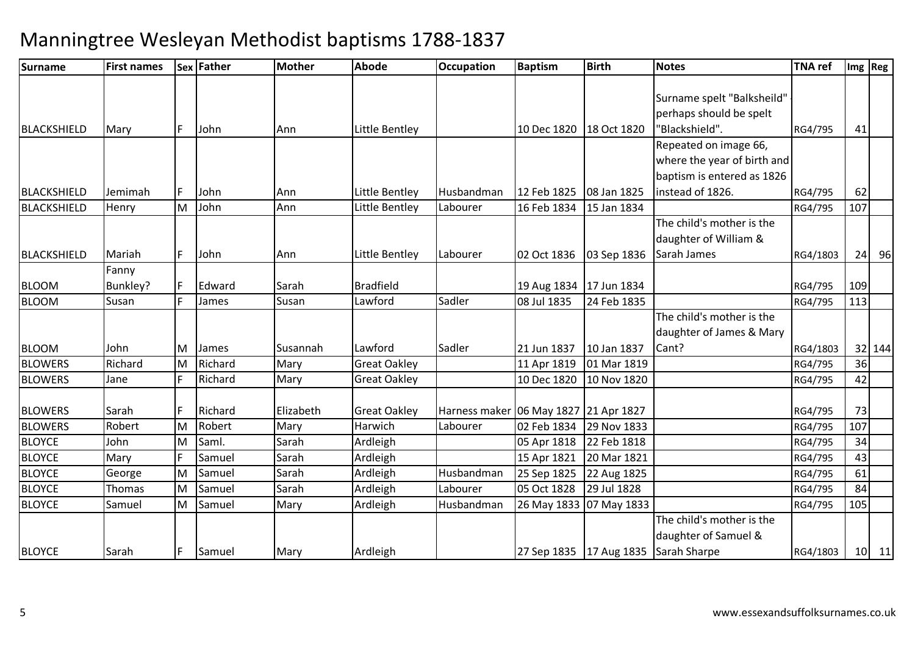# Manningtree Wesleyan Methodist baptisms 1788-1837

| Surname | First names | Sex | Father | Mother | Abode | Occupation | Baptism | Birth | Notes | TNA ref | Img | Reg |
|---|---|---|---|---|---|---|---|---|---|---|---|---|
| BLACKSHIELD | Mary | F | John | Ann | Little Bentley | | 10 Dec 1820 | 18 Oct 1820 | Surname spelt "Balksheild" - perhaps should be spelt "Blackshield". | RG4/795 | 41 | |
| BLACKSHIELD | Jemimah | F | John | Ann | Little Bentley | Husbandman | 12 Feb 1825 | 08 Jan 1825 | Repeated on image 66, where the year of birth and baptism is entered as 1826 instead of 1826. | RG4/795 | 62 | |
| BLACKSHIELD | Henry | M | John | Ann | Little Bentley | Labourer | 16 Feb 1834 | 15 Jan 1834 | | RG4/795 | 107 | |
| BLACKSHIELD | Mariah | F | John | Ann | Little Bentley | Labourer | 02 Oct 1836 | 03 Sep 1836 | The child's mother is the daughter of William & Sarah James | RG4/1803 | 24 | 96 |
| BLOOM | Fanny Bunkley? | F | Edward | Sarah | Bradfield | | 19 Aug 1834 | 17 Jun 1834 | | RG4/795 | 109 | |
| BLOOM | Susan | F | James | Susan | Lawford | Sadler | 08 Jul 1835 | 24 Feb 1835 | | RG4/795 | 113 | |
| BLOOM | John | M | James | Susannah | Lawford | Sadler | 21 Jun 1837 | 10 Jan 1837 | The child's mother is the daughter of James & Mary Cant? | RG4/1803 | 32 | 144 |
| BLOWERS | Richard | M | Richard | Mary | Great Oakley | | 11 Apr 1819 | 01 Mar 1819 | | RG4/795 | 36 | |
| BLOWERS | Jane | F | Richard | Mary | Great Oakley | | 10 Dec 1820 | 10 Nov 1820 | | RG4/795 | 42 | |
| BLOWERS | Sarah | F | Richard | Elizabeth | Great Oakley | Harness maker | 06 May 1827 | 21 Apr 1827 | | RG4/795 | 73 | |
| BLOWERS | Robert | M | Robert | Mary | Harwich | Labourer | 02 Feb 1834 | 29 Nov 1833 | | RG4/795 | 107 | |
| BLOYCE | John | M | Saml. | Sarah | Ardleigh | | 05 Apr 1818 | 22 Feb 1818 | | RG4/795 | 34 | |
| BLOYCE | Mary | F | Samuel | Sarah | Ardleigh | | 15 Apr 1821 | 20 Mar 1821 | | RG4/795 | 43 | |
| BLOYCE | George | M | Samuel | Sarah | Ardleigh | Husbandman | 25 Sep 1825 | 22 Aug 1825 | | RG4/795 | 61 | |
| BLOYCE | Thomas | M | Samuel | Sarah | Ardleigh | Labourer | 05 Oct 1828 | 29 Jul 1828 | | RG4/795 | 84 | |
| BLOYCE | Samuel | M | Samuel | Mary | Ardleigh | Husbandman | 26 May 1833 | 07 May 1833 | | RG4/795 | 105 | |
| BLOYCE | Sarah | F | Samuel | Mary | Ardleigh | | 27 Sep 1835 | 17 Aug 1835 | The child's mother is the daughter of Samuel & Sarah Sharpe | RG4/1803 | 10 | 11 |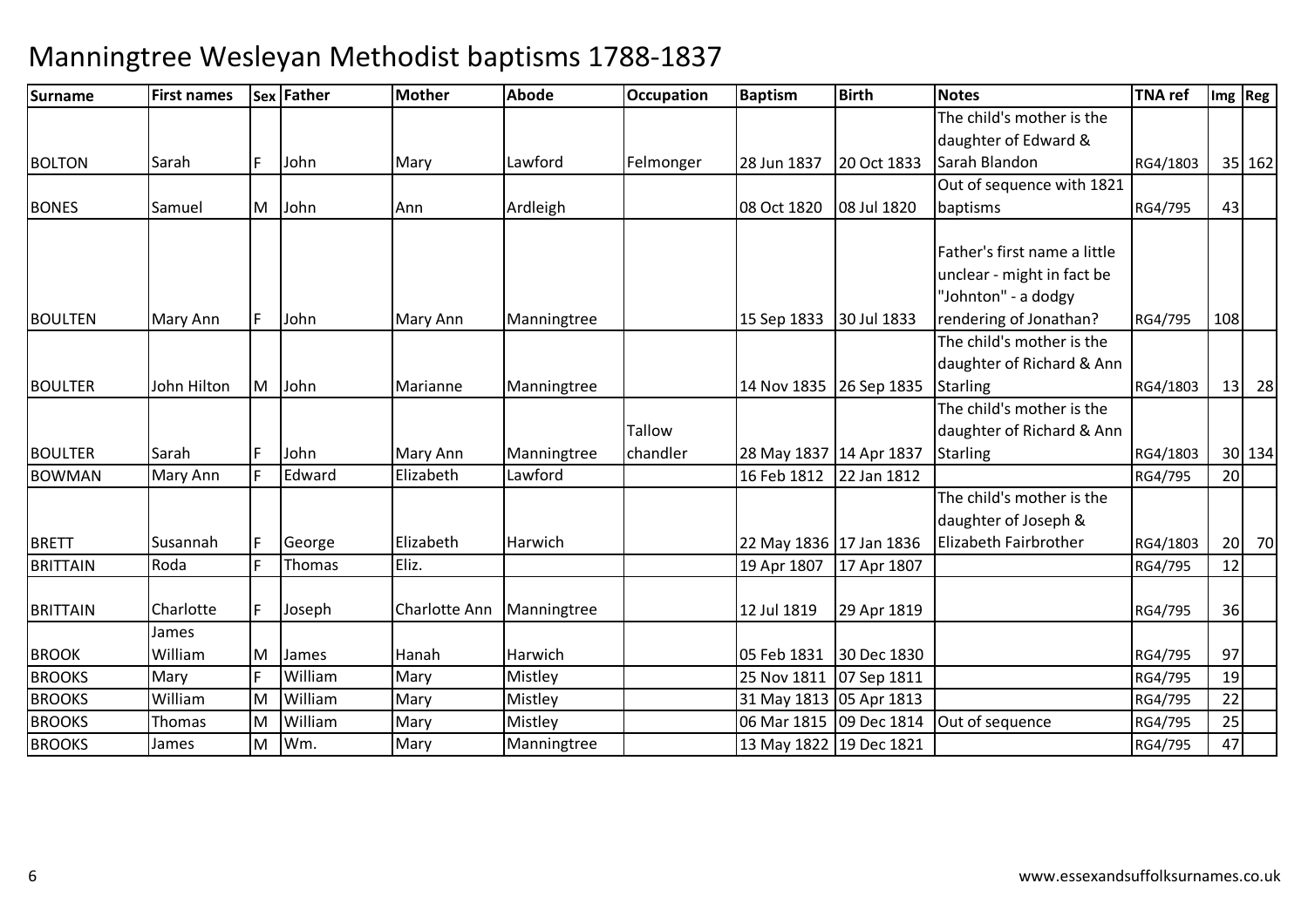# Manningtree Wesleyan Methodist baptisms 1788-1837

| Surname | First names | Sex | Father | Mother | Abode | Occupation | Baptism | Birth | Notes | TNA ref | Img | Reg |
|---|---|---|---|---|---|---|---|---|---|---|---|---|
| BOLTON | Sarah | F | John | Mary | Lawford | Felmonger | 28 Jun 1837 | 20 Oct 1833 | The child's mother is the daughter of Edward & Sarah Blandon | RG4/1803 | 35 | 162 |
| BONES | Samuel | M | John | Ann | Ardleigh | | 08 Oct 1820 | 08 Jul 1820 | Out of sequence with 1821 baptisms | RG4/795 | 43 | |
| BOULTEN | Mary Ann | F | John | Mary Ann | Manningtree | | 15 Sep 1833 | 30 Jul 1833 | Father's first name a little unclear - might in fact be "Johnton" - a dodgy rendering of Jonathan? | RG4/795 | 108 | |
| BOULTER | John Hilton | M | John | Marianne | Manningtree | | 14 Nov 1835 | 26 Sep 1835 | The child's mother is the daughter of Richard & Ann Starling | RG4/1803 | 13 | 28 |
| BOULTER | Sarah | F | John | Mary Ann | Manningtree | Tallow chandler | 28 May 1837 | 14 Apr 1837 | The child's mother is the daughter of Richard & Ann Starling | RG4/1803 | 30 | 134 |
| BOWMAN | Mary Ann | F | Edward | Elizabeth | Lawford | | 16 Feb 1812 | 22 Jan 1812 | | RG4/795 | 20 | |
| BRETT | Susannah | F | George | Elizabeth | Harwich | | 22 May 1836 | 17 Jan 1836 | The child's mother is the daughter of Joseph & Elizabeth Fairbrother | RG4/1803 | 20 | 70 |
| BRITTAIN | Roda | F | Thomas | Eliz. | | | 19 Apr 1807 | 17 Apr 1807 | | RG4/795 | 12 | |
| BRITTAIN | Charlotte | F | Joseph | Charlotte Ann | Manningtree | | 12 Jul 1819 | 29 Apr 1819 | | RG4/795 | 36 | |
| BROOK | James William | M | James | Hanah | Harwich | | 05 Feb 1831 | 30 Dec 1830 | | RG4/795 | 97 | |
| BROOKS | Mary | F | William | Mary | Mistley | | 25 Nov 1811 | 07 Sep 1811 | | RG4/795 | 19 | |
| BROOKS | William | M | William | Mary | Mistley | | 31 May 1813 | 05 Apr 1813 | | RG4/795 | 22 | |
| BROOKS | Thomas | M | William | Mary | Mistley | | 06 Mar 1815 | 09 Dec 1814 | Out of sequence | RG4/795 | 25 | |
| BROOKS | James | M | Wm. | Mary | Manningtree | | 13 May 1822 | 19 Dec 1821 | | RG4/795 | 47 | |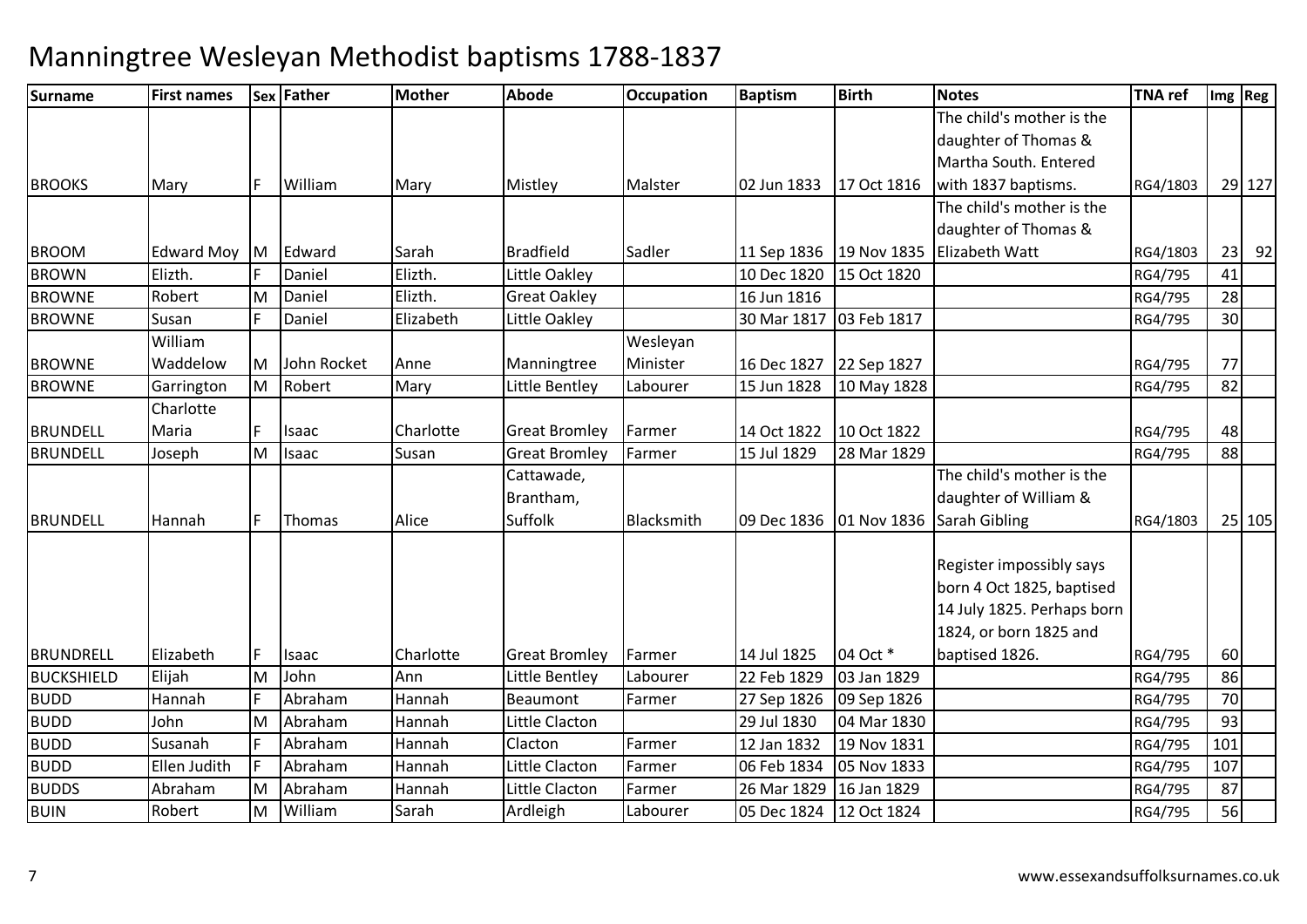# Manningtree Wesleyan Methodist baptisms 1788-1837

| Surname | First names | Sex | Father | Mother | Abode | Occupation | Baptism | Birth | Notes | TNA ref | Img | Reg |
|---|---|---|---|---|---|---|---|---|---|---|---|---|
| BROOKS | Mary | F | William | Mary | Mistley | Malster | 02 Jun 1833 | 17 Oct 1816 | The child's mother is the daughter of Thomas & Martha South. Entered with 1837 baptisms. | RG4/1803 | 29 | 127 |
| BROOM | Edward Moy | M | Edward | Sarah | Bradfield | Sadler | 11 Sep 1836 | 19 Nov 1835 | The child's mother is the daughter of Thomas & Elizabeth Watt | RG4/1803 | 23 | 92 |
| BROWN | Elizth. | F | Daniel | Elizth. | Little Oakley | | 10 Dec 1820 | 15 Oct 1820 | | RG4/795 | 41 | |
| BROWNE | Robert | M | Daniel | Elizth. | Great Oakley | | 16 Jun 1816 | | | RG4/795 | 28 | |
| BROWNE | Susan | F | Daniel | Elizabeth | Little Oakley | | 30 Mar 1817 | 03 Feb 1817 | | RG4/795 | 30 | |
| BROWNE | William Waddelow | M | John Rocket | Anne | Manningtree | Wesleyan Minister | 16 Dec 1827 | 22 Sep 1827 | | RG4/795 | 77 | |
| BROWNE | Garrington | M | Robert | Mary | Little Bentley | Labourer | 15 Jun 1828 | 10 May 1828 | | RG4/795 | 82 | |
| BRUNDELL | Charlotte Maria | F | Isaac | Charlotte | Great Bromley | Farmer | 14 Oct 1822 | 10 Oct 1822 | | RG4/795 | 48 | |
| BRUNDELL | Joseph | M | Isaac | Susan | Great Bromley | Farmer | 15 Jul 1829 | 28 Mar 1829 | | RG4/795 | 88 | |
| BRUNDELL | Hannah | F | Thomas | Alice | Cattawade, Brantham, Suffolk | Blacksmith | 09 Dec 1836 | 01 Nov 1836 | The child's mother is the daughter of William & Sarah Gibling | RG4/1803 | 25 | 105 |
| BRUNDRELL | Elizabeth | F | Isaac | Charlotte | Great Bromley | Farmer | 14 Jul 1825 | 04 Oct * | Register impossibly says born 4 Oct 1825, baptised 14 July 1825. Perhaps born 1824, or born 1825 and baptised 1826. | RG4/795 | 60 | |
| BUCKSHIELD | Elijah | M | John | Ann | Little Bentley | Labourer | 22 Feb 1829 | 03 Jan 1829 | | RG4/795 | 86 | |
| BUDD | Hannah | F | Abraham | Hannah | Beaumont | Farmer | 27 Sep 1826 | 09 Sep 1826 | | RG4/795 | 70 | |
| BUDD | John | M | Abraham | Hannah | Little Clacton | | 29 Jul 1830 | 04 Mar 1830 | | RG4/795 | 93 | |
| BUDD | Susanah | F | Abraham | Hannah | Clacton | Farmer | 12 Jan 1832 | 19 Nov 1831 | | RG4/795 | 101 | |
| BUDD | Ellen Judith | F | Abraham | Hannah | Little Clacton | Farmer | 06 Feb 1834 | 05 Nov 1833 | | RG4/795 | 107 | |
| BUDDS | Abraham | M | Abraham | Hannah | Little Clacton | Farmer | 26 Mar 1829 | 16 Jan 1829 | | RG4/795 | 87 | |
| BUIN | Robert | M | William | Sarah | Ardleigh | Labourer | 05 Dec 1824 | 12 Oct 1824 | | RG4/795 | 56 | |

www.essexandsuffolksurnames.co.uk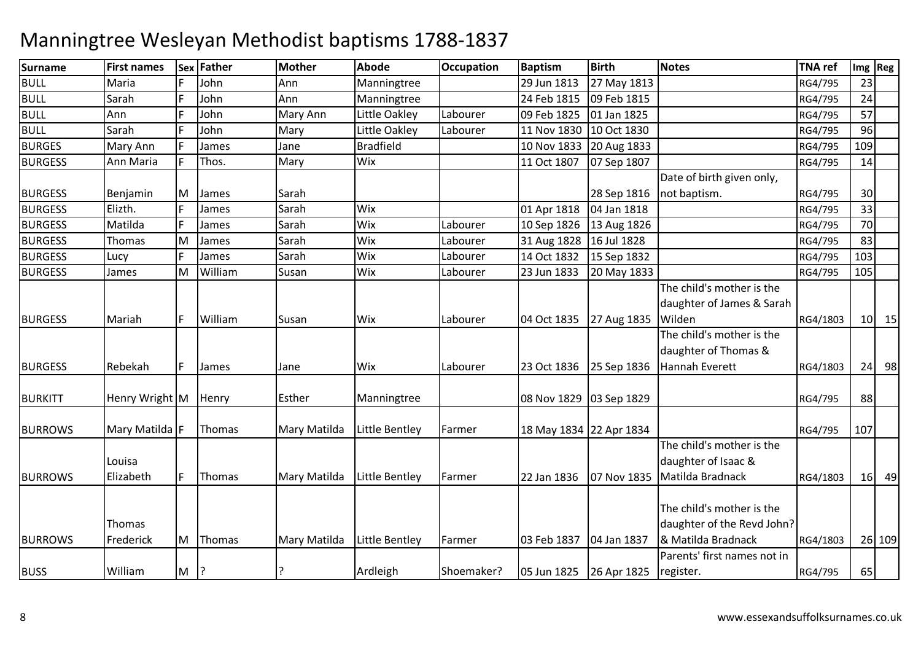# Manningtree Wesleyan Methodist baptisms 1788-1837

| Surname | First names | Sex | Father | Mother | Abode | Occupation | Baptism | Birth | Notes | TNA ref | Img | Reg |
|---|---|---|---|---|---|---|---|---|---|---|---|---|
| BULL | Maria | F | John | Ann | Manningtree | | 29 Jun 1813 | 27 May 1813 | | RG4/795 | 23 | |
| BULL | Sarah | F | John | Ann | Manningtree | | 24 Feb 1815 | 09 Feb 1815 | | RG4/795 | 24 | |
| BULL | Ann | F | John | Mary Ann | Little Oakley | Labourer | 09 Feb 1825 | 01 Jan 1825 | | RG4/795 | 57 | |
| BULL | Sarah | F | John | Mary | Little Oakley | Labourer | 11 Nov 1830 | 10 Oct 1830 | | RG4/795 | 96 | |
| BURGES | Mary Ann | F | James | Jane | Bradfield | | 10 Nov 1833 | 20 Aug 1833 | | RG4/795 | 109 | |
| BURGESS | Ann Maria | F | Thos. | Mary | Wix | | 11 Oct 1807 | 07 Sep 1807 | | RG4/795 | 14 | |
| BURGESS | Benjamin | M | James | Sarah | | | | 28 Sep 1816 | Date of birth given only, not baptism. | RG4/795 | 30 | |
| BURGESS | Elizth. | F | James | Sarah | Wix | | 01 Apr 1818 | 04 Jan 1818 | | RG4/795 | 33 | |
| BURGESS | Matilda | F | James | Sarah | Wix | Labourer | 10 Sep 1826 | 13 Aug 1826 | | RG4/795 | 70 | |
| BURGESS | Thomas | M | James | Sarah | Wix | Labourer | 31 Aug 1828 | 16 Jul 1828 | | RG4/795 | 83 | |
| BURGESS | Lucy | F | James | Sarah | Wix | Labourer | 14 Oct 1832 | 15 Sep 1832 | | RG4/795 | 103 | |
| BURGESS | James | M | William | Susan | Wix | Labourer | 23 Jun 1833 | 20 May 1833 | | RG4/795 | 105 | |
| BURGESS | Mariah | F | William | Susan | Wix | Labourer | 04 Oct 1835 | 27 Aug 1835 | The child's mother is the daughter of James & Sarah Wilden | RG4/1803 | 10 | 15 |
| BURGESS | Rebekah | F | James | Jane | Wix | Labourer | 23 Oct 1836 | 25 Sep 1836 | The child's mother is the daughter of Thomas & Hannah Everett | RG4/1803 | 24 | 98 |
| BURKITT | Henry Wright | M | Henry | Esther | Manningtree | | 08 Nov 1829 | 03 Sep 1829 | | RG4/795 | 88 | |
| BURROWS | Mary Matilda | F | Thomas | Mary Matilda | Little Bentley | Farmer | 18 May 1834 | 22 Apr 1834 | | RG4/795 | 107 | |
| BURROWS | Louisa Elizabeth | F | Thomas | Mary Matilda | Little Bentley | Farmer | 22 Jan 1836 | 07 Nov 1835 | The child's mother is the daughter of Isaac & Matilda Bradnack | RG4/1803 | 16 | 49 |
| BURROWS | Thomas Frederick | M | Thomas | Mary Matilda | Little Bentley | Farmer | 03 Feb 1837 | 04 Jan 1837 | The child's mother is the daughter of the Revd John? & Matilda Bradnack | RG4/1803 | 26 | 109 |
| BUSS | William | M | ? | ? | Ardleigh | Shoemaker? | 05 Jun 1825 | 26 Apr 1825 | Parents' first names not in register. | RG4/795 | 65 | |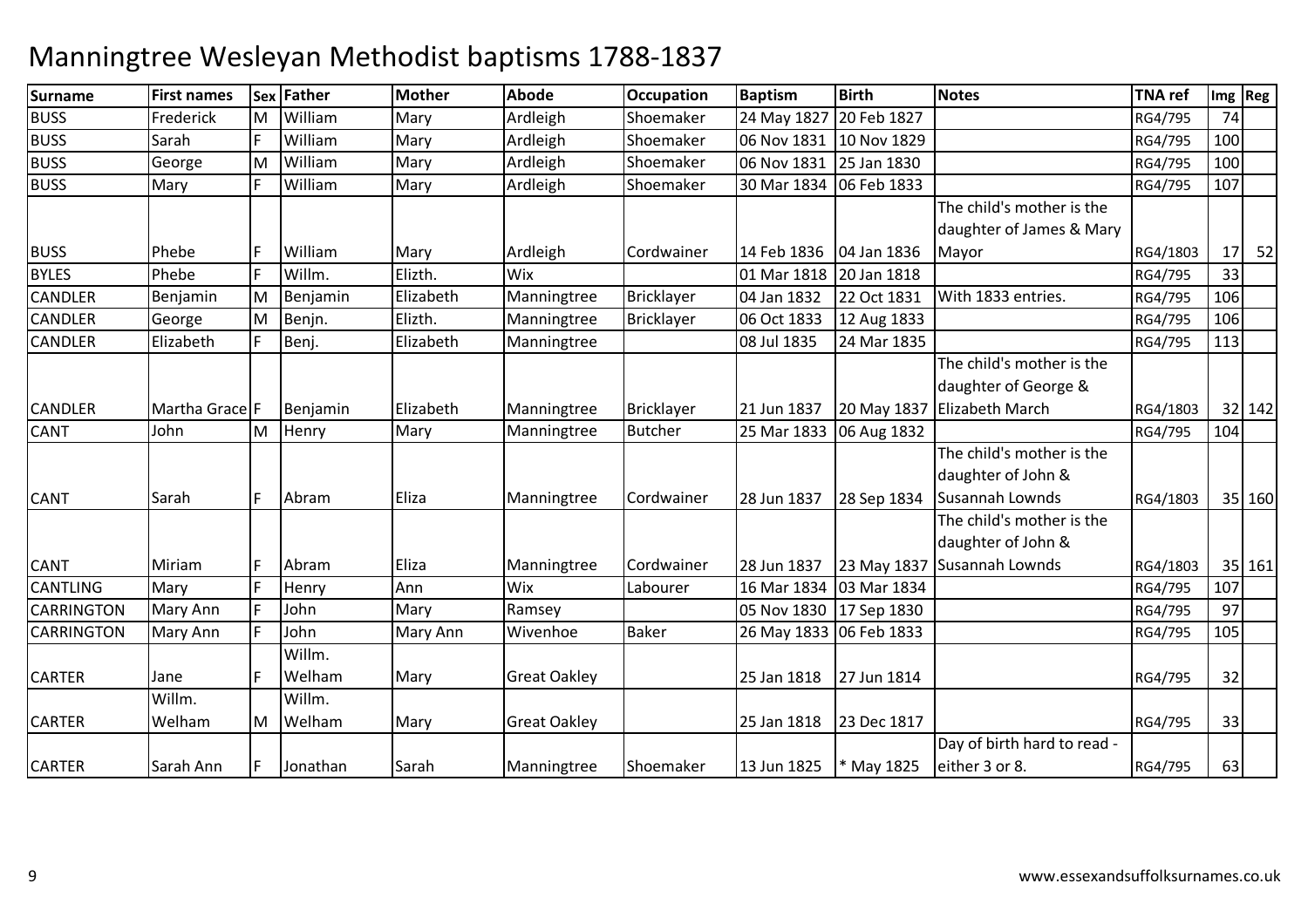# Manningtree Wesleyan Methodist baptisms 1788-1837

| Surname | First names | Sex | Father | Mother | Abode | Occupation | Baptism | Birth | Notes | TNA ref | Img | Reg |
|---|---|---|---|---|---|---|---|---|---|---|---|---|
| BUSS | Frederick | M | William | Mary | Ardleigh | Shoemaker | 24 May 1827 | 20 Feb 1827 | | RG4/795 | 74 | |
| BUSS | Sarah | F | William | Mary | Ardleigh | Shoemaker | 06 Nov 1831 | 10 Nov 1829 | | RG4/795 | 100 | |
| BUSS | George | M | William | Mary | Ardleigh | Shoemaker | 06 Nov 1831 | 25 Jan 1830 | | RG4/795 | 100 | |
| BUSS | Mary | F | William | Mary | Ardleigh | Shoemaker | 30 Mar 1834 | 06 Feb 1833 | | RG4/795 | 107 | |
| BUSS | Phebe | F | William | Mary | Ardleigh | Cordwainer | 14 Feb 1836 | 04 Jan 1836 | The child's mother is the daughter of James & Mary Mayor | RG4/1803 | 17 | 52 |
| BYLES | Phebe | F | Willm. | Elizth. | Wix | | 01 Mar 1818 | 20 Jan 1818 | | RG4/795 | 33 | |
| CANDLER | Benjamin | M | Benjamin | Elizabeth | Manningtree | Bricklayer | 04 Jan 1832 | 22 Oct 1831 | With 1833 entries. | RG4/795 | 106 | |
| CANDLER | George | M | Benjn. | Elizth. | Manningtree | Bricklayer | 06 Oct 1833 | 12 Aug 1833 | | RG4/795 | 106 | |
| CANDLER | Elizabeth | F | Benj. | Elizabeth | Manningtree | | 08 Jul 1835 | 24 Mar 1835 | | RG4/795 | 113 | |
| CANDLER | Martha Grace | F | Benjamin | Elizabeth | Manningtree | Bricklayer | 21 Jun 1837 | 20 May 1837 | The child's mother is the daughter of George & Elizabeth March | RG4/1803 | 32 | 142 |
| CANT | John | M | Henry | Mary | Manningtree | Butcher | 25 Mar 1833 | 06 Aug 1832 | | RG4/795 | 104 | |
| CANT | Sarah | F | Abram | Eliza | Manningtree | Cordwainer | 28 Jun 1837 | 28 Sep 1834 | The child's mother is the daughter of John & Susannah Lownds | RG4/1803 | 35 | 160 |
| CANT | Miriam | F | Abram | Eliza | Manningtree | Cordwainer | 28 Jun 1837 | 23 May 1837 | The child's mother is the daughter of John & Susannah Lownds | RG4/1803 | 35 | 161 |
| CANTLING | Mary | F | Henry | Ann | Wix | Labourer | 16 Mar 1834 | 03 Mar 1834 | | RG4/795 | 107 | |
| CARRINGTON | Mary Ann | F | John | Mary | Ramsey | | 05 Nov 1830 | 17 Sep 1830 | | RG4/795 | 97 | |
| CARRINGTON | Mary Ann | F | John | Mary Ann | Wivenhoe | Baker | 26 May 1833 | 06 Feb 1833 | | RG4/795 | 105 | |
| CARTER | Jane | F | Willm. Welham | Mary | Great Oakley | | 25 Jan 1818 | 27 Jun 1814 | | RG4/795 | 32 | |
| CARTER | Willm. Welham | M | Willm. Welham | Mary | Great Oakley | | 25 Jan 1818 | 23 Dec 1817 | | RG4/795 | 33 | |
| CARTER | Sarah Ann | F | Jonathan | Sarah | Manningtree | Shoemaker | 13 Jun 1825 | * May 1825 | Day of birth hard to read - either 3 or 8. | RG4/795 | 63 | |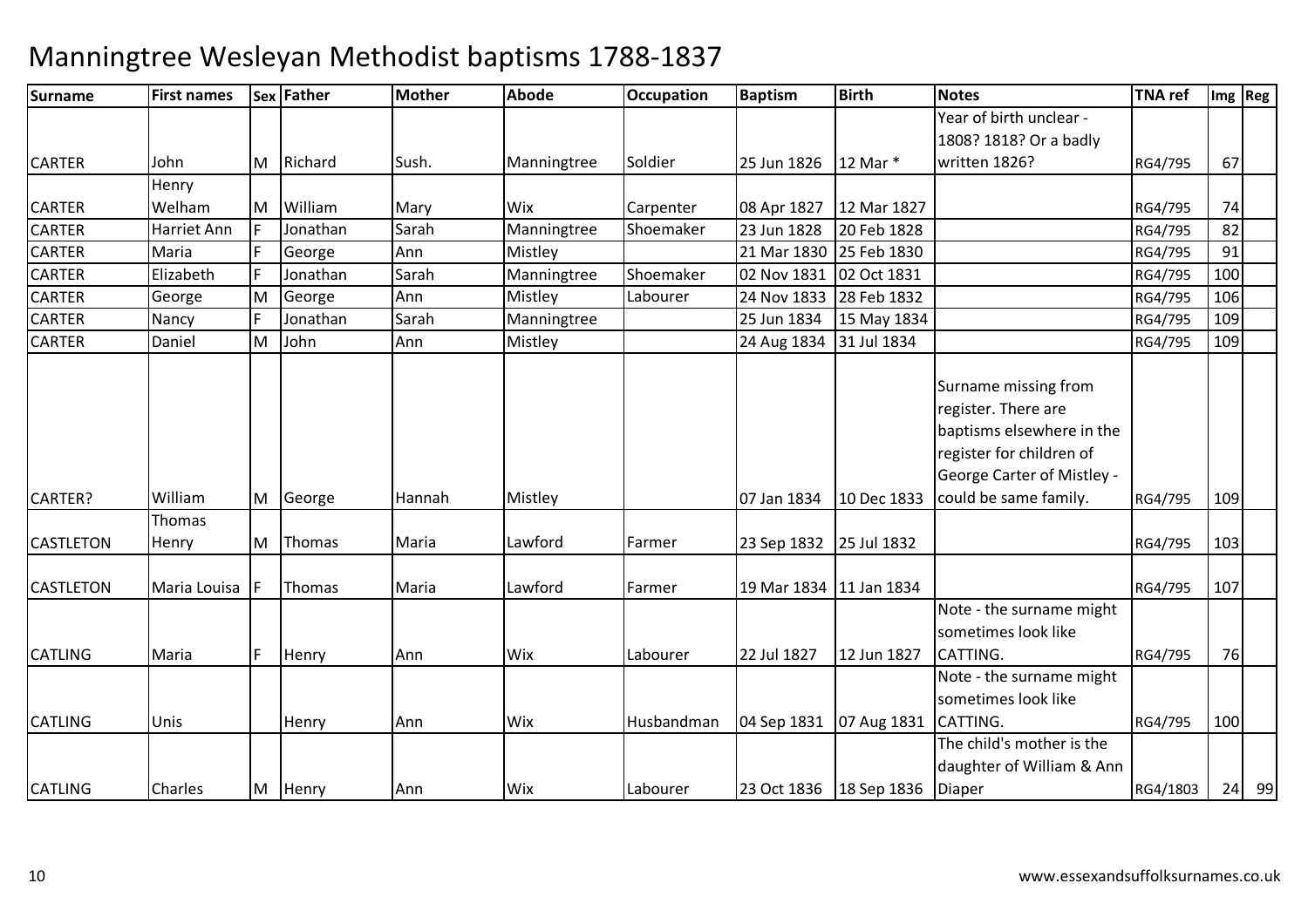# Manningtree Wesleyan Methodist baptisms 1788-1837

| Surname | First names | Sex | Father | Mother | Abode | Occupation | Baptism | Birth | Notes | TNA ref | Img | Reg |
|---|---|---|---|---|---|---|---|---|---|---|---|---|
| CARTER | John | M | Richard | Sush. | Manningtree | Soldier | 25 Jun 1826 | 12 Mar * | Year of birth unclear - 1808? 1818? Or a badly written 1826? | RG4/795 | 67 | |
| CARTER | Henry Welham | M | William | Mary | Wix | Carpenter | 08 Apr 1827 | 12 Mar 1827 | | RG4/795 | 74 | |
| CARTER | Harriet Ann | F | Jonathan | Sarah | Manningtree | Shoemaker | 23 Jun 1828 | 20 Feb 1828 | | RG4/795 | 82 | |
| CARTER | Maria | F | George | Ann | Mistley | | 21 Mar 1830 | 25 Feb 1830 | | RG4/795 | 91 | |
| CARTER | Elizabeth | F | Jonathan | Sarah | Manningtree | Shoemaker | 02 Nov 1831 | 02 Oct 1831 | | RG4/795 | 100 | |
| CARTER | George | M | George | Ann | Mistley | Labourer | 24 Nov 1833 | 28 Feb 1832 | | RG4/795 | 106 | |
| CARTER | Nancy | F | Jonathan | Sarah | Manningtree | | 25 Jun 1834 | 15 May 1834 | | RG4/795 | 109 | |
| CARTER | Daniel | M | John | Ann | Mistley | | 24 Aug 1834 | 31 Jul 1834 | | RG4/795 | 109 | |
| CARTER? | William | M | George | Hannah | Mistley | | 07 Jan 1834 | 10 Dec 1833 | Surname missing from register. There are baptisms elsewhere in the register for children of George Carter of Mistley - could be same family. | RG4/795 | 109 | |
| CASTLETON | Thomas Henry | M | Thomas | Maria | Lawford | Farmer | 23 Sep 1832 | 25 Jul 1832 | | RG4/795 | 103 | |
| CASTLETON | Maria Louisa | F | Thomas | Maria | Lawford | Farmer | 19 Mar 1834 | 11 Jan 1834 | | RG4/795 | 107 | |
| CATLING | Maria | F | Henry | Ann | Wix | Labourer | 22 Jul 1827 | 12 Jun 1827 | Note - the surname might sometimes look like CATTING. | RG4/795 | 76 | |
| CATLING | Unis | | Henry | Ann | Wix | Husbandman | 04 Sep 1831 | 07 Aug 1831 | Note - the surname might sometimes look like CATTING. | RG4/795 | 100 | |
| CATLING | Charles | M | Henry | Ann | Wix | Labourer | 23 Oct 1836 | 18 Sep 1836 | The child's mother is the daughter of William & Ann Diaper | RG4/1803 | 24 | 99 |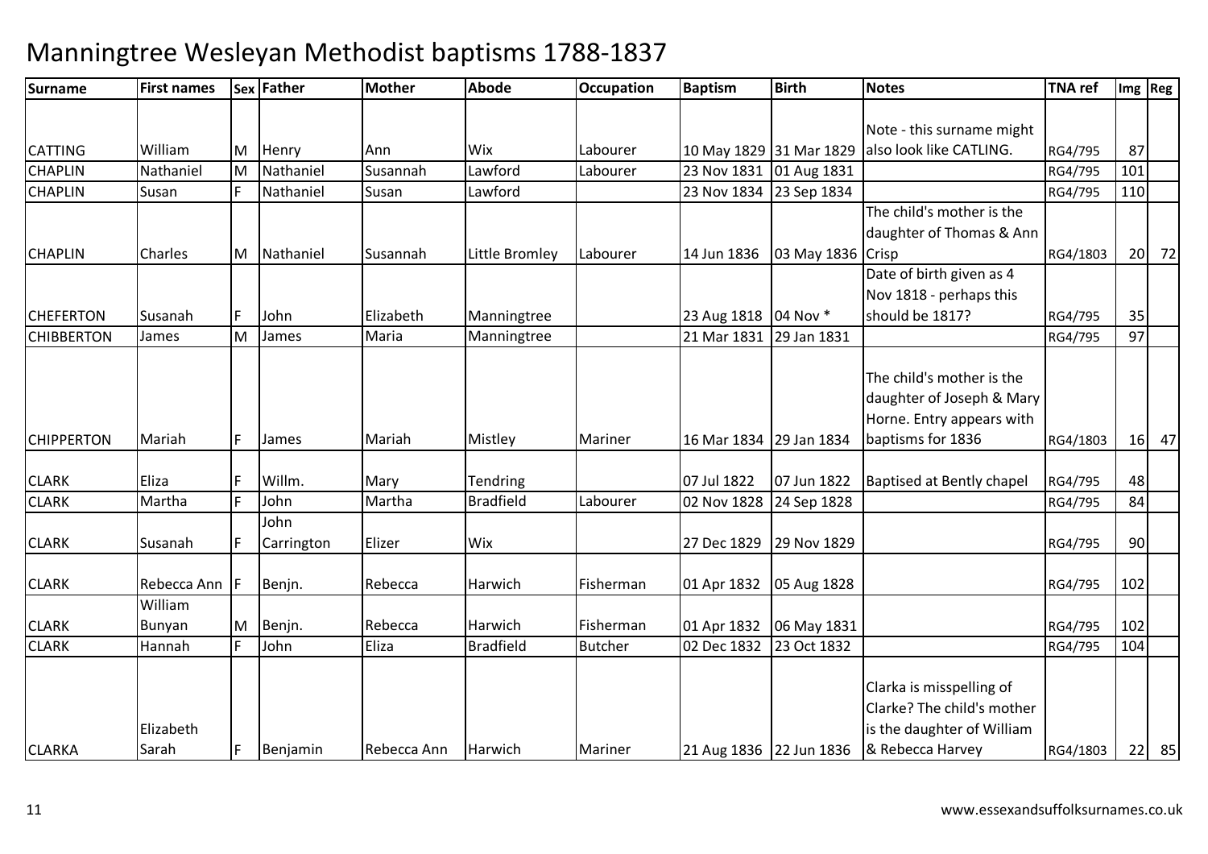# Manningtree Wesleyan Methodist baptisms 1788-1837

| Surname | First names | Sex | Father | Mother | Abode | Occupation | Baptism | Birth | Notes | TNA ref | Img | Reg |
|---|---|---|---|---|---|---|---|---|---|---|---|---|
| CATTING | William | M | Henry | Ann | Wix | Labourer | 10 May 1829 | 31 Mar 1829 | Note - this surname might also look like CATLING. | RG4/795 | 87 | |
| CHAPLIN | Nathaniel | M | Nathaniel | Susannah | Lawford | Labourer | 23 Nov 1831 | 01 Aug 1831 | | RG4/795 | 101 | |
| CHAPLIN | Susan | F | Nathaniel | Susan | Lawford | | 23 Nov 1834 | 23 Sep 1834 | | RG4/795 | 110 | |
| CHAPLIN | Charles | M | Nathaniel | Susannah | Little Bromley | Labourer | 14 Jun 1836 | 03 May 1836 | The child's mother is the daughter of Thomas & Ann Crisp | RG4/1803 | 20 | 72 |
| CHEFERTON | Susanah | F | John | Elizabeth | Manningtree | | 23 Aug 1818 | 04 Nov * | Date of birth given as 4 Nov 1818 - perhaps this should be 1817? | RG4/795 | 35 | |
| CHIBBERTON | James | M | James | Maria | Manningtree | | 21 Mar 1831 | 29 Jan 1831 | | RG4/795 | 97 | |
| CHIPPERTON | Mariah | F | James | Mariah | Mistley | Mariner | 16 Mar 1834 | 29 Jan 1834 | The child's mother is the daughter of Joseph & Mary Horne. Entry appears with baptisms for 1836 | RG4/1803 | 16 | 47 |
| CLARK | Eliza | F | Willm. | Mary | Tendring | | 07 Jul 1822 | 07 Jun 1822 | Baptised at Bently chapel | RG4/795 | 48 | |
| CLARK | Martha | F | John | Martha | Bradfield | Labourer | 02 Nov 1828 | 24 Sep 1828 | | RG4/795 | 84 | |
| CLARK | Susanah | F | John Carrington | Elizer | Wix | | 27 Dec 1829 | 29 Nov 1829 | | RG4/795 | 90 | |
| CLARK | Rebecca Ann | F | Benjn. | Rebecca | Harwich | Fisherman | 01 Apr 1832 | 05 Aug 1828 | | RG4/795 | 102 | |
| CLARK | William Bunyan | M | Benjn. | Rebecca | Harwich | Fisherman | 01 Apr 1832 | 06 May 1831 | | RG4/795 | 102 | |
| CLARK | Hannah | F | John | Eliza | Bradfield | Butcher | 02 Dec 1832 | 23 Oct 1832 | | RG4/795 | 104 | |
| CLARKA | Elizabeth Sarah | F | Benjamin | Rebecca Ann | Harwich | Mariner | 21 Aug 1836 | 22 Jun 1836 | Clarka is misspelling of Clarke? The child's mother is the daughter of William & Rebecca Harvey | RG4/1803 | 22 | 85 |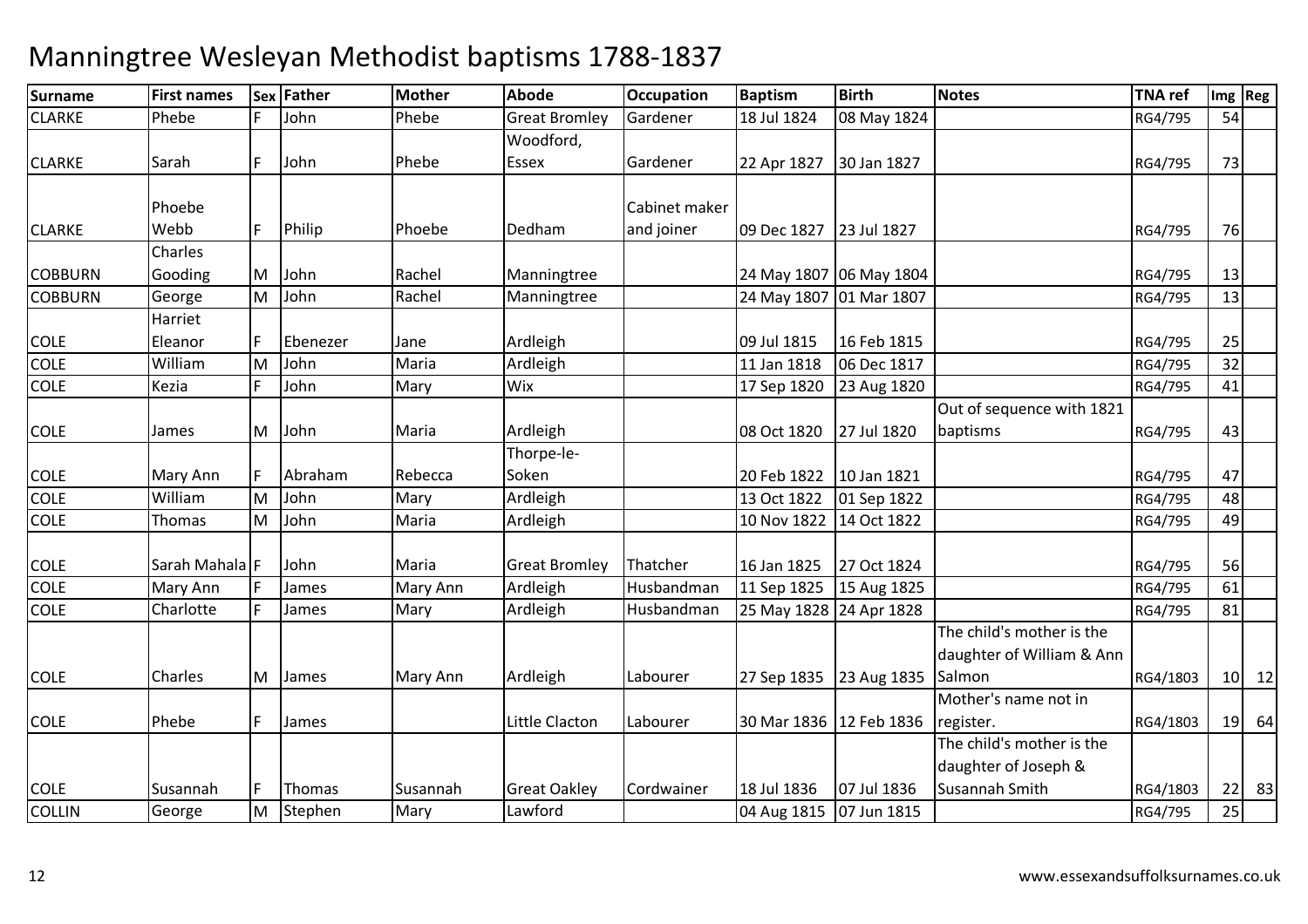# Manningtree Wesleyan Methodist baptisms 1788-1837

| Surname | First names | Sex | Father | Mother | Abode | Occupation | Baptism | Birth | Notes | TNA ref | Img | Reg |
|---|---|---|---|---|---|---|---|---|---|---|---|---|
| CLARKE | Phebe | F | John | Phebe | Great Bromley | Gardener | 18 Jul 1824 | 08 May 1824 | | RG4/795 | 54 | |
| CLARKE | Sarah | F | John | Phebe | Woodford, Essex | Gardener | 22 Apr 1827 | 30 Jan 1827 | | RG4/795 | 73 | |
| CLARKE | Phoebe Webb | F | Philip | Phoebe | Dedham | Cabinet maker and joiner | 09 Dec 1827 | 23 Jul 1827 | | RG4/795 | 76 | |
| COBBURN | Charles Gooding | M | John | Rachel | Manningtree | | 24 May 1807 | 06 May 1804 | | RG4/795 | 13 | |
| COBBURN | George | M | John | Rachel | Manningtree | | 24 May 1807 | 01 Mar 1807 | | RG4/795 | 13 | |
| COLE | Harriet Eleanor | F | Ebenezer | Jane | Ardleigh | | 09 Jul 1815 | 16 Feb 1815 | | RG4/795 | 25 | |
| COLE | William | M | John | Maria | Ardleigh | | 11 Jan 1818 | 06 Dec 1817 | | RG4/795 | 32 | |
| COLE | Kezia | F | John | Mary | Wix | | 17 Sep 1820 | 23 Aug 1820 | | RG4/795 | 41 | |
| COLE | James | M | John | Maria | Ardleigh | | 08 Oct 1820 | 27 Jul 1820 | Out of sequence with 1821 baptisms | RG4/795 | 43 | |
| COLE | Mary Ann | F | Abraham | Rebecca | Thorpe-le-Soken | | 20 Feb 1822 | 10 Jan 1821 | | RG4/795 | 47 | |
| COLE | William | M | John | Mary | Ardleigh | | 13 Oct 1822 | 01 Sep 1822 | | RG4/795 | 48 | |
| COLE | Thomas | M | John | Maria | Ardleigh | | 10 Nov 1822 | 14 Oct 1822 | | RG4/795 | 49 | |
| COLE | Sarah Mahala | F | John | Maria | Great Bromley | Thatcher | 16 Jan 1825 | 27 Oct 1824 | | RG4/795 | 56 | |
| COLE | Mary Ann | F | James | Mary Ann | Ardleigh | Husbandman | 11 Sep 1825 | 15 Aug 1825 | | RG4/795 | 61 | |
| COLE | Charlotte | F | James | Mary | Ardleigh | Husbandman | 25 May 1828 | 24 Apr 1828 | | RG4/795 | 81 | |
| COLE | Charles | M | James | Mary Ann | Ardleigh | Labourer | 27 Sep 1835 | 23 Aug 1835 | The child's mother is the daughter of William & Ann Salmon | RG4/1803 | 10 | 12 |
| COLE | Phebe | F | James | | Little Clacton | Labourer | 30 Mar 1836 | 12 Feb 1836 | Mother's name not in register. | RG4/1803 | 19 | 64 |
| COLE | Susannah | F | Thomas | Susannah | Great Oakley | Cordwainer | 18 Jul 1836 | 07 Jul 1836 | The child's mother is the daughter of Joseph & Susannah Smith | RG4/1803 | 22 | 83 |
| COLLIN | George | M | Stephen | Mary | Lawford | | 04 Aug 1815 | 07 Jun 1815 | | RG4/795 | 25 | |

www.essexandsuffolksurnames.co.uk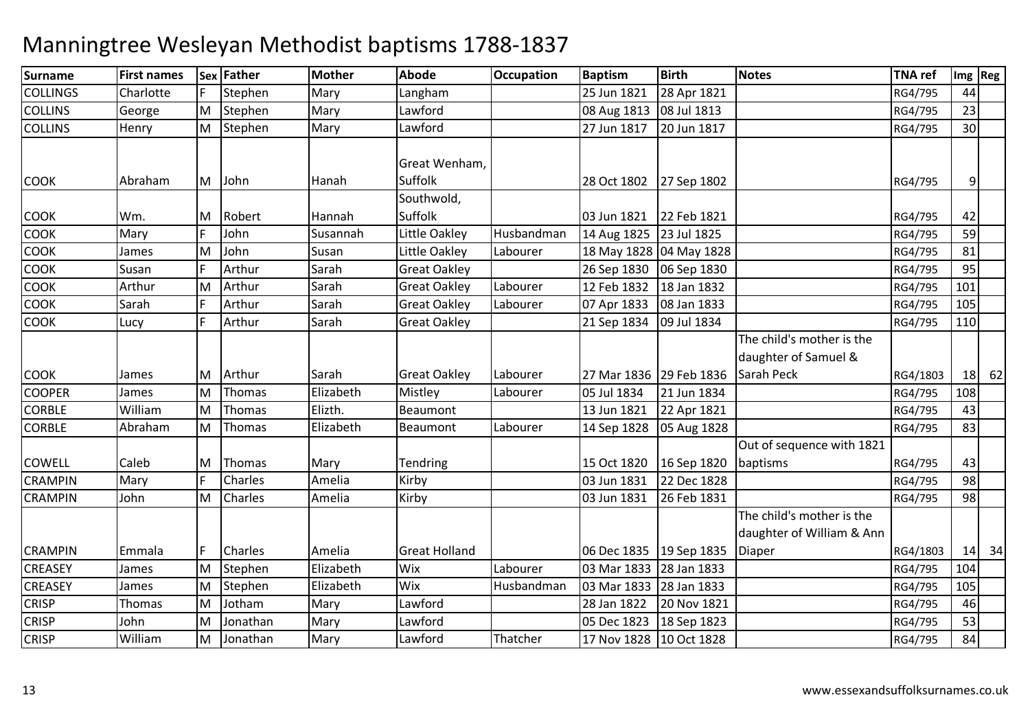# Manningtree Wesleyan Methodist baptisms 1788-1837

| Surname | First names | Sex | Father | Mother | Abode | Occupation | Baptism | Birth | Notes | TNA ref | Img | Reg |
|---|---|---|---|---|---|---|---|---|---|---|---|---|
| COLLINGS | Charlotte | F | Stephen | Mary | Langham | | 25 Jun 1821 | 28 Apr 1821 | | RG4/795 | 44 | |
| COLLINS | George | M | Stephen | Mary | Lawford | | 08 Aug 1813 | 08 Jul 1813 | | RG4/795 | 23 | |
| COLLINS | Henry | M | Stephen | Mary | Lawford | | 27 Jun 1817 | 20 Jun 1817 | | RG4/795 | 30 | |
| COOK | Abraham | M | John | Hanah | Great Wenham, Suffolk | | 28 Oct 1802 | 27 Sep 1802 | | RG4/795 | 9 | |
| COOK | Wm. | M | Robert | Hannah | Southwold, Suffolk | | 03 Jun 1821 | 22 Feb 1821 | | RG4/795 | 42 | |
| COOK | Mary | F | John | Susannah | Little Oakley | Husbandman | 14 Aug 1825 | 23 Jul 1825 | | RG4/795 | 59 | |
| COOK | James | M | John | Susan | Little Oakley | Labourer | 18 May 1828 | 04 May 1828 | | RG4/795 | 81 | |
| COOK | Susan | F | Arthur | Sarah | Great Oakley | | 26 Sep 1830 | 06 Sep 1830 | | RG4/795 | 95 | |
| COOK | Arthur | M | Arthur | Sarah | Great Oakley | Labourer | 12 Feb 1832 | 18 Jan 1832 | | RG4/795 | 101 | |
| COOK | Sarah | F | Arthur | Sarah | Great Oakley | Labourer | 07 Apr 1833 | 08 Jan 1833 | | RG4/795 | 105 | |
| COOK | Lucy | F | Arthur | Sarah | Great Oakley | | 21 Sep 1834 | 09 Jul 1834 | | RG4/795 | 110 | |
| COOK | James | M | Arthur | Sarah | Great Oakley | Labourer | 27 Mar 1836 | 29 Feb 1836 | The child's mother is the daughter of Samuel & Sarah Peck | RG4/1803 | 18 | 62 |
| COOPER | James | M | Thomas | Elizabeth | Mistley | Labourer | 05 Jul 1834 | 21 Jun 1834 | | RG4/795 | 108 | |
| CORBLE | William | M | Thomas | Elizth. | Beaumont | | 13 Jun 1821 | 22 Apr 1821 | | RG4/795 | 43 | |
| CORBLE | Abraham | M | Thomas | Elizabeth | Beaumont | Labourer | 14 Sep 1828 | 05 Aug 1828 | | RG4/795 | 83 | |
| COWELL | Caleb | M | Thomas | Mary | Tendring | | 15 Oct 1820 | 16 Sep 1820 | Out of sequence with 1821 baptisms | RG4/795 | 43 | |
| CRAMPIN | Mary | F | Charles | Amelia | Kirby | | 03 Jun 1831 | 22 Dec 1828 | | RG4/795 | 98 | |
| CRAMPIN | John | M | Charles | Amelia | Kirby | | 03 Jun 1831 | 26 Feb 1831 | | RG4/795 | 98 | |
| CRAMPIN | Emmala | F | Charles | Amelia | Great Holland | | 06 Dec 1835 | 19 Sep 1835 | The child's mother is the daughter of William & Ann Diaper | RG4/1803 | 14 | 34 |
| CREASEY | James | M | Stephen | Elizabeth | Wix | Labourer | 03 Mar 1833 | 28 Jan 1833 | | RG4/795 | 104 | |
| CREASEY | James | M | Stephen | Elizabeth | Wix | Husbandman | 03 Mar 1833 | 28 Jan 1833 | | RG4/795 | 105 | |
| CRISP | Thomas | M | Jotham | Mary | Lawford | | 28 Jan 1822 | 20 Nov 1821 | | RG4/795 | 46 | |
| CRISP | John | M | Jonathan | Mary | Lawford | | 05 Dec 1823 | 18 Sep 1823 | | RG4/795 | 53 | |
| CRISP | William | M | Jonathan | Mary | Lawford | Thatcher | 17 Nov 1828 | 10 Oct 1828 | | RG4/795 | 84 | |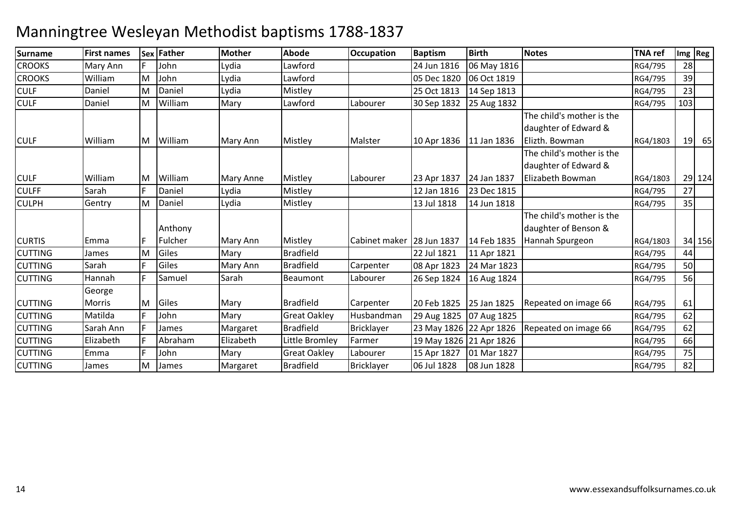# Manningtree Wesleyan Methodist baptisms 1788-1837

| Surname | First names | Sex | Father | Mother | Abode | Occupation | Baptism | Birth | Notes | TNA ref | Img | Reg |
|---|---|---|---|---|---|---|---|---|---|---|---|---|
| CROOKS | Mary Ann | F | John | Lydia | Lawford | | 24 Jun 1816 | 06 May 1816 | | RG4/795 | 28 | |
| CROOKS | William | M | John | Lydia | Lawford | | 05 Dec 1820 | 06 Oct 1819 | | RG4/795 | 39 | |
| CULF | Daniel | M | Daniel | Lydia | Mistley | | 25 Oct 1813 | 14 Sep 1813 | | RG4/795 | 23 | |
| CULF | Daniel | M | William | Mary | Lawford | Labourer | 30 Sep 1832 | 25 Aug 1832 | | RG4/795 | 103 | |
| CULF | William | M | William | Mary Ann | Mistley | Malster | 10 Apr 1836 | 11 Jan 1836 | The child's mother is the daughter of Edward & Elizth. Bowman | RG4/1803 | 19 | 65 |
| CULF | William | M | William | Mary Anne | Mistley | Labourer | 23 Apr 1837 | 24 Jan 1837 | The child's mother is the daughter of Edward & Elizabeth Bowman | RG4/1803 | 29 | 124 |
| CULFF | Sarah | F | Daniel | Lydia | Mistley | | 12 Jan 1816 | 23 Dec 1815 | | RG4/795 | 27 | |
| CULPH | Gentry | M | Daniel | Lydia | Mistley | | 13 Jul 1818 | 14 Jun 1818 | | RG4/795 | 35 | |
| CURTIS | Emma | F | Anthony Fulcher | Mary Ann | Mistley | Cabinet maker | 28 Jun 1837 | 14 Feb 1835 | The child's mother is the daughter of Benson & Hannah Spurgeon | RG4/1803 | 34 | 156 |
| CUTTING | James | M | Giles | Mary | Bradfield | | 22 Jul 1821 | 11 Apr 1821 | | RG4/795 | 44 | |
| CUTTING | Sarah | F | Giles | Mary Ann | Bradfield | Carpenter | 08 Apr 1823 | 24 Mar 1823 | | RG4/795 | 50 | |
| CUTTING | Hannah | F | Samuel | Sarah | Beaumont | Labourer | 26 Sep 1824 | 16 Aug 1824 | | RG4/795 | 56 | |
| CUTTING | George Morris | M | Giles | Mary | Bradfield | Carpenter | 20 Feb 1825 | 25 Jan 1825 | Repeated on image 66 | RG4/795 | 61 | |
| CUTTING | Matilda | F | John | Mary | Great Oakley | Husbandman | 29 Aug 1825 | 07 Aug 1825 | | RG4/795 | 62 | |
| CUTTING | Sarah Ann | F | James | Margaret | Bradfield | Bricklayer | 23 May 1826 | 22 Apr 1826 | Repeated on image 66 | RG4/795 | 62 | |
| CUTTING | Elizabeth | F | Abraham | Elizabeth | Little Bromley | Farmer | 19 May 1826 | 21 Apr 1826 | | RG4/795 | 66 | |
| CUTTING | Emma | F | John | Mary | Great Oakley | Labourer | 15 Apr 1827 | 01 Mar 1827 | | RG4/795 | 75 | |
| CUTTING | James | M | James | Margaret | Bradfield | Bricklayer | 06 Jul 1828 | 08 Jun 1828 | | RG4/795 | 82 | |

www.essexandsuffolksurnames.co.uk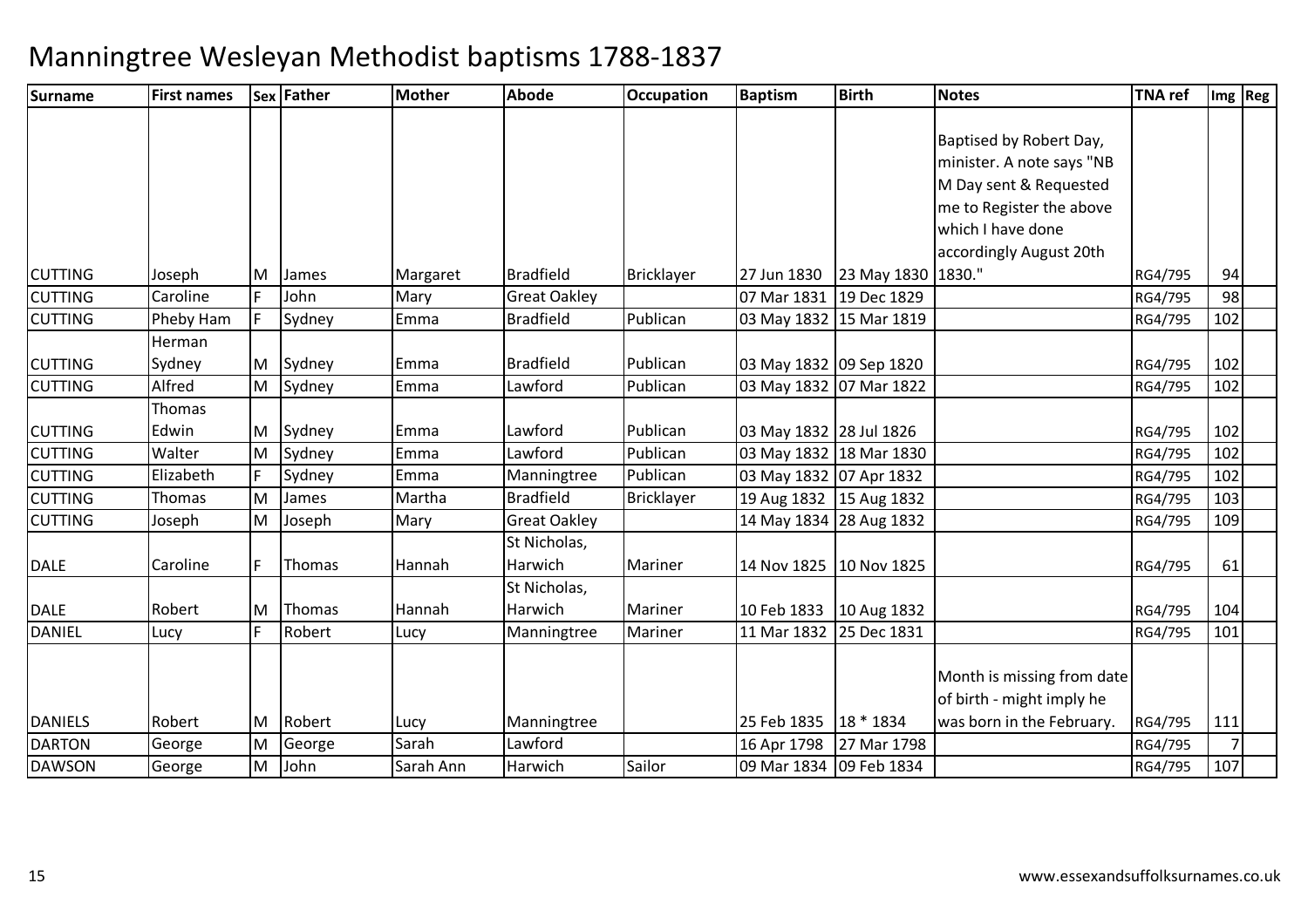# Manningtree Wesleyan Methodist baptisms 1788-1837

| Surname | First names | Sex | Father | Mother | Abode | Occupation | Baptism | Birth | Notes | TNA ref | Img | Reg |
|---|---|---|---|---|---|---|---|---|---|---|---|---|
| CUTTING | Joseph | M | James | Margaret | Bradfield | Bricklayer | 27 Jun 1830 | 23 May 1830 | Baptised by Robert Day, minister. A note says "NB M Day sent & Requested me to Register the above which I have done accordingly August 20th 1830." | RG4/795 | 94 | |
| CUTTING | Caroline | F | John | Mary | Great Oakley | | 07 Mar 1831 | 19 Dec 1829 | | RG4/795 | 98 | |
| CUTTING | Pheby Ham | F | Sydney | Emma | Bradfield | Publican | 03 May 1832 | 15 Mar 1819 | | RG4/795 | 102 | |
| CUTTING | Herman Sydney | M | Sydney | Emma | Bradfield | Publican | 03 May 1832 | 09 Sep 1820 | | RG4/795 | 102 | |
| CUTTING | Alfred | M | Sydney | Emma | Lawford | Publican | 03 May 1832 | 07 Mar 1822 | | RG4/795 | 102 | |
| CUTTING | Thomas Edwin | M | Sydney | Emma | Lawford | Publican | 03 May 1832 | 28 Jul 1826 | | RG4/795 | 102 | |
| CUTTING | Walter | M | Sydney | Emma | Lawford | Publican | 03 May 1832 | 18 Mar 1830 | | RG4/795 | 102 | |
| CUTTING | Elizabeth | F | Sydney | Emma | Manningtree | Publican | 03 May 1832 | 07 Apr 1832 | | RG4/795 | 102 | |
| CUTTING | Thomas | M | James | Martha | Bradfield | Bricklayer | 19 Aug 1832 | 15 Aug 1832 | | RG4/795 | 103 | |
| CUTTING | Joseph | M | Joseph | Mary | Great Oakley | | 14 May 1834 | 28 Aug 1832 | | RG4/795 | 109 | |
| DALE | Caroline | F | Thomas | Hannah | St Nicholas, Harwich | Mariner | 14 Nov 1825 | 10 Nov 1825 | | RG4/795 | 61 | |
| DALE | Robert | M | Thomas | Hannah | St Nicholas, Harwich | Mariner | 10 Feb 1833 | 10 Aug 1832 | | RG4/795 | 104 | |
| DANIEL | Lucy | F | Robert | Lucy | Manningtree | Mariner | 11 Mar 1832 | 25 Dec 1831 | | RG4/795 | 101 | |
| DANIELS | Robert | M | Robert | Lucy | Manningtree | | 25 Feb 1835 | 18 * 1834 | Month is missing from date of birth - might imply he was born in the February. | RG4/795 | 111 | |
| DARTON | George | M | George | Sarah | Lawford | | 16 Apr 1798 | 27 Mar 1798 | | RG4/795 | 7 | |
| DAWSON | George | M | John | Sarah Ann | Harwich | Sailor | 09 Mar 1834 | 09 Feb 1834 | | RG4/795 | 107 | |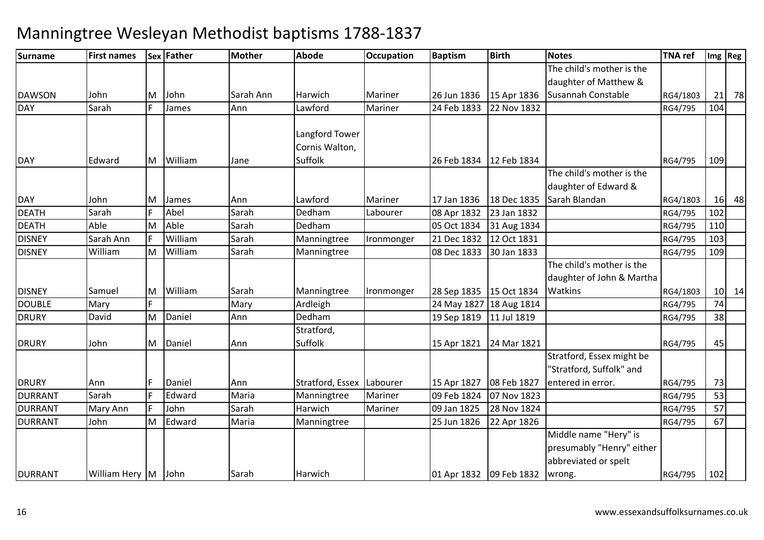# Manningtree Wesleyan Methodist baptisms 1788-1837

| Surname | First names | Sex | Father | Mother | Abode | Occupation | Baptism | Birth | Notes | TNA ref | Img | Reg |
|---|---|---|---|---|---|---|---|---|---|---|---|---|
| DAWSON | John | M | John | Sarah Ann | Harwich | Mariner | 26 Jun 1836 | 15 Apr 1836 | The child's mother is the daughter of Matthew & Susannah Constable | RG4/1803 | 21 | 78 |
| DAY | Sarah | F | James | Ann | Lawford | Mariner | 24 Feb 1833 | 22 Nov 1832 | | RG4/795 | 104 | |
| DAY | Edward | M | William | Jane | Langford Tower Cornis Walton, Suffolk | | 26 Feb 1834 | 12 Feb 1834 | | RG4/795 | 109 | |
| DAY | John | M | James | Ann | Lawford | Mariner | 17 Jan 1836 | 18 Dec 1835 | The child's mother is the daughter of Edward & Sarah Blandan | RG4/1803 | 16 | 48 |
| DEATH | Sarah | F | Abel | Sarah | Dedham | Labourer | 08 Apr 1832 | 23 Jan 1832 | | RG4/795 | 102 | |
| DEATH | Able | M | Able | Sarah | Dedham | | 05 Oct 1834 | 31 Aug 1834 | | RG4/795 | 110 | |
| DISNEY | Sarah Ann | F | William | Sarah | Manningtree | Ironmonger | 21 Dec 1832 | 12 Oct 1831 | | RG4/795 | 103 | |
| DISNEY | William | M | William | Sarah | Manningtree | | 08 Dec 1833 | 30 Jan 1833 | | RG4/795 | 109 | |
| DISNEY | Samuel | M | William | Sarah | Manningtree | Ironmonger | 28 Sep 1835 | 15 Oct 1834 | The child's mother is the daughter of John & Martha Watkins | RG4/1803 | 10 | 14 |
| DOUBLE | Mary | F | | Mary | Ardleigh | | 24 May 1827 | 18 Aug 1814 | | RG4/795 | 74 | |
| DRURY | David | M | Daniel | Ann | Dedham | | 19 Sep 1819 | 11 Jul 1819 | | RG4/795 | 38 | |
| DRURY | John | M | Daniel | Ann | Stratford, Suffolk | | 15 Apr 1821 | 24 Mar 1821 | | RG4/795 | 45 | |
| DRURY | Ann | F | Daniel | Ann | Stratford, Essex | Labourer | 15 Apr 1827 | 08 Feb 1827 | Stratford, Essex might be "Stratford, Suffolk" and entered in error. | RG4/795 | 73 | |
| DURRANT | Sarah | F | Edward | Maria | Manningtree | Mariner | 09 Feb 1824 | 07 Nov 1823 | | RG4/795 | 53 | |
| DURRANT | Mary Ann | F | John | Sarah | Harwich | Mariner | 09 Jan 1825 | 28 Nov 1824 | | RG4/795 | 57 | |
| DURRANT | John | M | Edward | Maria | Manningtree | | 25 Jun 1826 | 22 Apr 1826 | | RG4/795 | 67 | |
| DURRANT | William Hery | M | John | Sarah | Harwich | | 01 Apr 1832 | 09 Feb 1832 | Middle name "Hery" is presumably "Henry" either abbreviated or spelt wrong. | RG4/795 | 102 | |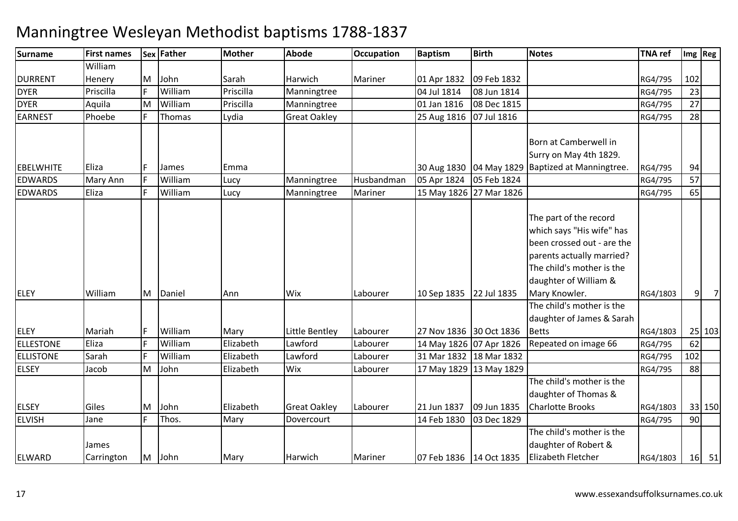# Manningtree Wesleyan Methodist baptisms 1788-1837

| Surname | First names | Sex | Father | Mother | Abode | Occupation | Baptism | Birth | Notes | TNA ref | Img | Reg |
|---|---|---|---|---|---|---|---|---|---|---|---|---|
| DURRENT | William Henery | M | John | Sarah | Harwich | Mariner | 01 Apr 1832 | 09 Feb 1832 | | RG4/795 | 102 | |
| DYER | Priscilla | F | William | Priscilla | Manningtree | | 04 Jul 1814 | 08 Jun 1814 | | RG4/795 | 23 | |
| DYER | Aquila | M | William | Priscilla | Manningtree | | 01 Jan 1816 | 08 Dec 1815 | | RG4/795 | 27 | |
| EARNEST | Phoebe | F | Thomas | Lydia | Great Oakley | | 25 Aug 1816 | 07 Jul 1816 | | RG4/795 | 28 | |
| EBELWHITE | Eliza | F | James | Emma | | | 30 Aug 1830 | 04 May 1829 | Born at Camberwell in Surry on May 4th 1829. Baptized at Manningtree. | RG4/795 | 94 | |
| EDWARDS | Mary Ann | F | William | Lucy | Manningtree | Husbandman | 05 Apr 1824 | 05 Feb 1824 | | RG4/795 | 57 | |
| EDWARDS | Eliza | F | William | Lucy | Manningtree | Mariner | 15 May 1826 | 27 Mar 1826 | | RG4/795 | 65 | |
| ELEY | William | M | Daniel | Ann | Wix | Labourer | 10 Sep 1835 | 22 Jul 1835 | The part of the record which says "His wife" has been crossed out - are the parents actually married? The child's mother is the daughter of William & Mary Knowler. | RG4/1803 | 9 | 7 |
| ELEY | Mariah | F | William | Mary | Little Bentley | Labourer | 27 Nov 1836 | 30 Oct 1836 | The child's mother is the daughter of James & Sarah Betts | RG4/1803 | 25 | 103 |
| ELLESTONE | Eliza | F | William | Elizabeth | Lawford | Labourer | 14 May 1826 | 07 Apr 1826 | Repeated on image 66 | RG4/795 | 62 | |
| ELLISTONE | Sarah | F | William | Elizabeth | Lawford | Labourer | 31 Mar 1832 | 18 Mar 1832 | | RG4/795 | 102 | |
| ELSEY | Jacob | M | John | Elizabeth | Wix | Labourer | 17 May 1829 | 13 May 1829 | | RG4/795 | 88 | |
| ELSEY | Giles | M | John | Elizabeth | Great Oakley | Labourer | 21 Jun 1837 | 09 Jun 1835 | The child's mother is the daughter of Thomas & Charlotte Brooks | RG4/1803 | 33 | 150 |
| ELVISH | Jane | F | Thos. | Mary | Dovercourt | | 14 Feb 1830 | 03 Dec 1829 | | RG4/795 | 90 | |
| ELWARD | James Carrington | M | John | Mary | Harwich | Mariner | 07 Feb 1836 | 14 Oct 1835 | The child's mother is the daughter of Robert & Elizabeth Fletcher | RG4/1803 | 16 | 51 |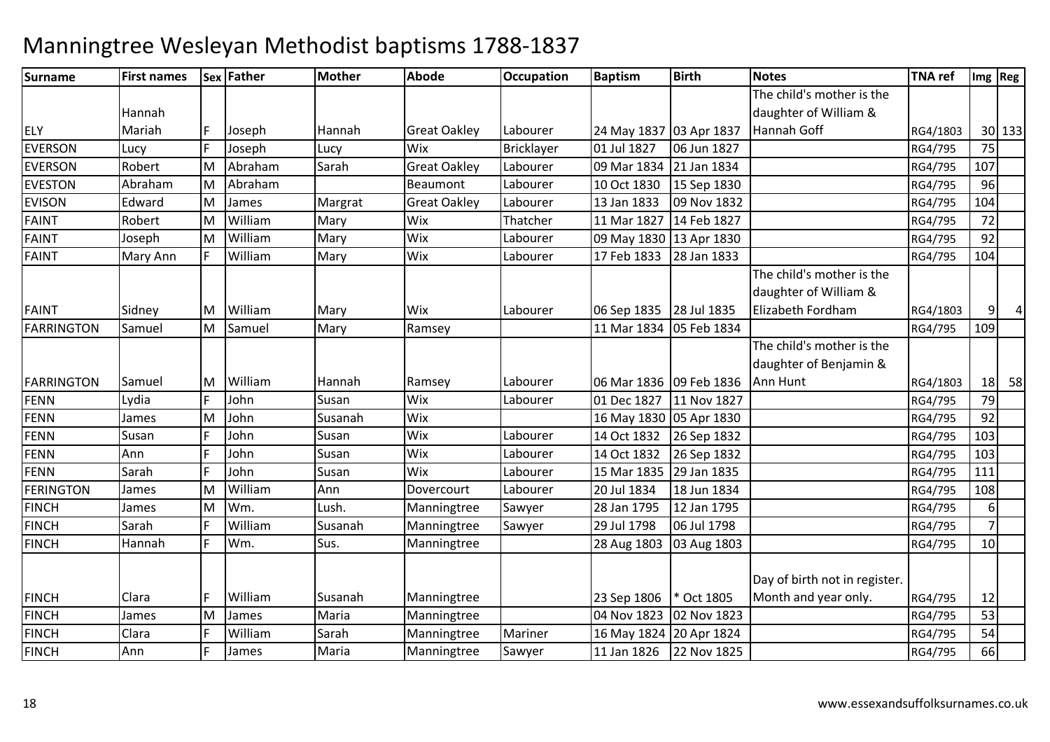# Manningtree Wesleyan Methodist baptisms 1788-1837

| Surname | First names | Sex | Father | Mother | Abode | Occupation | Baptism | Birth | Notes | TNA ref | Img | Reg |
|---|---|---|---|---|---|---|---|---|---|---|---|---|
| ELY | Hannah Mariah | F | Joseph | Hannah | Great Oakley | Labourer | 24 May 1837 | 03 Apr 1837 | The child's mother is the daughter of William & Hannah Goff | RG4/1803 | 30 | 133 |
| EVERSON | Lucy | F | Joseph | Lucy | Wix | Bricklayer | 01 Jul 1827 | 06 Jun 1827 | | RG4/795 | 75 | |
| EVERSON | Robert | M | Abraham | Sarah | Great Oakley | Labourer | 09 Mar 1834 | 21 Jan 1834 | | RG4/795 | 107 | |
| EVESTON | Abraham | M | Abraham | | Beaumont | Labourer | 10 Oct 1830 | 15 Sep 1830 | | RG4/795 | 96 | |
| EVISON | Edward | M | James | Margrat | Great Oakley | Labourer | 13 Jan 1833 | 09 Nov 1832 | | RG4/795 | 104 | |
| FAINT | Robert | M | William | Mary | Wix | Thatcher | 11 Mar 1827 | 14 Feb 1827 | | RG4/795 | 72 | |
| FAINT | Joseph | M | William | Mary | Wix | Labourer | 09 May 1830 | 13 Apr 1830 | | RG4/795 | 92 | |
| FAINT | Mary Ann | F | William | Mary | Wix | Labourer | 17 Feb 1833 | 28 Jan 1833 | | RG4/795 | 104 | |
| FAINT | Sidney | M | William | Mary | Wix | Labourer | 06 Sep 1835 | 28 Jul 1835 | The child's mother is the daughter of William & Elizabeth Fordham | RG4/1803 | 9 | 4 |
| FARRINGTON | Samuel | M | Samuel | Mary | Ramsey | | 11 Mar 1834 | 05 Feb 1834 | | RG4/795 | 109 | |
| FARRINGTON | Samuel | M | William | Hannah | Ramsey | Labourer | 06 Mar 1836 | 09 Feb 1836 | The child's mother is the daughter of Benjamin & Ann Hunt | RG4/1803 | 18 | 58 |
| FENN | Lydia | F | John | Susan | Wix | Labourer | 01 Dec 1827 | 11 Nov 1827 | | RG4/795 | 79 | |
| FENN | James | M | John | Susanah | Wix | | 16 May 1830 | 05 Apr 1830 | | RG4/795 | 92 | |
| FENN | Susan | F | John | Susan | Wix | Labourer | 14 Oct 1832 | 26 Sep 1832 | | RG4/795 | 103 | |
| FENN | Ann | F | John | Susan | Wix | Labourer | 14 Oct 1832 | 26 Sep 1832 | | RG4/795 | 103 | |
| FENN | Sarah | F | John | Susan | Wix | Labourer | 15 Mar 1835 | 29 Jan 1835 | | RG4/795 | 111 | |
| FERINGTON | James | M | William | Ann | Dovercourt | Labourer | 20 Jul 1834 | 18 Jun 1834 | | RG4/795 | 108 | |
| FINCH | James | M | Wm. | Lush. | Manningtree | Sawyer | 28 Jan 1795 | 12 Jan 1795 | | RG4/795 | 6 | |
| FINCH | Sarah | F | William | Susanah | Manningtree | Sawyer | 29 Jul 1798 | 06 Jul 1798 | | RG4/795 | 7 | |
| FINCH | Hannah | F | Wm. | Sus. | Manningtree | | 28 Aug 1803 | 03 Aug 1803 | | RG4/795 | 10 | |
| FINCH | Clara | F | William | Susanah | Manningtree | | 23 Sep 1806 | * Oct 1805 | Day of birth not in register. Month and year only. | RG4/795 | 12 | |
| FINCH | James | M | James | Maria | Manningtree | | 04 Nov 1823 | 02 Nov 1823 | | RG4/795 | 53 | |
| FINCH | Clara | F | William | Sarah | Manningtree | Mariner | 16 May 1824 | 20 Apr 1824 | | RG4/795 | 54 | |
| FINCH | Ann | F | James | Maria | Manningtree | Sawyer | 11 Jan 1826 | 22 Nov 1825 | | RG4/795 | 66 | |

www.essexandsuffolksurnames.co.uk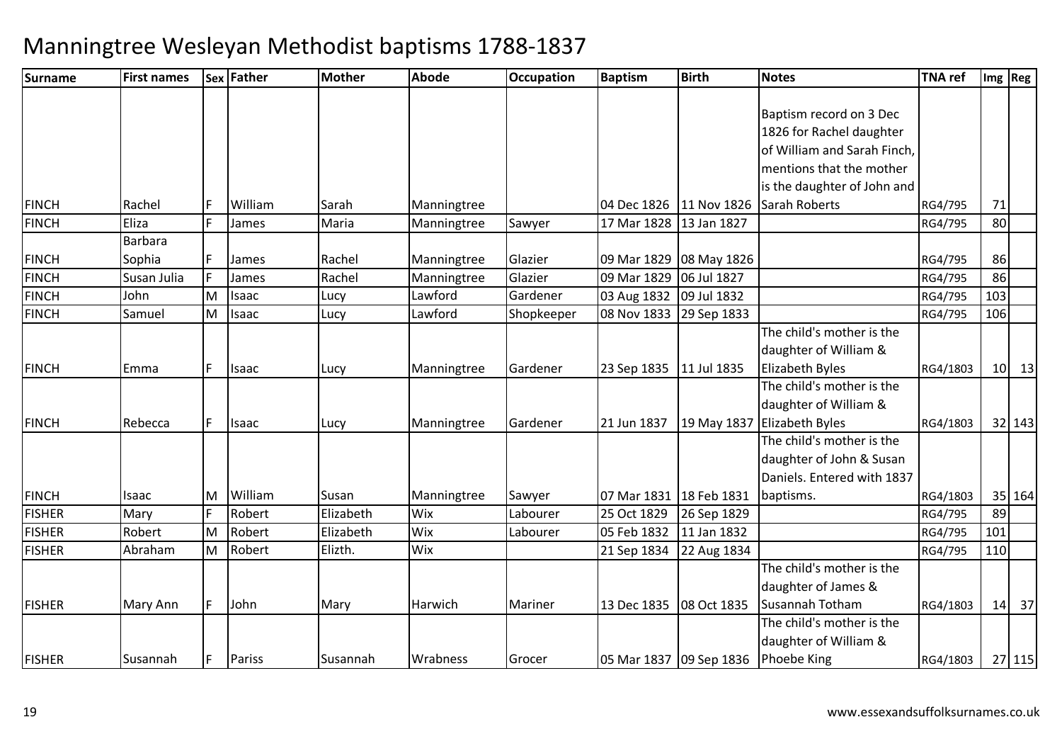# Manningtree Wesleyan Methodist baptisms 1788-1837

| Surname | First names | Sex | Father | Mother | Abode | Occupation | Baptism | Birth | Notes | TNA ref | Img | Reg |
|---|---|---|---|---|---|---|---|---|---|---|---|---|
| FINCH | Rachel | F | William | Sarah | Manningtree | | 04 Dec 1826 | 11 Nov 1826 | Baptism record on 3 Dec 1826 for Rachel daughter of William and Sarah Finch, mentions that the mother is the daughter of John and Sarah Roberts | RG4/795 | 71 | |
| FINCH | Eliza | F | James | Maria | Manningtree | Sawyer | 17 Mar 1828 | 13 Jan 1827 | | RG4/795 | 80 | |
| FINCH | Barbara Sophia | F | James | Rachel | Manningtree | Glazier | 09 Mar 1829 | 08 May 1826 | | RG4/795 | 86 | |
| FINCH | Susan Julia | F | James | Rachel | Manningtree | Glazier | 09 Mar 1829 | 06 Jul 1827 | | RG4/795 | 86 | |
| FINCH | John | M | Isaac | Lucy | Lawford | Gardener | 03 Aug 1832 | 09 Jul 1832 | | RG4/795 | 103 | |
| FINCH | Samuel | M | Isaac | Lucy | Lawford | Shopkeeper | 08 Nov 1833 | 29 Sep 1833 | | RG4/795 | 106 | |
| FINCH | Emma | F | Isaac | Lucy | Manningtree | Gardener | 23 Sep 1835 | 11 Jul 1835 | The child's mother is the daughter of William & Elizabeth Byles | RG4/1803 | 10 | 13 |
| FINCH | Rebecca | F | Isaac | Lucy | Manningtree | Gardener | 21 Jun 1837 | 19 May 1837 | The child's mother is the daughter of William & Elizabeth Byles | RG4/1803 | 32 | 143 |
| FINCH | Isaac | M | William | Susan | Manningtree | Sawyer | 07 Mar 1831 | 18 Feb 1831 | The child's mother is the daughter of John & Susan Daniels. Entered with 1837 baptisms. | RG4/1803 | 35 | 164 |
| FISHER | Mary | F | Robert | Elizabeth | Wix | Labourer | 25 Oct 1829 | 26 Sep 1829 | | RG4/795 | 89 | |
| FISHER | Robert | M | Robert | Elizabeth | Wix | Labourer | 05 Feb 1832 | 11 Jan 1832 | | RG4/795 | 101 | |
| FISHER | Abraham | M | Robert | Elizth. | Wix | | 21 Sep 1834 | 22 Aug 1834 | | RG4/795 | 110 | |
| FISHER | Mary Ann | F | John | Mary | Harwich | Mariner | 13 Dec 1835 | 08 Oct 1835 | The child's mother is the daughter of James & Susannah Totham | RG4/1803 | 14 | 37 |
| FISHER | Susannah | F | Pariss | Susannah | Wrabness | Grocer | 05 Mar 1837 | 09 Sep 1836 | The child's mother is the daughter of William & Phoebe King | RG4/1803 | 27 | 115 |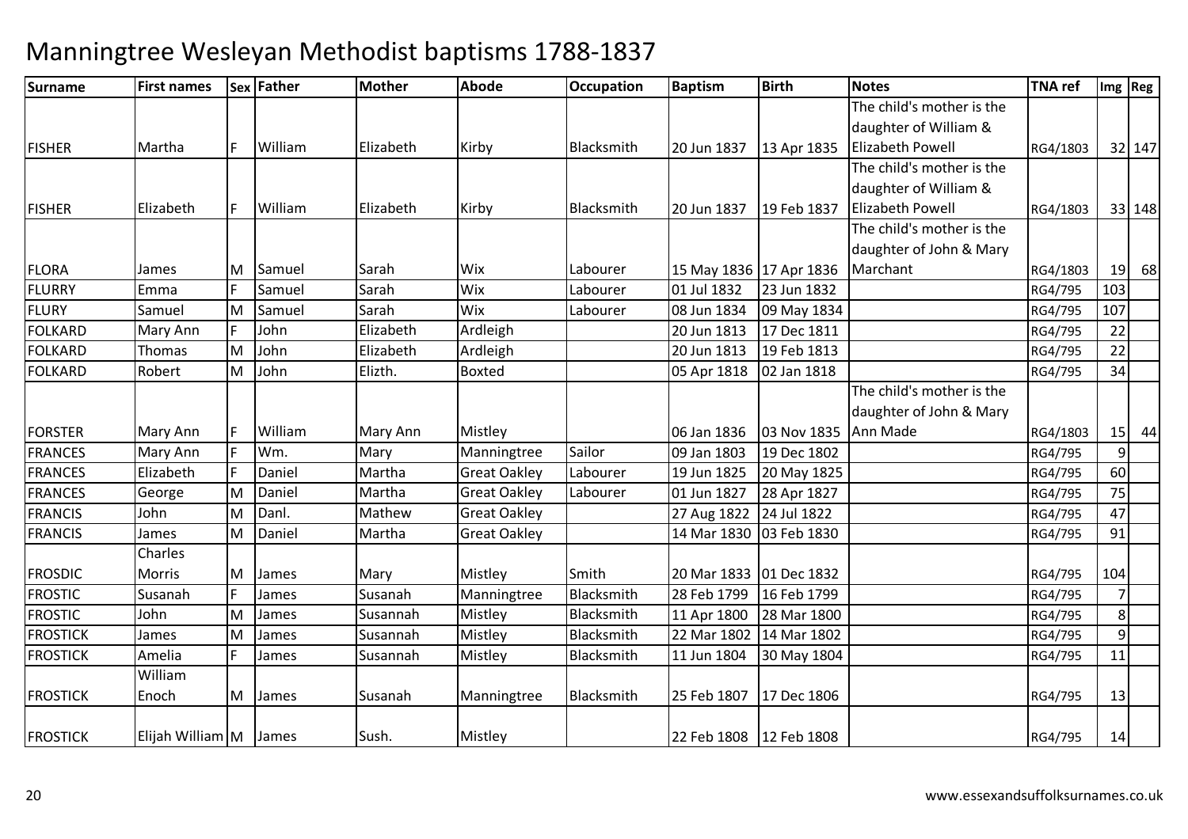# Manningtree Wesleyan Methodist baptisms 1788-1837

| Surname | First names | Sex | Father | Mother | Abode | Occupation | Baptism | Birth | Notes | TNA ref | Img | Reg |
|---|---|---|---|---|---|---|---|---|---|---|---|---|
| FISHER | Martha | F | William | Elizabeth | Kirby | Blacksmith | 20 Jun 1837 | 13 Apr 1835 | The child's mother is the daughter of William & Elizabeth Powell | RG4/1803 | 32 | 147 |
| FISHER | Elizabeth | F | William | Elizabeth | Kirby | Blacksmith | 20 Jun 1837 | 19 Feb 1837 | The child's mother is the daughter of William & Elizabeth Powell | RG4/1803 | 33 | 148 |
| FLORA | James | M | Samuel | Sarah | Wix | Labourer | 15 May 1836 | 17 Apr 1836 | The child's mother is the daughter of John & Mary Marchant | RG4/1803 | 19 | 68 |
| FLURRY | Emma | F | Samuel | Sarah | Wix | Labourer | 01 Jul 1832 | 23 Jun 1832 | | RG4/795 | 103 | |
| FLURY | Samuel | M | Samuel | Sarah | Wix | Labourer | 08 Jun 1834 | 09 May 1834 | | RG4/795 | 107 | |
| FOLKARD | Mary Ann | F | John | Elizabeth | Ardleigh | | 20 Jun 1813 | 17 Dec 1811 | | RG4/795 | 22 | |
| FOLKARD | Thomas | M | John | Elizabeth | Ardleigh | | 20 Jun 1813 | 19 Feb 1813 | | RG4/795 | 22 | |
| FOLKARD | Robert | M | John | Elizth. | Boxted | | 05 Apr 1818 | 02 Jan 1818 | | RG4/795 | 34 | |
| FORSTER | Mary Ann | F | William | Mary Ann | Mistley | | 06 Jan 1836 | 03 Nov 1835 | The child's mother is the daughter of John & Mary Ann Made | RG4/1803 | 15 | 44 |
| FRANCES | Mary Ann | F | Wm. | Mary | Manningtree | Sailor | 09 Jan 1803 | 19 Dec 1802 | | RG4/795 | 9 | |
| FRANCES | Elizabeth | F | Daniel | Martha | Great Oakley | Labourer | 19 Jun 1825 | 20 May 1825 | | RG4/795 | 60 | |
| FRANCES | George | M | Daniel | Martha | Great Oakley | Labourer | 01 Jun 1827 | 28 Apr 1827 | | RG4/795 | 75 | |
| FRANCIS | John | M | Danl. | Mathew | Great Oakley | | 27 Aug 1822 | 24 Jul 1822 | | RG4/795 | 47 | |
| FRANCIS | James | M | Daniel | Martha | Great Oakley | | 14 Mar 1830 | 03 Feb 1830 | | RG4/795 | 91 | |
| FROSDIC | Charles Morris | M | James | Mary | Mistley | Smith | 20 Mar 1833 | 01 Dec 1832 | | RG4/795 | 104 | |
| FROSTIC | Susanah | F | James | Susanah | Manningtree | Blacksmith | 28 Feb 1799 | 16 Feb 1799 | | RG4/795 | 7 | |
| FROSTIC | John | M | James | Susannah | Mistley | Blacksmith | 11 Apr 1800 | 28 Mar 1800 | | RG4/795 | 8 | |
| FROSTICK | James | M | James | Susannah | Mistley | Blacksmith | 22 Mar 1802 | 14 Mar 1802 | | RG4/795 | 9 | |
| FROSTICK | Amelia | F | James | Susannah | Mistley | Blacksmith | 11 Jun 1804 | 30 May 1804 | | RG4/795 | 11 | |
| FROSTICK | William Enoch | M | James | Susanah | Manningtree | Blacksmith | 25 Feb 1807 | 17 Dec 1806 | | RG4/795 | 13 | |
| FROSTICK | Elijah William | M | James | Sush. | Mistley | | 22 Feb 1808 | 12 Feb 1808 | | RG4/795 | 14 | |

www.essexandsuffolksurnames.co.uk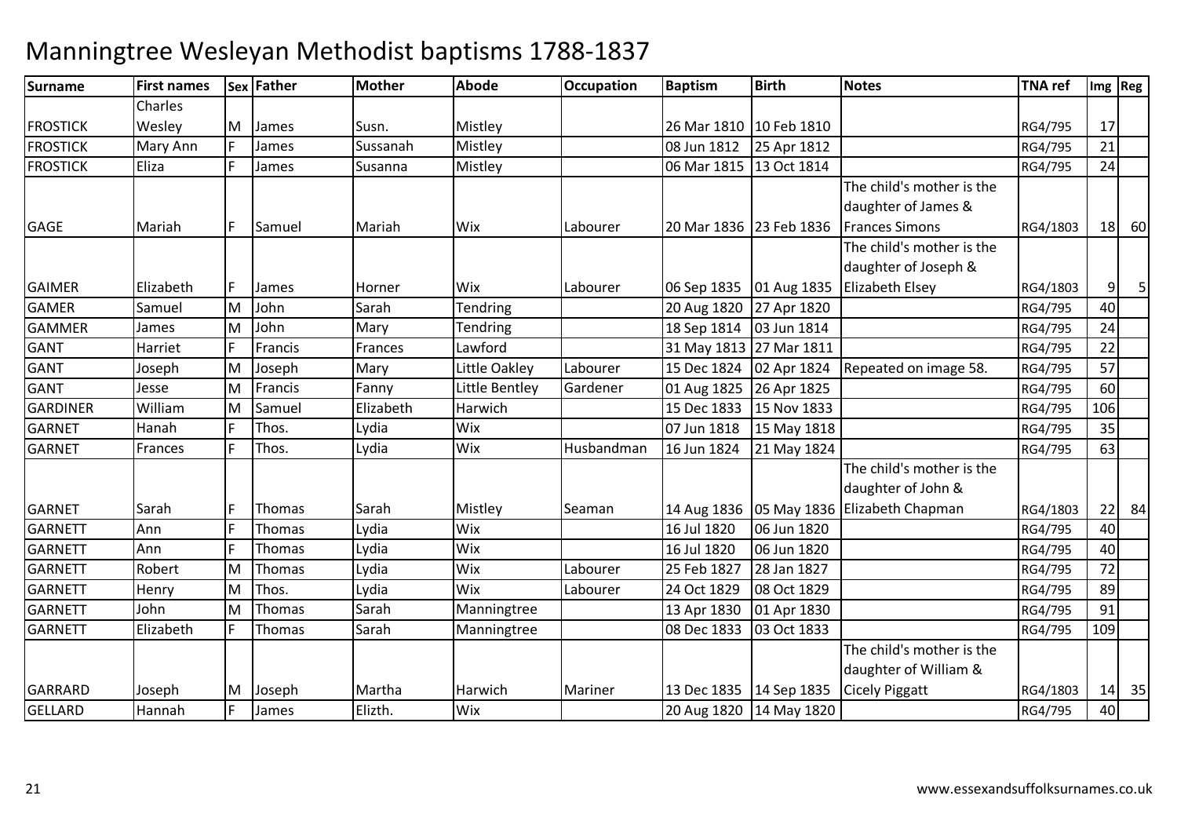# Manningtree Wesleyan Methodist baptisms 1788-1837

| Surname | First names | Sex | Father | Mother | Abode | Occupation | Baptism | Birth | Notes | TNA ref | Img | Reg |
|---|---|---|---|---|---|---|---|---|---|---|---|---|
| FROSTICK | Charles Wesley | M | James | Susn. | Mistley | | 26 Mar 1810 | 10 Feb 1810 | | RG4/795 | 17 | |
| FROSTICK | Mary Ann | F | James | Sussanah | Mistley | | 08 Jun 1812 | 25 Apr 1812 | | RG4/795 | 21 | |
| FROSTICK | Eliza | F | James | Susanna | Mistley | | 06 Mar 1815 | 13 Oct 1814 | | RG4/795 | 24 | |
| GAGE | Mariah | F | Samuel | Mariah | Wix | Labourer | 20 Mar 1836 | 23 Feb 1836 | The child's mother is the daughter of James & Frances Simons | RG4/1803 | 18 | 60 |
| GAIMER | Elizabeth | F | James | Horner | Wix | Labourer | 06 Sep 1835 | 01 Aug 1835 | The child's mother is the daughter of Joseph & Elizabeth Elsey | RG4/1803 | 9 | 5 |
| GAMER | Samuel | M | John | Sarah | Tendring | | 20 Aug 1820 | 27 Apr 1820 | | RG4/795 | 40 | |
| GAMMER | James | M | John | Mary | Tendring | | 18 Sep 1814 | 03 Jun 1814 | | RG4/795 | 24 | |
| GANT | Harriet | F | Francis | Frances | Lawford | | 31 May 1813 | 27 Mar 1811 | | RG4/795 | 22 | |
| GANT | Joseph | M | Joseph | Mary | Little Oakley | Labourer | 15 Dec 1824 | 02 Apr 1824 | Repeated on image 58. | RG4/795 | 57 | |
| GANT | Jesse | M | Francis | Fanny | Little Bentley | Gardener | 01 Aug 1825 | 26 Apr 1825 | | RG4/795 | 60 | |
| GARDINER | William | M | Samuel | Elizabeth | Harwich | | 15 Dec 1833 | 15 Nov 1833 | | RG4/795 | 106 | |
| GARNET | Hanah | F | Thos. | Lydia | Wix | | 07 Jun 1818 | 15 May 1818 | | RG4/795 | 35 | |
| GARNET | Frances | F | Thos. | Lydia | Wix | Husbandman | 16 Jun 1824 | 21 May 1824 | | RG4/795 | 63 | |
| GARNET | Sarah | F | Thomas | Sarah | Mistley | Seaman | 14 Aug 1836 | 05 May 1836 | The child's mother is the daughter of John & Elizabeth Chapman | RG4/1803 | 22 | 84 |
| GARNETT | Ann | F | Thomas | Lydia | Wix | | 16 Jul 1820 | 06 Jun 1820 | | RG4/795 | 40 | |
| GARNETT | Ann | F | Thomas | Lydia | Wix | | 16 Jul 1820 | 06 Jun 1820 | | RG4/795 | 40 | |
| GARNETT | Robert | M | Thomas | Lydia | Wix | Labourer | 25 Feb 1827 | 28 Jan 1827 | | RG4/795 | 72 | |
| GARNETT | Henry | M | Thos. | Lydia | Wix | Labourer | 24 Oct 1829 | 08 Oct 1829 | | RG4/795 | 89 | |
| GARNETT | John | M | Thomas | Sarah | Manningtree | | 13 Apr 1830 | 01 Apr 1830 | | RG4/795 | 91 | |
| GARNETT | Elizabeth | F | Thomas | Sarah | Manningtree | | 08 Dec 1833 | 03 Oct 1833 | | RG4/795 | 109 | |
| GARRARD | Joseph | M | Joseph | Martha | Harwich | Mariner | 13 Dec 1835 | 14 Sep 1835 | The child's mother is the daughter of William & Cicely Piggatt | RG4/1803 | 14 | 35 |
| GELLARD | Hannah | F | James | Elizth. | Wix | | 20 Aug 1820 | 14 May 1820 | | RG4/795 | 40 | |

www.essexandsuffolksurnames.co.uk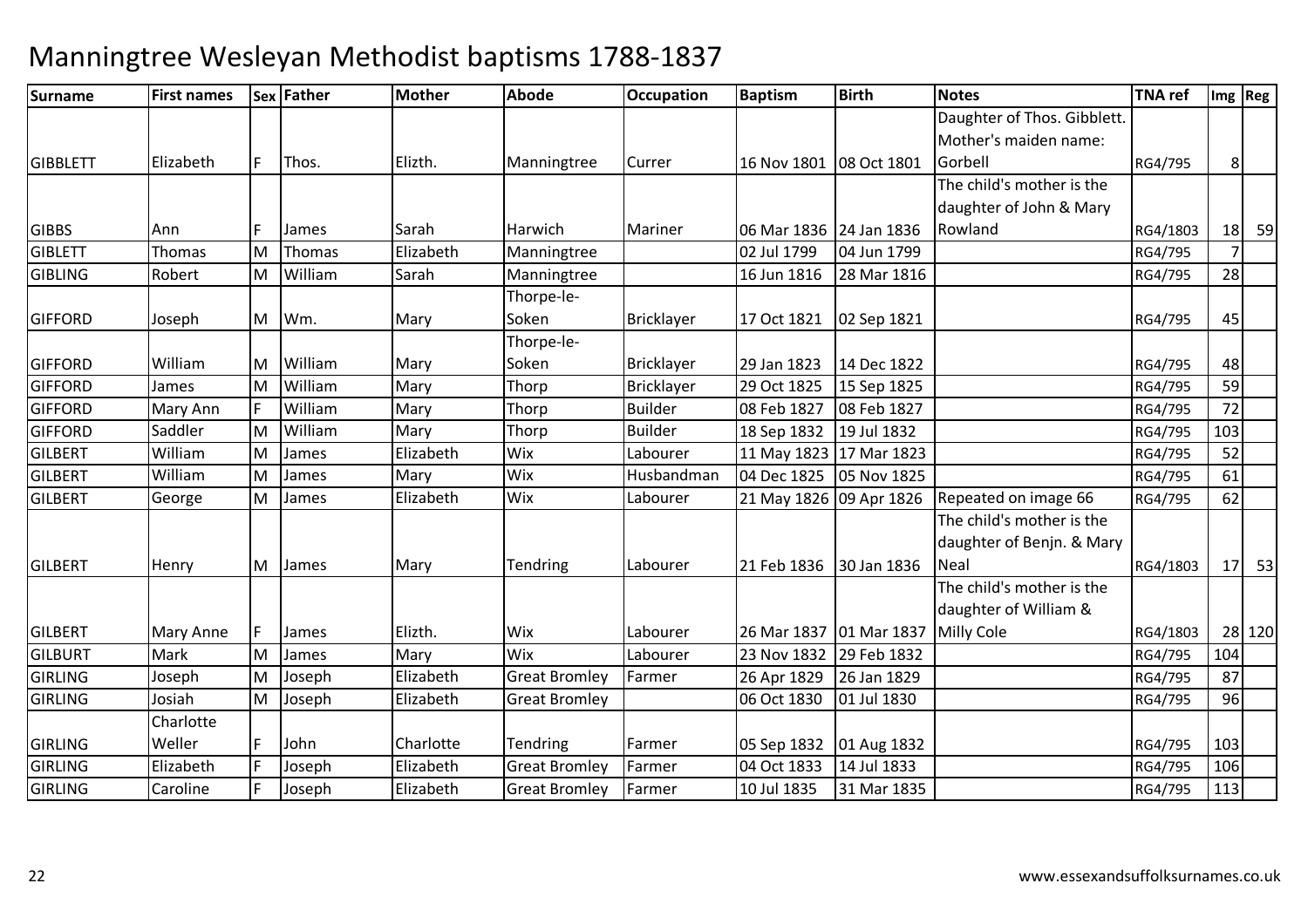# Manningtree Wesleyan Methodist baptisms 1788-1837

| Surname | First names | Sex | Father | Mother | Abode | Occupation | Baptism | Birth | Notes | TNA ref | Img | Reg |
|---|---|---|---|---|---|---|---|---|---|---|---|---|
| GIBBLETT | Elizabeth | F | Thos. | Elizth. | Manningtree | Currer | 16 Nov 1801 | 08 Oct 1801 | Daughter of Thos. Gibblett. Mother's maiden name: Gorbell | RG4/795 | 8 | |
| GIBBS | Ann | F | James | Sarah | Harwich | Mariner | 06 Mar 1836 | 24 Jan 1836 | The child's mother is the daughter of John & Mary Rowland | RG4/1803 | 18 | 59 |
| GIBLETT | Thomas | M | Thomas | Elizabeth | Manningtree | | 02 Jul 1799 | 04 Jun 1799 | | RG4/795 | 7 | |
| GIBLING | Robert | M | William | Sarah | Manningtree | | 16 Jun 1816 | 28 Mar 1816 | | RG4/795 | 28 | |
| GIFFORD | Joseph | M | Wm. | Mary | Thorpe-le-Soken | Bricklayer | 17 Oct 1821 | 02 Sep 1821 | | RG4/795 | 45 | |
| GIFFORD | William | M | William | Mary | Thorpe-le-Soken | Bricklayer | 29 Jan 1823 | 14 Dec 1822 | | RG4/795 | 48 | |
| GIFFORD | James | M | William | Mary | Thorp | Bricklayer | 29 Oct 1825 | 15 Sep 1825 | | RG4/795 | 59 | |
| GIFFORD | Mary Ann | F | William | Mary | Thorp | Builder | 08 Feb 1827 | 08 Feb 1827 | | RG4/795 | 72 | |
| GIFFORD | Saddler | M | William | Mary | Thorp | Builder | 18 Sep 1832 | 19 Jul 1832 | | RG4/795 | 103 | |
| GILBERT | William | M | James | Elizabeth | Wix | Labourer | 11 May 1823 | 17 Mar 1823 | | RG4/795 | 52 | |
| GILBERT | William | M | James | Mary | Wix | Husbandman | 04 Dec 1825 | 05 Nov 1825 | | RG4/795 | 61 | |
| GILBERT | George | M | James | Elizabeth | Wix | Labourer | 21 May 1826 | 09 Apr 1826 | Repeated on image 66 | RG4/795 | 62 | |
| GILBERT | Henry | M | James | Mary | Tendring | Labourer | 21 Feb 1836 | 30 Jan 1836 | The child's mother is the daughter of Benjn. & Mary Neal | RG4/1803 | 17 | 53 |
| GILBERT | Mary Anne | F | James | Elizth. | Wix | Labourer | 26 Mar 1837 | 01 Mar 1837 | The child's mother is the daughter of William & Milly Cole | RG4/1803 | 28 | 120 |
| GILBURT | Mark | M | James | Mary | Wix | Labourer | 23 Nov 1832 | 29 Feb 1832 | | RG4/795 | 104 | |
| GIRLING | Joseph | M | Joseph | Elizabeth | Great Bromley | Farmer | 26 Apr 1829 | 26 Jan 1829 | | RG4/795 | 87 | |
| GIRLING | Josiah | M | Joseph | Elizabeth | Great Bromley | | 06 Oct 1830 | 01 Jul 1830 | | RG4/795 | 96 | |
| GIRLING | Charlotte Weller | F | John | Charlotte | Tendring | Farmer | 05 Sep 1832 | 01 Aug 1832 | | RG4/795 | 103 | |
| GIRLING | Elizabeth | F | Joseph | Elizabeth | Great Bromley | Farmer | 04 Oct 1833 | 14 Jul 1833 | | RG4/795 | 106 | |
| GIRLING | Caroline | F | Joseph | Elizabeth | Great Bromley | Farmer | 10 Jul 1835 | 31 Mar 1835 | | RG4/795 | 113 | |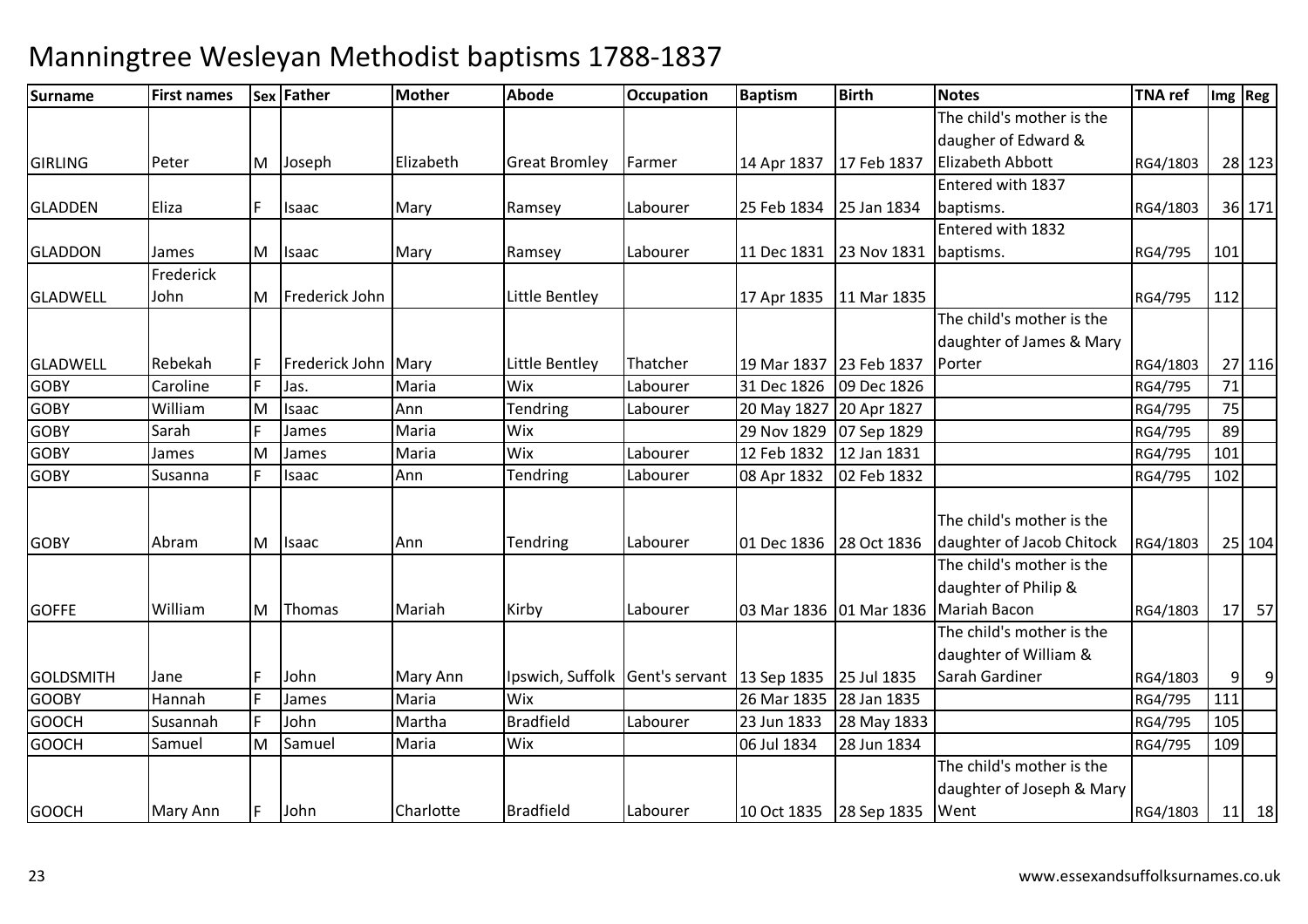# Manningtree Wesleyan Methodist baptisms 1788-1837

| Surname | First names | Sex | Father | Mother | Abode | Occupation | Baptism | Birth | Notes | TNA ref | Img | Reg |
|---|---|---|---|---|---|---|---|---|---|---|---|---|
| GIRLING | Peter | M | Joseph | Elizabeth | Great Bromley | Farmer | 14 Apr 1837 | 17 Feb 1837 | The child's mother is the daugher of Edward & Elizabeth Abbott | RG4/1803 | 28 | 123 |
| GLADDEN | Eliza | F | Isaac | Mary | Ramsey | Labourer | 25 Feb 1834 | 25 Jan 1834 | Entered with 1837 baptisms. | RG4/1803 | 36 | 171 |
| GLADDON | James | M | Isaac | Mary | Ramsey | Labourer | 11 Dec 1831 | 23 Nov 1831 | Entered with 1832 baptisms. | RG4/795 | 101 | |
| GLADWELL | Frederick John | M | Frederick John | | Little Bentley | | 17 Apr 1835 | 11 Mar 1835 | | RG4/795 | 112 | |
| GLADWELL | Rebekah | F | Frederick John | Mary | Little Bentley | Thatcher | 19 Mar 1837 | 23 Feb 1837 | The child's mother is the daughter of James & Mary Porter | RG4/1803 | 27 | 116 |
| GOBY | Caroline | F | Jas. | Maria | Wix | Labourer | 31 Dec 1826 | 09 Dec 1826 | | RG4/795 | 71 | |
| GOBY | William | M | Isaac | Ann | Tendring | Labourer | 20 May 1827 | 20 Apr 1827 | | RG4/795 | 75 | |
| GOBY | Sarah | F | James | Maria | Wix | | 29 Nov 1829 | 07 Sep 1829 | | RG4/795 | 89 | |
| GOBY | James | M | James | Maria | Wix | Labourer | 12 Feb 1832 | 12 Jan 1831 | | RG4/795 | 101 | |
| GOBY | Susanna | F | Isaac | Ann | Tendring | Labourer | 08 Apr 1832 | 02 Feb 1832 | | RG4/795 | 102 | |
| GOBY | Abram | M | Isaac | Ann | Tendring | Labourer | 01 Dec 1836 | 28 Oct 1836 | The child's mother is the daughter of Jacob Chitock | RG4/1803 | 25 | 104 |
| GOFFE | William | M | Thomas | Mariah | Kirby | Labourer | 03 Mar 1836 | 01 Mar 1836 | The child's mother is the daughter of Philip & Mariah Bacon | RG4/1803 | 17 | 57 |
| GOLDSMITH | Jane | F | John | Mary Ann | Ipswich, Suffolk | Gent's servant | 13 Sep 1835 | 25 Jul 1835 | The child's mother is the daughter of William & Sarah Gardiner | RG4/1803 | 9 | 9 |
| GOOBY | Hannah | F | James | Maria | Wix | | 26 Mar 1835 | 28 Jan 1835 | | RG4/795 | 111 | |
| GOOCH | Susannah | F | John | Martha | Bradfield | Labourer | 23 Jun 1833 | 28 May 1833 | | RG4/795 | 105 | |
| GOOCH | Samuel | M | Samuel | Maria | Wix | | 06 Jul 1834 | 28 Jun 1834 | | RG4/795 | 109 | |
| GOOCH | Mary Ann | F | John | Charlotte | Bradfield | Labourer | 10 Oct 1835 | 28 Sep 1835 | The child's mother is the daughter of Joseph & Mary Went | RG4/1803 | 11 | 18 |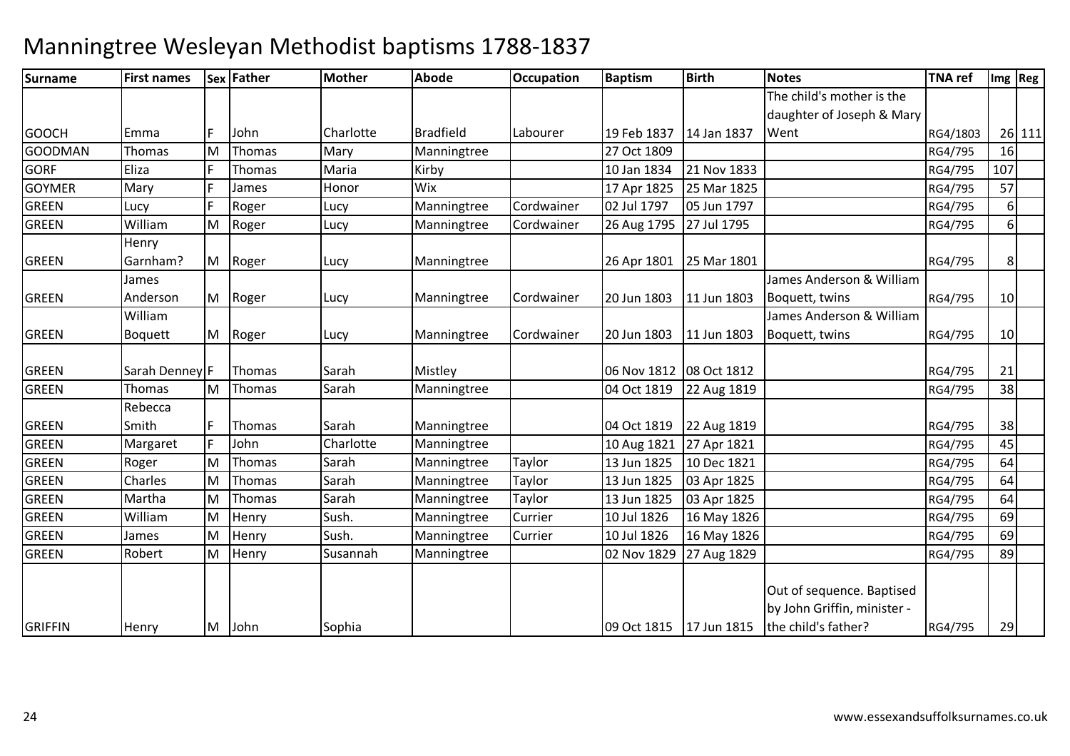# Manningtree Wesleyan Methodist baptisms 1788-1837

| Surname | First names | Sex | Father | Mother | Abode | Occupation | Baptism | Birth | Notes | TNA ref | Img | Reg |
|---|---|---|---|---|---|---|---|---|---|---|---|---|
| GOOCH | Emma | F | John | Charlotte | Bradfield | Labourer | 19 Feb 1837 | 14 Jan 1837 | The child's mother is the daughter of Joseph & Mary Went | RG4/1803 | 26 | 111 |
| GOODMAN | Thomas | M | Thomas | Mary | Manningtree | | 27 Oct 1809 | | | RG4/795 | 16 | |
| GORF | Eliza | F | Thomas | Maria | Kirby | | 10 Jan 1834 | 21 Nov 1833 | | RG4/795 | 107 | |
| GOYMER | Mary | F | James | Honor | Wix | | 17 Apr 1825 | 25 Mar 1825 | | RG4/795 | 57 | |
| GREEN | Lucy | F | Roger | Lucy | Manningtree | Cordwainer | 02 Jul 1797 | 05 Jun 1797 | | RG4/795 | 6 | |
| GREEN | William | M | Roger | Lucy | Manningtree | Cordwainer | 26 Aug 1795 | 27 Jul 1795 | | RG4/795 | 6 | |
| GREEN | Henry Garnham? | M | Roger | Lucy | Manningtree | | 26 Apr 1801 | 25 Mar 1801 | | RG4/795 | 8 | |
| GREEN | James Anderson | M | Roger | Lucy | Manningtree | Cordwainer | 20 Jun 1803 | 11 Jun 1803 | James Anderson & William Boquett, twins | RG4/795 | 10 | |
| GREEN | William Boquett | M | Roger | Lucy | Manningtree | Cordwainer | 20 Jun 1803 | 11 Jun 1803 | James Anderson & William Boquett, twins | RG4/795 | 10 | |
| GREEN | Sarah Denney | F | Thomas | Sarah | Mistley | | 06 Nov 1812 | 08 Oct 1812 | | RG4/795 | 21 | |
| GREEN | Thomas | M | Thomas | Sarah | Manningtree | | 04 Oct 1819 | 22 Aug 1819 | | RG4/795 | 38 | |
| GREEN | Rebecca Smith | F | Thomas | Sarah | Manningtree | | 04 Oct 1819 | 22 Aug 1819 | | RG4/795 | 38 | |
| GREEN | Margaret | F | John | Charlotte | Manningtree | | 10 Aug 1821 | 27 Apr 1821 | | RG4/795 | 45 | |
| GREEN | Roger | M | Thomas | Sarah | Manningtree | Taylor | 13 Jun 1825 | 10 Dec 1821 | | RG4/795 | 64 | |
| GREEN | Charles | M | Thomas | Sarah | Manningtree | Taylor | 13 Jun 1825 | 03 Apr 1825 | | RG4/795 | 64 | |
| GREEN | Martha | M | Thomas | Sarah | Manningtree | Taylor | 13 Jun 1825 | 03 Apr 1825 | | RG4/795 | 64 | |
| GREEN | William | M | Henry | Sush. | Manningtree | Currier | 10 Jul 1826 | 16 May 1826 | | RG4/795 | 69 | |
| GREEN | James | M | Henry | Sush. | Manningtree | Currier | 10 Jul 1826 | 16 May 1826 | | RG4/795 | 69 | |
| GREEN | Robert | M | Henry | Susannah | Manningtree | | 02 Nov 1829 | 27 Aug 1829 | | RG4/795 | 89 | |
| GRIFFIN | Henry | M | John | Sophia | | | 09 Oct 1815 | 17 Jun 1815 | Out of sequence. Baptised by John Griffin, minister - the child's father? | RG4/795 | 29 | |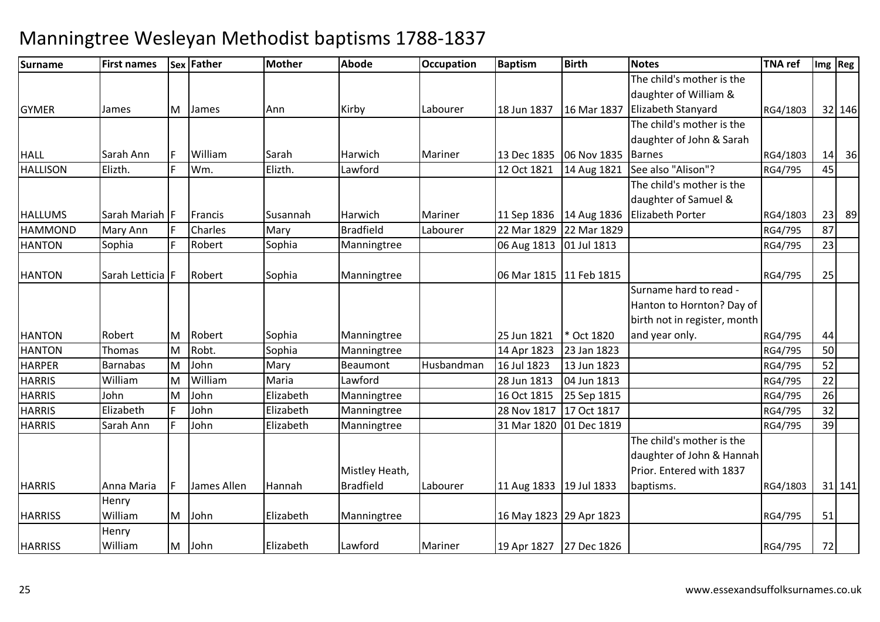# Manningtree Wesleyan Methodist baptisms 1788-1837

| Surname | First names | Sex | Father | Mother | Abode | Occupation | Baptism | Birth | Notes | TNA ref | Img | Reg |
|---|---|---|---|---|---|---|---|---|---|---|---|---|
| GYMER | James | M | James | Ann | Kirby | Labourer | 18 Jun 1837 | 16 Mar 1837 | The child's mother is the daughter of William & Elizabeth Stanyard | RG4/1803 | 32 | 146 |
| HALL | Sarah Ann | F | William | Sarah | Harwich | Mariner | 13 Dec 1835 | 06 Nov 1835 | The child's mother is the daughter of John & Sarah Barnes | RG4/1803 | 14 | 36 |
| HALLISON | Elizth. | F | Wm. | Elizth. | Lawford | | 12 Oct 1821 | 14 Aug 1821 | See also "Alison"? | RG4/795 | 45 | |
| HALLUMS | Sarah Mariah | F | Francis | Susannah | Harwich | Mariner | 11 Sep 1836 | 14 Aug 1836 | The child's mother is the daughter of Samuel & Elizabeth Porter | RG4/1803 | 23 | 89 |
| HAMMOND | Mary Ann | F | Charles | Mary | Bradfield | Labourer | 22 Mar 1829 | 22 Mar 1829 | | RG4/795 | 87 | |
| HANTON | Sophia | F | Robert | Sophia | Manningtree | | 06 Aug 1813 | 01 Jul 1813 | | RG4/795 | 23 | |
| HANTON | Sarah Letticia | F | Robert | Sophia | Manningtree | | 06 Mar 1815 | 11 Feb 1815 | | RG4/795 | 25 | |
| HANTON | Robert | M | Robert | Sophia | Manningtree | | 25 Jun 1821 | * Oct 1820 | Surname hard to read - Hanton to Hornton? Day of birth not in register, month and year only. | RG4/795 | 44 | |
| HANTON | Thomas | M | Robt. | Sophia | Manningtree | | 14 Apr 1823 | 23 Jan 1823 | | RG4/795 | 50 | |
| HARPER | Barnabas | M | John | Mary | Beaumont | Husbandman | 16 Jul 1823 | 13 Jun 1823 | | RG4/795 | 52 | |
| HARRIS | William | M | William | Maria | Lawford | | 28 Jun 1813 | 04 Jun 1813 | | RG4/795 | 22 | |
| HARRIS | John | M | John | Elizabeth | Manningtree | | 16 Oct 1815 | 25 Sep 1815 | | RG4/795 | 26 | |
| HARRIS | Elizabeth | F | John | Elizabeth | Manningtree | | 28 Nov 1817 | 17 Oct 1817 | | RG4/795 | 32 | |
| HARRIS | Sarah Ann | F | John | Elizabeth | Manningtree | | 31 Mar 1820 | 01 Dec 1819 | | RG4/795 | 39 | |
| HARRIS | Anna Maria | F | James Allen | Hannah | Mistley Heath, Bradfield | Labourer | 11 Aug 1833 | 19 Jul 1833 | The child's mother is the daughter of John & Hannah Prior. Entered with 1837 baptisms. | RG4/1803 | 31 | 141 |
| HARRISS | Henry William | M | John | Elizabeth | Manningtree | | 16 May 1823 | 29 Apr 1823 | | RG4/795 | 51 | |
| HARRISS | Henry William | M | John | Elizabeth | Lawford | Mariner | 19 Apr 1827 | 27 Dec 1826 | | RG4/795 | 72 | |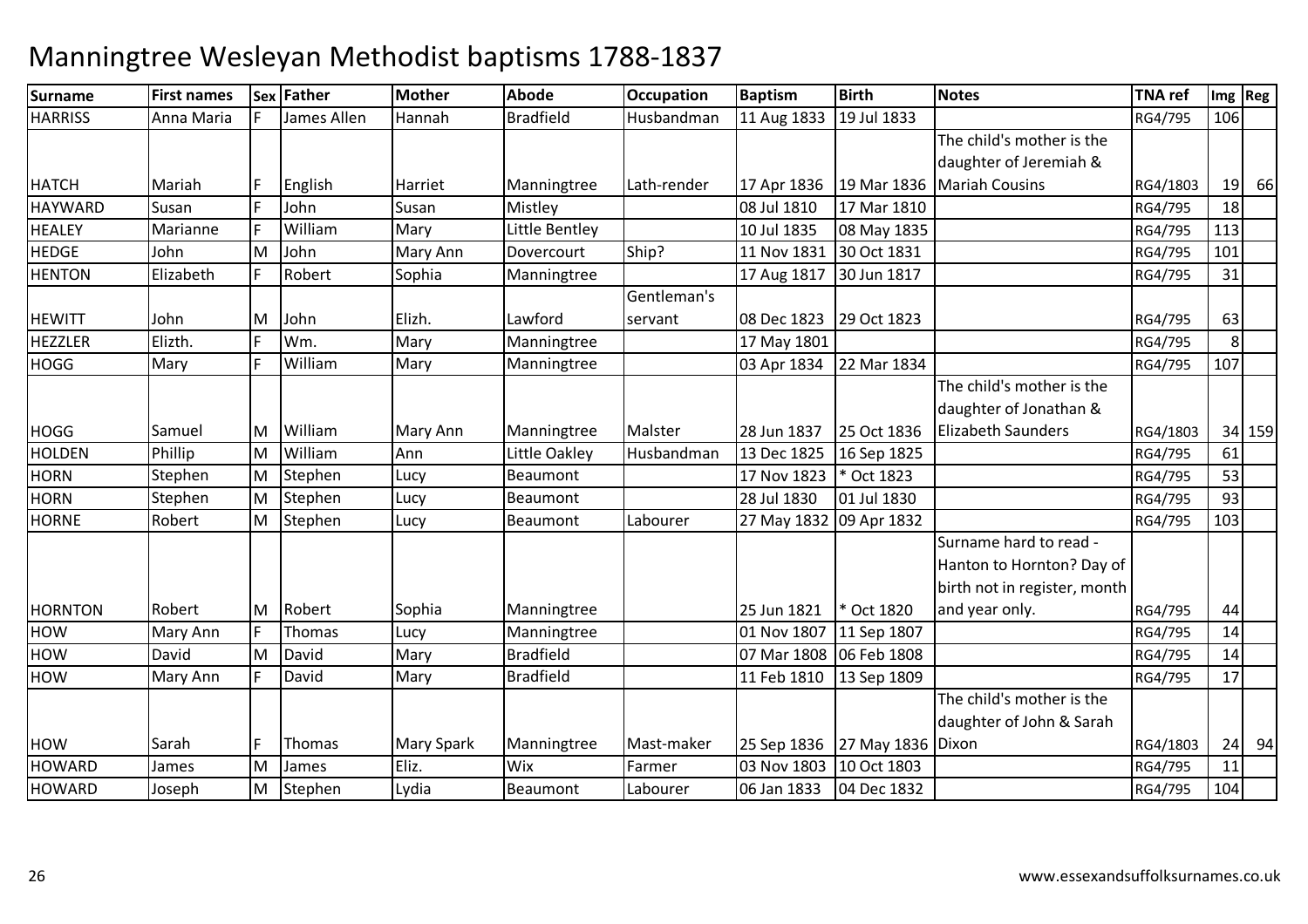# Manningtree Wesleyan Methodist baptisms 1788-1837

| Surname | First names | Sex | Father | Mother | Abode | Occupation | Baptism | Birth | Notes | TNA ref | Img | Reg |
|---|---|---|---|---|---|---|---|---|---|---|---|---|
| HARRISS | Anna Maria | F | James Allen | Hannah | Bradfield | Husbandman | 11 Aug 1833 | 19 Jul 1833 | | RG4/795 | 106 | |
| HATCH | Mariah | F | English | Harriet | Manningtree | Lath-render | 17 Apr 1836 | 19 Mar 1836 | The child's mother is the daughter of Jeremiah & Mariah Cousins | RG4/1803 | 19 | 66 |
| HAYWARD | Susan | F | John | Susan | Mistley | | 08 Jul 1810 | 17 Mar 1810 | | RG4/795 | 18 | |
| HEALEY | Marianne | F | William | Mary | Little Bentley | | 10 Jul 1835 | 08 May 1835 | | RG4/795 | 113 | |
| HEDGE | John | M | John | Mary Ann | Dovercourt | Ship? | 11 Nov 1831 | 30 Oct 1831 | | RG4/795 | 101 | |
| HENTON | Elizabeth | F | Robert | Sophia | Manningtree | | 17 Aug 1817 | 30 Jun 1817 | | RG4/795 | 31 | |
| HEWITT | John | M | John | Elizh. | Lawford | Gentleman's servant | 08 Dec 1823 | 29 Oct 1823 | | RG4/795 | 63 | |
| HEZZLER | Elizth. | F | Wm. | Mary | Manningtree | | 17 May 1801 | | | RG4/795 | 8 | |
| HOGG | Mary | F | William | Mary | Manningtree | | 03 Apr 1834 | 22 Mar 1834 | | RG4/795 | 107 | |
| HOGG | Samuel | M | William | Mary Ann | Manningtree | Malster | 28 Jun 1837 | 25 Oct 1836 | The child's mother is the daughter of Jonathan & Elizabeth Saunders | RG4/1803 | 34 | 159 |
| HOLDEN | Phillip | M | William | Ann | Little Oakley | Husbandman | 13 Dec 1825 | 16 Sep 1825 | | RG4/795 | 61 | |
| HORN | Stephen | M | Stephen | Lucy | Beaumont | | 17 Nov 1823 | * Oct 1823 | | RG4/795 | 53 | |
| HORN | Stephen | M | Stephen | Lucy | Beaumont | | 28 Jul 1830 | 01 Jul 1830 | | RG4/795 | 93 | |
| HORNE | Robert | M | Stephen | Lucy | Beaumont | Labourer | 27 May 1832 | 09 Apr 1832 | | RG4/795 | 103 | |
| HORNTON | Robert | M | Robert | Sophia | Manningtree | | 25 Jun 1821 | * Oct 1820 | Surname hard to read - Hanton to Hornton? Day of birth not in register, month and year only. | RG4/795 | 44 | |
| HOW | Mary Ann | F | Thomas | Lucy | Manningtree | | 01 Nov 1807 | 11 Sep 1807 | | RG4/795 | 14 | |
| HOW | David | M | David | Mary | Bradfield | | 07 Mar 1808 | 06 Feb 1808 | | RG4/795 | 14 | |
| HOW | Mary Ann | F | David | Mary | Bradfield | | 11 Feb 1810 | 13 Sep 1809 | | RG4/795 | 17 | |
| HOW | Sarah | F | Thomas | Mary Spark | Manningtree | Mast-maker | 25 Sep 1836 | 27 May 1836 | The child's mother is the daughter of John & Sarah Dixon | RG4/1803 | 24 | 94 |
| HOWARD | James | M | James | Eliz. | Wix | Farmer | 03 Nov 1803 | 10 Oct 1803 | | RG4/795 | 11 | |
| HOWARD | Joseph | M | Stephen | Lydia | Beaumont | Labourer | 06 Jan 1833 | 04 Dec 1832 | | RG4/795 | 104 | |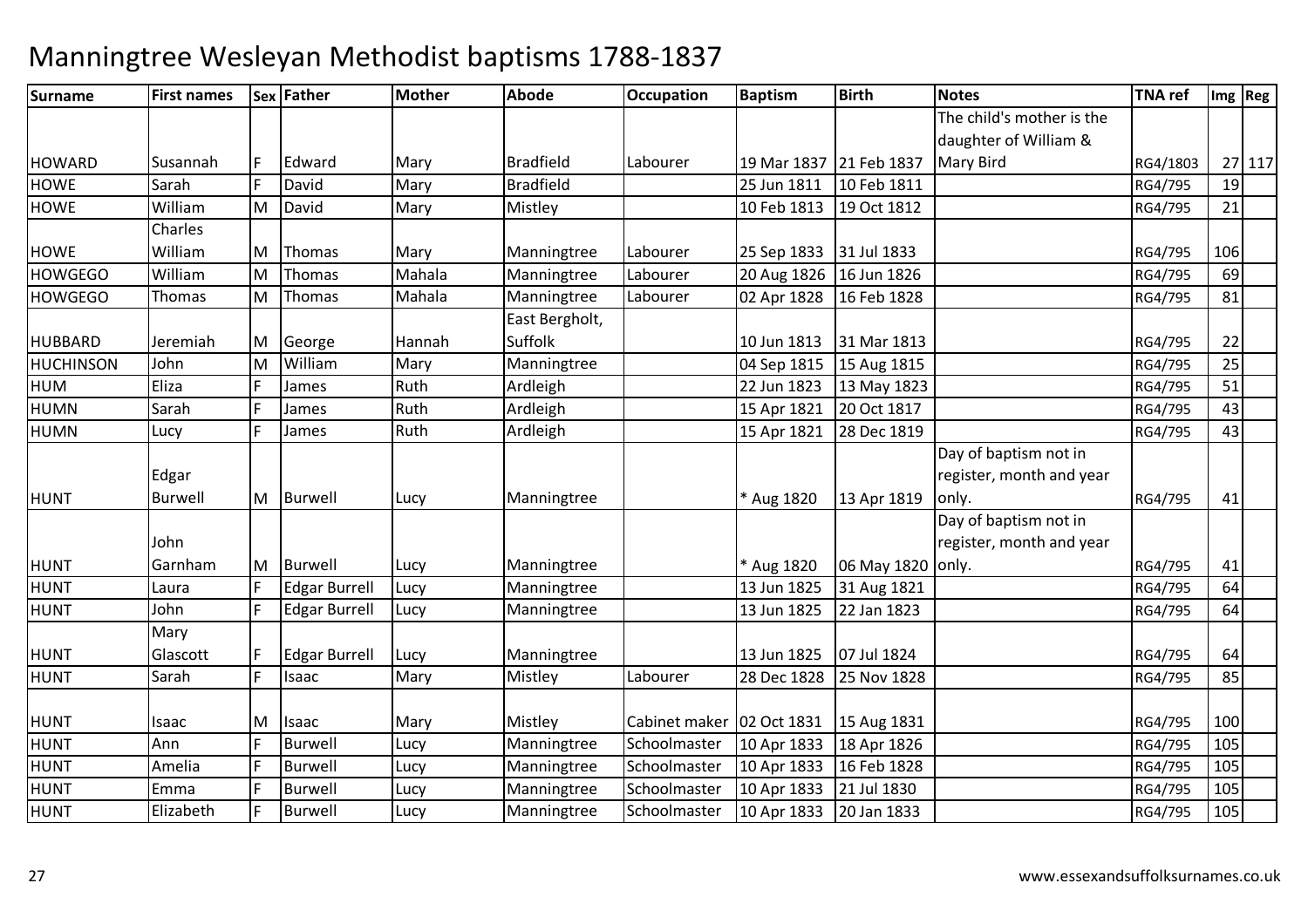# Manningtree Wesleyan Methodist baptisms 1788-1837

| Surname | First names | Sex | Father | Mother | Abode | Occupation | Baptism | Birth | Notes | TNA ref | Img | Reg |
|---|---|---|---|---|---|---|---|---|---|---|---|---|
| HOWARD | Susannah | F | Edward | Mary | Bradfield | Labourer | 19 Mar 1837 | 21 Feb 1837 | The child's mother is the daughter of William & Mary Bird | RG4/1803 | 27 | 117 |
| HOWE | Sarah | F | David | Mary | Bradfield | | 25 Jun 1811 | 10 Feb 1811 | | RG4/795 | 19 | |
| HOWE | William | M | David | Mary | Mistley | | 10 Feb 1813 | 19 Oct 1812 | | RG4/795 | 21 | |
| HOWE | Charles William | M | Thomas | Mary | Manningtree | Labourer | 25 Sep 1833 | 31 Jul 1833 | | RG4/795 | 106 | |
| HOWGEGO | William | M | Thomas | Mahala | Manningtree | Labourer | 20 Aug 1826 | 16 Jun 1826 | | RG4/795 | 69 | |
| HOWGEGO | Thomas | M | Thomas | Mahala | Manningtree | Labourer | 02 Apr 1828 | 16 Feb 1828 | | RG4/795 | 81 | |
| HUBBARD | Jeremiah | M | George | Hannah | East Bergholt, Suffolk | | 10 Jun 1813 | 31 Mar 1813 | | RG4/795 | 22 | |
| HUCHINSON | John | M | William | Mary | Manningtree | | 04 Sep 1815 | 15 Aug 1815 | | RG4/795 | 25 | |
| HUM | Eliza | F | James | Ruth | Ardleigh | | 22 Jun 1823 | 13 May 1823 | | RG4/795 | 51 | |
| HUMN | Sarah | F | James | Ruth | Ardleigh | | 15 Apr 1821 | 20 Oct 1817 | | RG4/795 | 43 | |
| HUMN | Lucy | F | James | Ruth | Ardleigh | | 15 Apr 1821 | 28 Dec 1819 | | RG4/795 | 43 | |
| HUNT | Edgar Burwell | M | Burwell | Lucy | Manningtree | | * Aug 1820 | 13 Apr 1819 | Day of baptism not in register, month and year only. | RG4/795 | 41 | |
| HUNT | John Garnham | M | Burwell | Lucy | Manningtree | | * Aug 1820 | 06 May 1820 | Day of baptism not in register, month and year only. | RG4/795 | 41 | |
| HUNT | Laura | F | Edgar Burrell | Lucy | Manningtree | | 13 Jun 1825 | 31 Aug 1821 | | RG4/795 | 64 | |
| HUNT | John | F | Edgar Burrell | Lucy | Manningtree | | 13 Jun 1825 | 22 Jan 1823 | | RG4/795 | 64 | |
| HUNT | Mary Glascott | F | Edgar Burrell | Lucy | Manningtree | | 13 Jun 1825 | 07 Jul 1824 | | RG4/795 | 64 | |
| HUNT | Sarah | F | Isaac | Mary | Mistley | Labourer | 28 Dec 1828 | 25 Nov 1828 | | RG4/795 | 85 | |
| HUNT | Isaac | M | Isaac | Mary | Mistley | Cabinet maker | 02 Oct 1831 | 15 Aug 1831 | | RG4/795 | 100 | |
| HUNT | Ann | F | Burwell | Lucy | Manningtree | Schoolmaster | 10 Apr 1833 | 18 Apr 1826 | | RG4/795 | 105 | |
| HUNT | Amelia | F | Burwell | Lucy | Manningtree | Schoolmaster | 10 Apr 1833 | 16 Feb 1828 | | RG4/795 | 105 | |
| HUNT | Emma | F | Burwell | Lucy | Manningtree | Schoolmaster | 10 Apr 1833 | 21 Jul 1830 | | RG4/795 | 105 | |
| HUNT | Elizabeth | F | Burwell | Lucy | Manningtree | Schoolmaster | 10 Apr 1833 | 20 Jan 1833 | | RG4/795 | 105 | |

www.essexandsuffolksurnames.co.uk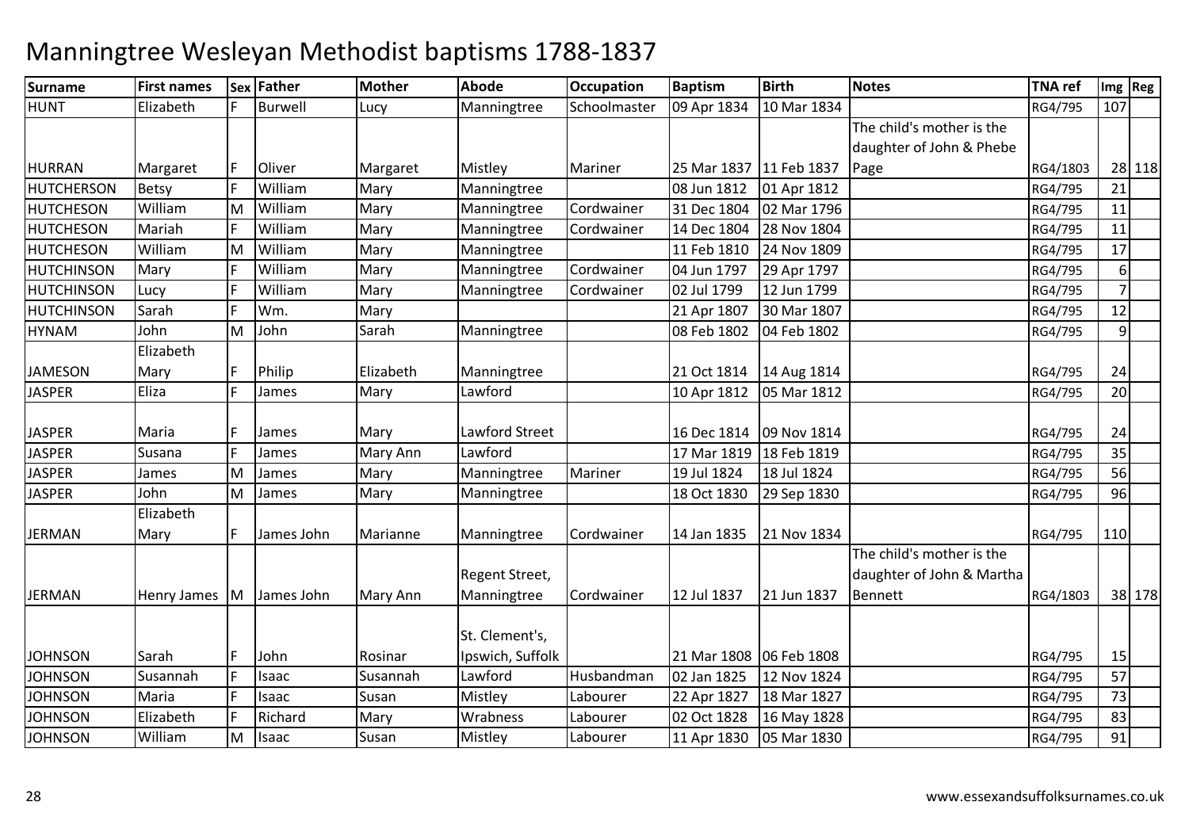# Manningtree Wesleyan Methodist baptisms 1788-1837

| Surname | First names | Sex | Father | Mother | Abode | Occupation | Baptism | Birth | Notes | TNA ref | Img | Reg |
|---|---|---|---|---|---|---|---|---|---|---|---|---|
| HUNT | Elizabeth | F | Burwell | Lucy | Manningtree | Schoolmaster | 09 Apr 1834 | 10 Mar 1834 | | RG4/795 | 107 | |
| HURRAN | Margaret | F | Oliver | Margaret | Mistley | Mariner | 25 Mar 1837 | 11 Feb 1837 | The child's mother is the daughter of John & Phebe Page | RG4/1803 | 28 | 118 |
| HUTCHERSON | Betsy | F | William | Mary | Manningtree | | 08 Jun 1812 | 01 Apr 1812 | | RG4/795 | 21 | |
| HUTCHESON | William | M | William | Mary | Manningtree | Cordwainer | 31 Dec 1804 | 02 Mar 1796 | | RG4/795 | 11 | |
| HUTCHESON | Mariah | F | William | Mary | Manningtree | Cordwainer | 14 Dec 1804 | 28 Nov 1804 | | RG4/795 | 11 | |
| HUTCHESON | William | M | William | Mary | Manningtree | | 11 Feb 1810 | 24 Nov 1809 | | RG4/795 | 17 | |
| HUTCHINSON | Mary | F | William | Mary | Manningtree | Cordwainer | 04 Jun 1797 | 29 Apr 1797 | | RG4/795 | 6 | |
| HUTCHINSON | Lucy | F | William | Mary | Manningtree | Cordwainer | 02 Jul 1799 | 12 Jun 1799 | | RG4/795 | 7 | |
| HUTCHINSON | Sarah | F | Wm. | Mary | | | 21 Apr 1807 | 30 Mar 1807 | | RG4/795 | 12 | |
| HYNAM | John | M | John | Sarah | Manningtree | | 08 Feb 1802 | 04 Feb 1802 | | RG4/795 | 9 | |
| JAMESON | Elizabeth Mary | F | Philip | Elizabeth | Manningtree | | 21 Oct 1814 | 14 Aug 1814 | | RG4/795 | 24 | |
| JASPER | Eliza | F | James | Mary | Lawford | | 10 Apr 1812 | 05 Mar 1812 | | RG4/795 | 20 | |
| JASPER | Maria | F | James | Mary | Lawford Street | | 16 Dec 1814 | 09 Nov 1814 | | RG4/795 | 24 | |
| JASPER | Susana | F | James | Mary Ann | Lawford | | 17 Mar 1819 | 18 Feb 1819 | | RG4/795 | 35 | |
| JASPER | James | M | James | Mary | Manningtree | Mariner | 19 Jul 1824 | 18 Jul 1824 | | RG4/795 | 56 | |
| JASPER | John | M | James | Mary | Manningtree | | 18 Oct 1830 | 29 Sep 1830 | | RG4/795 | 96 | |
| JERMAN | Elizabeth Mary | F | James John | Marianne | Manningtree | Cordwainer | 14 Jan 1835 | 21 Nov 1834 | | RG4/795 | 110 | |
| JERMAN | Henry James | M | James John | Mary Ann | Regent Street, Manningtree | Cordwainer | 12 Jul 1837 | 21 Jun 1837 | The child's mother is the daughter of John & Martha Bennett | RG4/1803 | 38 | 178 |
| JOHNSON | Sarah | F | John | Rosinar | St. Clement's, Ipswich, Suffolk | | 21 Mar 1808 | 06 Feb 1808 | | RG4/795 | 15 | |
| JOHNSON | Susannah | F | Isaac | Susannah | Lawford | Husbandman | 02 Jan 1825 | 12 Nov 1824 | | RG4/795 | 57 | |
| JOHNSON | Maria | F | Isaac | Susan | Mistley | Labourer | 22 Apr 1827 | 18 Mar 1827 | | RG4/795 | 73 | |
| JOHNSON | Elizabeth | F | Richard | Mary | Wrabness | Labourer | 02 Oct 1828 | 16 May 1828 | | RG4/795 | 83 | |
| JOHNSON | William | M | Isaac | Susan | Mistley | Labourer | 11 Apr 1830 | 05 Mar 1830 | | RG4/795 | 91 | |

www.essexandsuffolksurnames.co.uk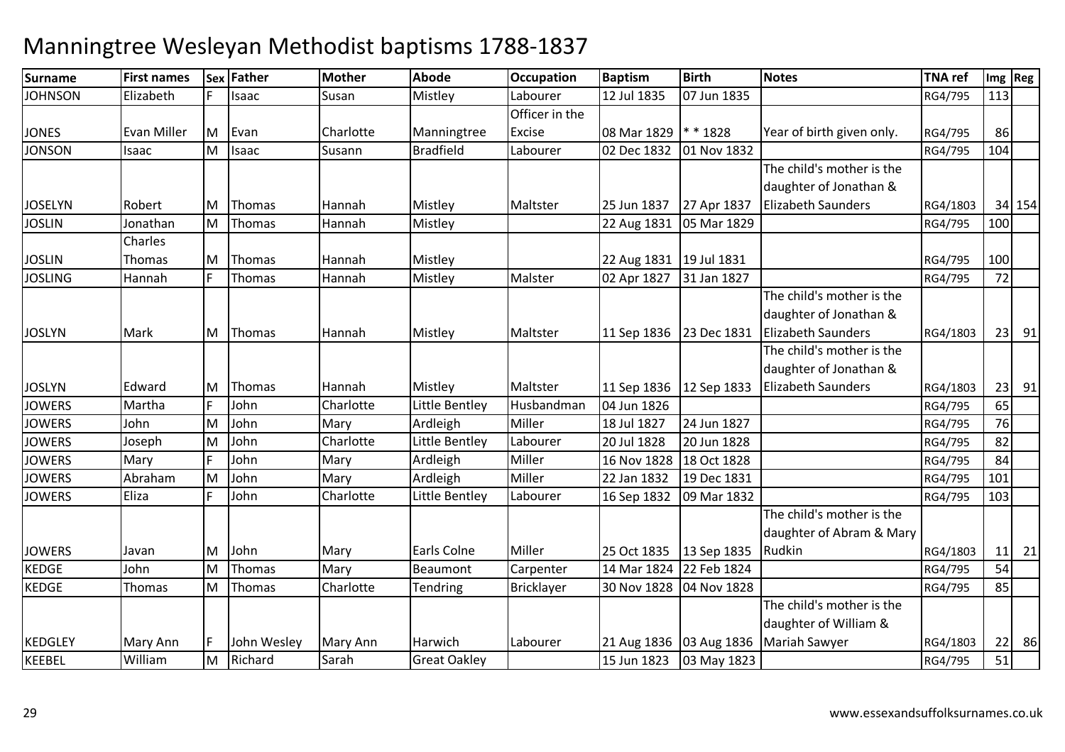# Manningtree Wesleyan Methodist baptisms 1788-1837

| Surname | First names | Sex | Father | Mother | Abode | Occupation | Baptism | Birth | Notes | TNA ref | Img | Reg |
|---|---|---|---|---|---|---|---|---|---|---|---|---|
| JOHNSON | Elizabeth | F | Isaac | Susan | Mistley | Labourer | 12 Jul 1835 | 07 Jun 1835 | | RG4/795 | 113 | |
| JONES | Evan Miller | M | Evan | Charlotte | Manningtree | Officer in the Excise | 08 Mar 1829 | * * 1828 | Year of birth given only. | RG4/795 | 86 | |
| JONSON | Isaac | M | Isaac | Susann | Bradfield | Labourer | 02 Dec 1832 | 01 Nov 1832 | | RG4/795 | 104 | |
| JOSELYN | Robert | M | Thomas | Hannah | Mistley | Maltster | 25 Jun 1837 | 27 Apr 1837 | The child's mother is the daughter of Jonathan & Elizabeth Saunders | RG4/1803 | 34 | 154 |
| JOSLIN | Jonathan | M | Thomas | Hannah | Mistley | | 22 Aug 1831 | 05 Mar 1829 | | RG4/795 | 100 | |
| JOSLIN | Charles Thomas | M | Thomas | Hannah | Mistley | | 22 Aug 1831 | 19 Jul 1831 | | RG4/795 | 100 | |
| JOSLING | Hannah | F | Thomas | Hannah | Mistley | Malster | 02 Apr 1827 | 31 Jan 1827 | | RG4/795 | 72 | |
| JOSLYN | Mark | M | Thomas | Hannah | Mistley | Maltster | 11 Sep 1836 | 23 Dec 1831 | The child's mother is the daughter of Jonathan & Elizabeth Saunders | RG4/1803 | 23 | 91 |
| JOSLYN | Edward | M | Thomas | Hannah | Mistley | Maltster | 11 Sep 1836 | 12 Sep 1833 | The child's mother is the daughter of Jonathan & Elizabeth Saunders | RG4/1803 | 23 | 91 |
| JOWERS | Martha | F | John | Charlotte | Little Bentley | Husbandman | 04 Jun 1826 | | | RG4/795 | 65 | |
| JOWERS | John | M | John | Mary | Ardleigh | Miller | 18 Jul 1827 | 24 Jun 1827 | | RG4/795 | 76 | |
| JOWERS | Joseph | M | John | Charlotte | Little Bentley | Labourer | 20 Jul 1828 | 20 Jun 1828 | | RG4/795 | 82 | |
| JOWERS | Mary | F | John | Mary | Ardleigh | Miller | 16 Nov 1828 | 18 Oct 1828 | | RG4/795 | 84 | |
| JOWERS | Abraham | M | John | Mary | Ardleigh | Miller | 22 Jan 1832 | 19 Dec 1831 | | RG4/795 | 101 | |
| JOWERS | Eliza | F | John | Charlotte | Little Bentley | Labourer | 16 Sep 1832 | 09 Mar 1832 | | RG4/795 | 103 | |
| JOWERS | Javan | M | John | Mary | Earls Colne | Miller | 25 Oct 1835 | 13 Sep 1835 | The child's mother is the daughter of Abram & Mary Rudkin | RG4/1803 | 11 | 21 |
| KEDGE | John | M | Thomas | Mary | Beaumont | Carpenter | 14 Mar 1824 | 22 Feb 1824 | | RG4/795 | 54 | |
| KEDGE | Thomas | M | Thomas | Charlotte | Tendring | Bricklayer | 30 Nov 1828 | 04 Nov 1828 | | RG4/795 | 85 | |
| KEDGLEY | Mary Ann | F | John Wesley | Mary Ann | Harwich | Labourer | 21 Aug 1836 | 03 Aug 1836 | The child's mother is the daughter of William & Mariah Sawyer | RG4/1803 | 22 | 86 |
| KEEBEL | William | M | Richard | Sarah | Great Oakley | | 15 Jun 1823 | 03 May 1823 | | RG4/795 | 51 | |

www.essexandsuffolksurnames.co.uk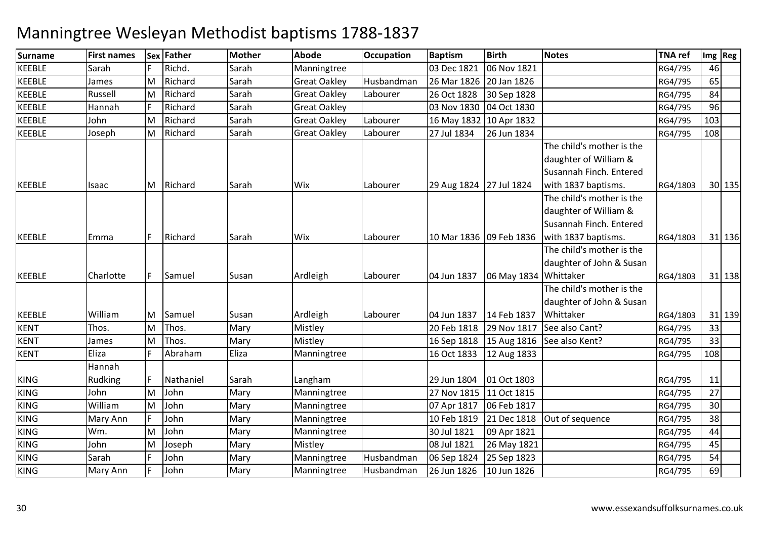# Manningtree Wesleyan Methodist baptisms 1788-1837

| Surname | First names | Sex | Father | Mother | Abode | Occupation | Baptism | Birth | Notes | TNA ref | Img | Reg |
|---|---|---|---|---|---|---|---|---|---|---|---|---|
| KEEBLE | Sarah | F | Richd. | Sarah | Manningtree | | 03 Dec 1821 | 06 Nov 1821 | | RG4/795 | 46 | |
| KEEBLE | James | M | Richard | Sarah | Great Oakley | Husbandman | 26 Mar 1826 | 20 Jan 1826 | | RG4/795 | 65 | |
| KEEBLE | Russell | M | Richard | Sarah | Great Oakley | Labourer | 26 Oct 1828 | 30 Sep 1828 | | RG4/795 | 84 | |
| KEEBLE | Hannah | F | Richard | Sarah | Great Oakley | | 03 Nov 1830 | 04 Oct 1830 | | RG4/795 | 96 | |
| KEEBLE | John | M | Richard | Sarah | Great Oakley | Labourer | 16 May 1832 | 10 Apr 1832 | | RG4/795 | 103 | |
| KEEBLE | Joseph | M | Richard | Sarah | Great Oakley | Labourer | 27 Jul 1834 | 26 Jun 1834 | | RG4/795 | 108 | |
| KEEBLE | Isaac | M | Richard | Sarah | Wix | Labourer | 29 Aug 1824 | 27 Jul 1824 | The child's mother is the daughter of William & Susannah Finch. Entered with 1837 baptisms. | RG4/1803 | 30 | 135 |
| KEEBLE | Emma | F | Richard | Sarah | Wix | Labourer | 10 Mar 1836 | 09 Feb 1836 | The child's mother is the daughter of William & Susannah Finch. Entered with 1837 baptisms. | RG4/1803 | 31 | 136 |
| KEEBLE | Charlotte | F | Samuel | Susan | Ardleigh | Labourer | 04 Jun 1837 | 06 May 1834 | The child's mother is the daughter of John & Susan Whittaker | RG4/1803 | 31 | 138 |
| KEEBLE | William | M | Samuel | Susan | Ardleigh | Labourer | 04 Jun 1837 | 14 Feb 1837 | The child's mother is the daughter of John & Susan Whittaker | RG4/1803 | 31 | 139 |
| KENT | Thos. | M | Thos. | Mary | Mistley | | 20 Feb 1818 | 29 Nov 1817 | See also Cant? | RG4/795 | 33 | |
| KENT | James | M | Thos. | Mary | Mistley | | 16 Sep 1818 | 15 Aug 1816 | See also Kent? | RG4/795 | 33 | |
| KENT | Eliza | F | Abraham | Eliza | Manningtree | | 16 Oct 1833 | 12 Aug 1833 | | RG4/795 | 108 | |
| KING | Hannah Rudking | F | Nathaniel | Sarah | Langham | | 29 Jun 1804 | 01 Oct 1803 | | RG4/795 | 11 | |
| KING | John | M | John | Mary | Manningtree | | 27 Nov 1815 | 11 Oct 1815 | | RG4/795 | 27 | |
| KING | William | M | John | Mary | Manningtree | | 07 Apr 1817 | 06 Feb 1817 | | RG4/795 | 30 | |
| KING | Mary Ann | F | John | Mary | Manningtree | | 10 Feb 1819 | 21 Dec 1818 | Out of sequence | RG4/795 | 38 | |
| KING | Wm. | M | John | Mary | Manningtree | | 30 Jul 1821 | 09 Apr 1821 | | RG4/795 | 44 | |
| KING | John | M | Joseph | Mary | Mistley | | 08 Jul 1821 | 26 May 1821 | | RG4/795 | 45 | |
| KING | Sarah | F | John | Mary | Manningtree | Husbandman | 06 Sep 1824 | 25 Sep 1823 | | RG4/795 | 54 | |
| KING | Mary Ann | F | John | Mary | Manningtree | Husbandman | 26 Jun 1826 | 10 Jun 1826 | | RG4/795 | 69 | |

www.essexandsuffolksurnames.co.uk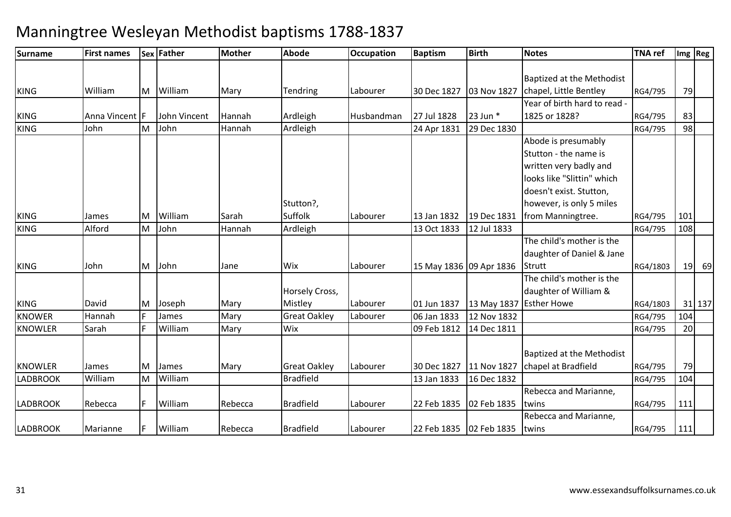# Manningtree Wesleyan Methodist baptisms 1788-1837

| Surname | First names | Sex | Father | Mother | Abode | Occupation | Baptism | Birth | Notes | TNA ref | Img | Reg |
|---|---|---|---|---|---|---|---|---|---|---|---|---|
| KING | William | M | William | Mary | Tendring | Labourer | 30 Dec 1827 | 03 Nov 1827 | Baptized at the Methodist chapel, Little Bentley | RG4/795 | 79 | |
| KING | Anna Vincent | F | John Vincent | Hannah | Ardleigh | Husbandman | 27 Jul 1828 | 23 Jun * | Year of birth hard to read - 1825 or 1828? | RG4/795 | 83 | |
| KING | John | M | John | Hannah | Ardleigh | | 24 Apr 1831 | 29 Dec 1830 | | RG4/795 | 98 | |
| KING | James | M | William | Sarah | Stutton?, Suffolk | Labourer | 13 Jan 1832 | 19 Dec 1831 | Abode is presumably Stutton - the name is written very badly and looks like "Slittin" which doesn't exist. Stutton, however, is only 5 miles from Manningtree. | RG4/795 | 101 | |
| KING | Alford | M | John | Hannah | Ardleigh | | 13 Oct 1833 | 12 Jul 1833 | | RG4/795 | 108 | |
| KING | John | M | John | Jane | Wix | Labourer | 15 May 1836 | 09 Apr 1836 | The child's mother is the daughter of Daniel & Jane Strutt | RG4/1803 | 19 | 69 |
| KING | David | M | Joseph | Mary | Horsely Cross, Mistley | Labourer | 01 Jun 1837 | 13 May 1837 | The child's mother is the daughter of William & Esther Howe | RG4/1803 | 31 | 137 |
| KNOWER | Hannah | F | James | Mary | Great Oakley | Labourer | 06 Jan 1833 | 12 Nov 1832 | | RG4/795 | 104 | |
| KNOWLER | Sarah | F | William | Mary | Wix | | 09 Feb 1812 | 14 Dec 1811 | | RG4/795 | 20 | |
| KNOWLER | James | M | James | Mary | Great Oakley | Labourer | 30 Dec 1827 | 11 Nov 1827 | Baptized at the Methodist chapel at Bradfield | RG4/795 | 79 | |
| LADBROOK | William | M | William | | Bradfield | | 13 Jan 1833 | 16 Dec 1832 | | RG4/795 | 104 | |
| LADBROOK | Rebecca | F | William | Rebecca | Bradfield | Labourer | 22 Feb 1835 | 02 Feb 1835 | Rebecca and Marianne, twins | RG4/795 | 111 | |
| LADBROOK | Marianne | F | William | Rebecca | Bradfield | Labourer | 22 Feb 1835 | 02 Feb 1835 | Rebecca and Marianne, twins | RG4/795 | 111 | |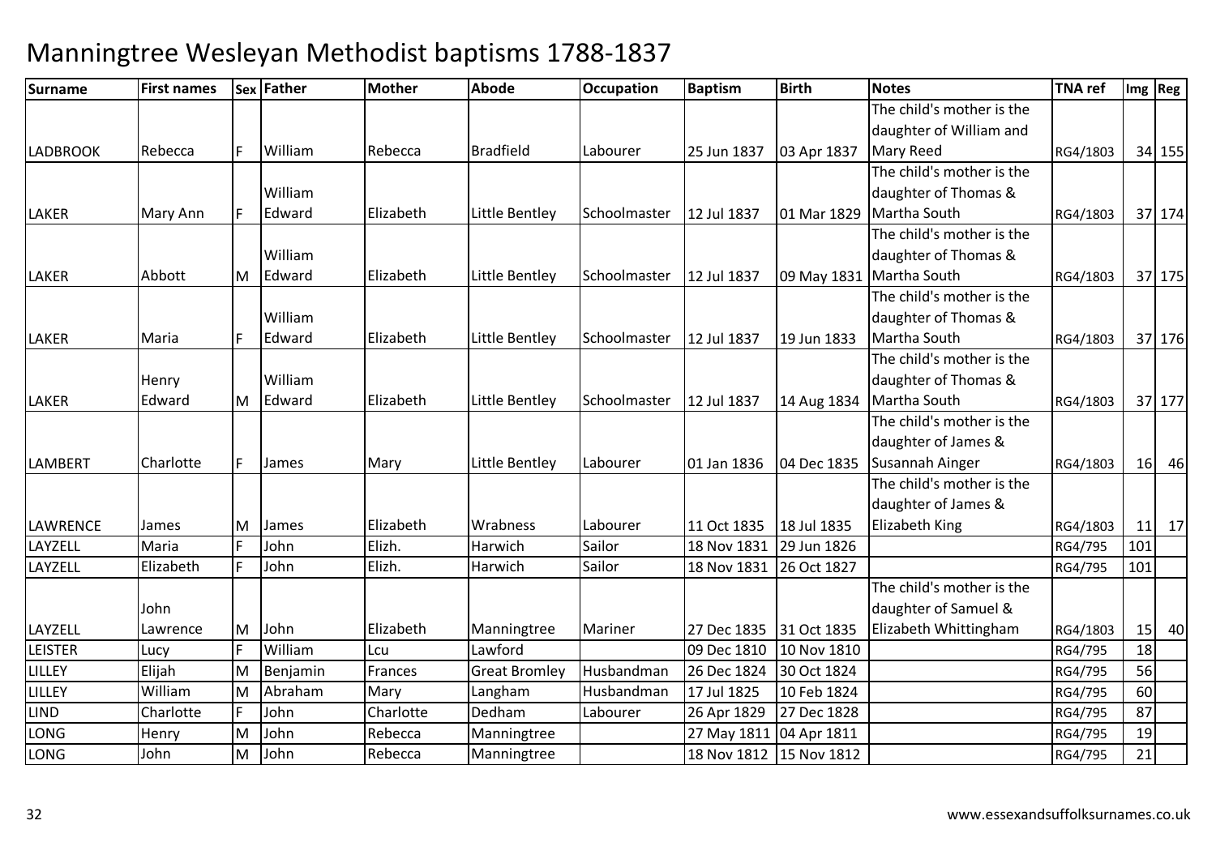# Manningtree Wesleyan Methodist baptisms 1788-1837

| Surname | First names | Sex | Father | Mother | Abode | Occupation | Baptism | Birth | Notes | TNA ref | Img | Reg |
|---|---|---|---|---|---|---|---|---|---|---|---|---|
| LADBROOK | Rebecca | F | William | Rebecca | Bradfield | Labourer | 25 Jun 1837 | 03 Apr 1837 | The child's mother is the daughter of William and Mary Reed | RG4/1803 | 34 | 155 |
| LAKER | Mary Ann | F | William Edward | Elizabeth | Little Bentley | Schoolmaster | 12 Jul 1837 | 01 Mar 1829 | The child's mother is the daughter of Thomas & Martha South | RG4/1803 | 37 | 174 |
| LAKER | Abbott | M | William Edward | Elizabeth | Little Bentley | Schoolmaster | 12 Jul 1837 | 09 May 1831 | The child's mother is the daughter of Thomas & Martha South | RG4/1803 | 37 | 175 |
| LAKER | Maria | F | William Edward | Elizabeth | Little Bentley | Schoolmaster | 12 Jul 1837 | 19 Jun 1833 | The child's mother is the daughter of Thomas & Martha South | RG4/1803 | 37 | 176 |
| LAKER | Henry Edward | M | William Edward | Elizabeth | Little Bentley | Schoolmaster | 12 Jul 1837 | 14 Aug 1834 | The child's mother is the daughter of Thomas & Martha South | RG4/1803 | 37 | 177 |
| LAMBERT | Charlotte | F | James | Mary | Little Bentley | Labourer | 01 Jan 1836 | 04 Dec 1835 | The child's mother is the daughter of James & Susannah Ainger | RG4/1803 | 16 | 46 |
| LAWRENCE | James | M | James | Elizabeth | Wrabness | Labourer | 11 Oct 1835 | 18 Jul 1835 | The child's mother is the daughter of James & Elizabeth King | RG4/1803 | 11 | 17 |
| LAYZELL | Maria | F | John | Elizh. | Harwich | Sailor | 18 Nov 1831 | 29 Jun 1826 | | RG4/795 | 101 | |
| LAYZELL | Elizabeth | F | John | Elizh. | Harwich | Sailor | 18 Nov 1831 | 26 Oct 1827 | | RG4/795 | 101 | |
| LAYZELL | John Lawrence | M | John | Elizabeth | Manningtree | Mariner | 27 Dec 1835 | 31 Oct 1835 | The child's mother is the daughter of Samuel & Elizabeth Whittingham | RG4/1803 | 15 | 40 |
| LEISTER | Lucy | F | William | Lcu | Lawford | | 09 Dec 1810 | 10 Nov 1810 | | RG4/795 | 18 | |
| LILLEY | Elijah | M | Benjamin | Frances | Great Bromley | Husbandman | 26 Dec 1824 | 30 Oct 1824 | | RG4/795 | 56 | |
| LILLEY | William | M | Abraham | Mary | Langham | Husbandman | 17 Jul 1825 | 10 Feb 1824 | | RG4/795 | 60 | |
| LIND | Charlotte | F | John | Charlotte | Dedham | Labourer | 26 Apr 1829 | 27 Dec 1828 | | RG4/795 | 87 | |
| LONG | Henry | M | John | Rebecca | Manningtree | | 27 May 1811 | 04 Apr 1811 | | RG4/795 | 19 | |
| LONG | John | M | John | Rebecca | Manningtree | | 18 Nov 1812 | 15 Nov 1812 | | RG4/795 | 21 | |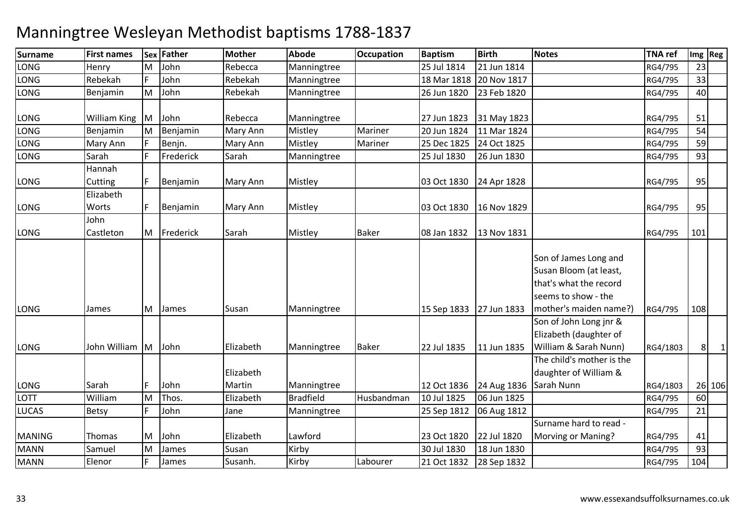# Manningtree Wesleyan Methodist baptisms 1788-1837

| Surname | First names | Sex | Father | Mother | Abode | Occupation | Baptism | Birth | Notes | TNA ref | Img | Reg |
|---|---|---|---|---|---|---|---|---|---|---|---|---|
| LONG | Henry | M | John | Rebecca | Manningtree | | 25 Jul 1814 | 21 Jun 1814 | | RG4/795 | 23 | |
| LONG | Rebekah | F | John | Rebekah | Manningtree | | 18 Mar 1818 | 20 Nov 1817 | | RG4/795 | 33 | |
| LONG | Benjamin | M | John | Rebekah | Manningtree | | 26 Jun 1820 | 23 Feb 1820 | | RG4/795 | 40 | |
| LONG | William King | M | John | Rebecca | Manningtree | | 27 Jun 1823 | 31 May 1823 | | RG4/795 | 51 | |
| LONG | Benjamin | M | Benjamin | Mary Ann | Mistley | Mariner | 20 Jun 1824 | 11 Mar 1824 | | RG4/795 | 54 | |
| LONG | Mary Ann | F | Benjn. | Mary Ann | Mistley | Mariner | 25 Dec 1825 | 24 Oct 1825 | | RG4/795 | 59 | |
| LONG | Sarah | F | Frederick | Sarah | Manningtree | | 25 Jul 1830 | 26 Jun 1830 | | RG4/795 | 93 | |
| LONG | Hannah Cutting | F | Benjamin | Mary Ann | Mistley | | 03 Oct 1830 | 24 Apr 1828 | | RG4/795 | 95 | |
| LONG | Elizabeth Worts | F | Benjamin | Mary Ann | Mistley | | 03 Oct 1830 | 16 Nov 1829 | | RG4/795 | 95 | |
| LONG | John Castleton | M | Frederick | Sarah | Mistley | Baker | 08 Jan 1832 | 13 Nov 1831 | | RG4/795 | 101 | |
| LONG | James | M | James | Susan | Manningtree | | 15 Sep 1833 | 27 Jun 1833 | Son of James Long and Susan Bloom (at least, that's what the record seems to show - the mother's maiden name?) | RG4/795 | 108 | |
| LONG | John William | M | John | Elizabeth | Manningtree | Baker | 22 Jul 1835 | 11 Jun 1835 | Son of John Long jnr & Elizabeth (daughter of William & Sarah Nunn) | RG4/1803 | 8 | 1 |
| LONG | Sarah | F | John | Elizabeth Martin | Manningtree | | 12 Oct 1836 | 24 Aug 1836 | The child's mother is the daughter of William & Sarah Nunn | RG4/1803 | 26 | 106 |
| LOTT | William | M | Thos. | Elizabeth | Bradfield | Husbandman | 10 Jul 1825 | 06 Jun 1825 | | RG4/795 | 60 | |
| LUCAS | Betsy | F | John | Jane | Manningtree | | 25 Sep 1812 | 06 Aug 1812 | | RG4/795 | 21 | |
| MANING | Thomas | M | John | Elizabeth | Lawford | | 23 Oct 1820 | 22 Jul 1820 | Surname hard to read - Morving or Maning? | RG4/795 | 41 | |
| MANN | Samuel | M | James | Susan | Kirby | | 30 Jul 1830 | 18 Jun 1830 | | RG4/795 | 93 | |
| MANN | Elenor | F | James | Susanh. | Kirby | Labourer | 21 Oct 1832 | 28 Sep 1832 | | RG4/795 | 104 | |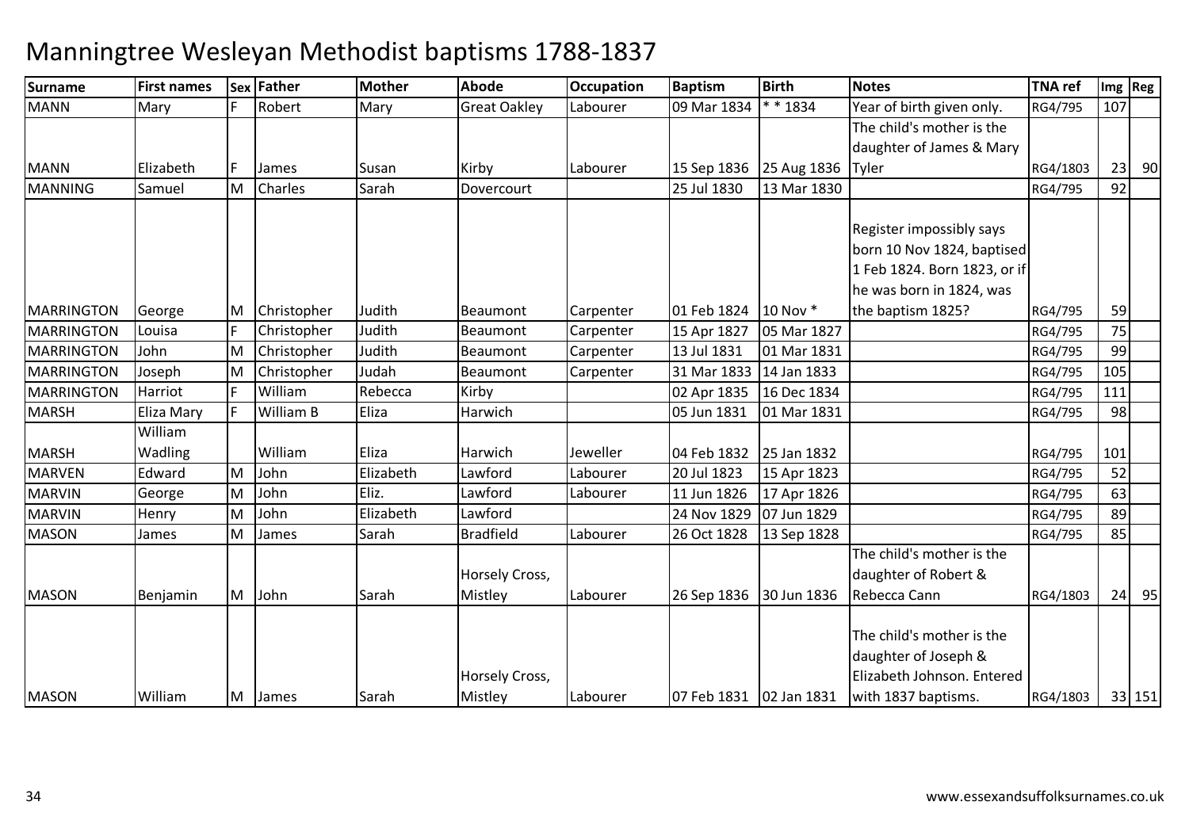# Manningtree Wesleyan Methodist baptisms 1788-1837

| Surname | First names | Sex | Father | Mother | Abode | Occupation | Baptism | Birth | Notes | TNA ref | Img | Reg |
|---|---|---|---|---|---|---|---|---|---|---|---|---|
| MANN | Mary | F | Robert | Mary | Great Oakley | Labourer | 09 Mar 1834 | * * 1834 | Year of birth given only. | RG4/795 | 107 | |
| MANN | Elizabeth | F | James | Susan | Kirby | Labourer | 15 Sep 1836 | 25 Aug 1836 | The child's mother is the daughter of James & Mary Tyler | RG4/1803 | 23 | 90 |
| MANNING | Samuel | M | Charles | Sarah | Dovercourt | | 25 Jul 1830 | 13 Mar 1830 | | RG4/795 | 92 | |
| MARRINGTON | George | M | Christopher | Judith | Beaumont | Carpenter | 01 Feb 1824 | 10 Nov * | Register impossibly says born 10 Nov 1824, baptised 1 Feb 1824. Born 1823, or if he was born in 1824, was the baptism 1825? | RG4/795 | 59 | |
| MARRINGTON | Louisa | F | Christopher | Judith | Beaumont | Carpenter | 15 Apr 1827 | 05 Mar 1827 | | RG4/795 | 75 | |
| MARRINGTON | John | M | Christopher | Judith | Beaumont | Carpenter | 13 Jul 1831 | 01 Mar 1831 | | RG4/795 | 99 | |
| MARRINGTON | Joseph | M | Christopher | Judah | Beaumont | Carpenter | 31 Mar 1833 | 14 Jan 1833 | | RG4/795 | 105 | |
| MARRINGTON | Harriot | F | William | Rebecca | Kirby | | 02 Apr 1835 | 16 Dec 1834 | | RG4/795 | 111 | |
| MARSH | Eliza Mary | F | William B | Eliza | Harwich | | 05 Jun 1831 | 01 Mar 1831 | | RG4/795 | 98 | |
| MARSH | William Wadling | | William | Eliza | Harwich | Jeweller | 04 Feb 1832 | 25 Jan 1832 | | RG4/795 | 101 | |
| MARVEN | Edward | M | John | Elizabeth | Lawford | Labourer | 20 Jul 1823 | 15 Apr 1823 | | RG4/795 | 52 | |
| MARVIN | George | M | John | Eliz. | Lawford | Labourer | 11 Jun 1826 | 17 Apr 1826 | | RG4/795 | 63 | |
| MARVIN | Henry | M | John | Elizabeth | Lawford | | 24 Nov 1829 | 07 Jun 1829 | | RG4/795 | 89 | |
| MASON | James | M | James | Sarah | Bradfield | Labourer | 26 Oct 1828 | 13 Sep 1828 | | RG4/795 | 85 | |
| MASON | Benjamin | M | John | Sarah | Horsely Cross, Mistley | Labourer | 26 Sep 1836 | 30 Jun 1836 | The child's mother is the daughter of Robert & Rebecca Cann | RG4/1803 | 24 | 95 |
| MASON | William | M | James | Sarah | Horsely Cross, Mistley | Labourer | 07 Feb 1831 | 02 Jan 1831 | The child's mother is the daughter of Joseph & Elizabeth Johnson. Entered with 1837 baptisms. | RG4/1803 | 33 | 151 |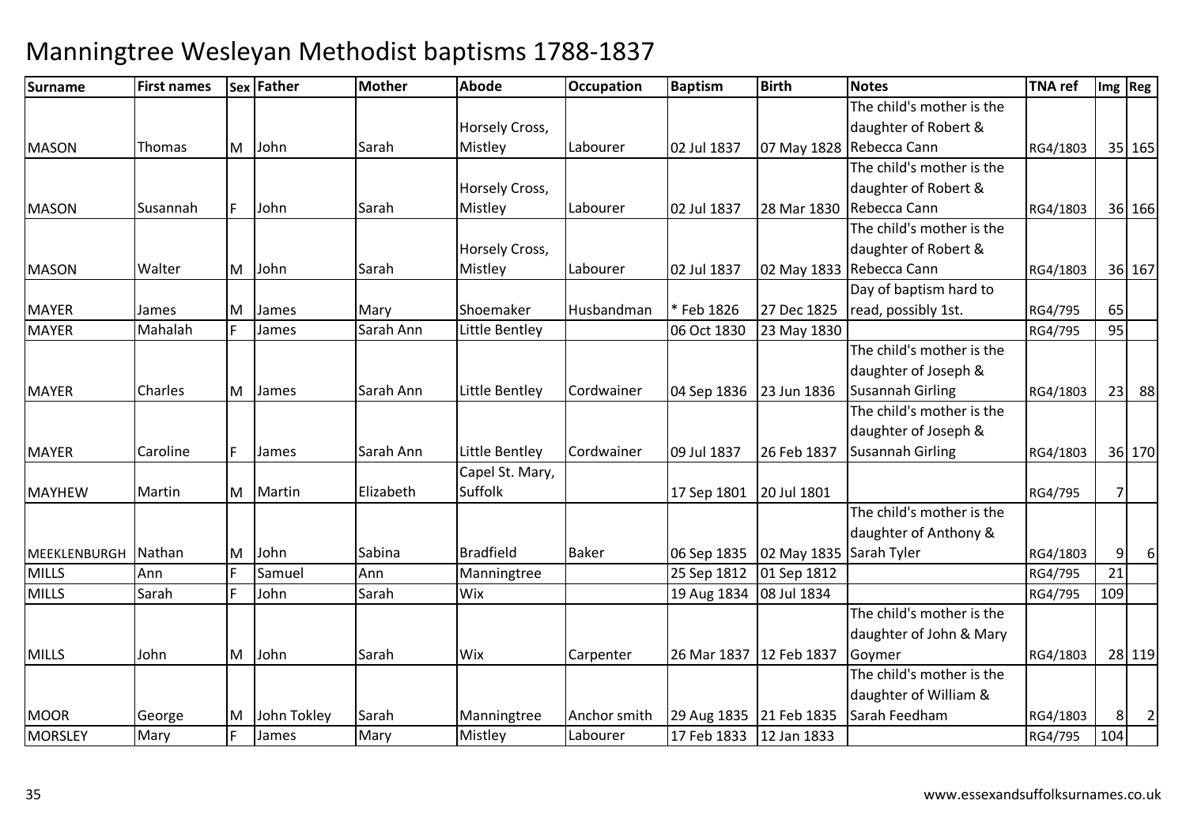# Manningtree Wesleyan Methodist baptisms 1788-1837

| Surname | First names | Sex | Father | Mother | Abode | Occupation | Baptism | Birth | Notes | TNA ref | Img | Reg |
|---|---|---|---|---|---|---|---|---|---|---|---|---|
| MASON | Thomas | M | John | Sarah | Horsely Cross, Mistley | Labourer | 02 Jul 1837 | 07 May 1828 | The child's mother is the daughter of Robert & Rebecca Cann | RG4/1803 | 35 | 165 |
| MASON | Susannah | F | John | Sarah | Horsely Cross, Mistley | Labourer | 02 Jul 1837 | 28 Mar 1830 | The child's mother is the daughter of Robert & Rebecca Cann | RG4/1803 | 36 | 166 |
| MASON | Walter | M | John | Sarah | Horsely Cross, Mistley | Labourer | 02 Jul 1837 | 02 May 1833 | The child's mother is the daughter of Robert & Rebecca Cann | RG4/1803 | 36 | 167 |
| MAYER | James | M | James | Mary | Shoemaker | Husbandman | * Feb 1826 | 27 Dec 1825 | Day of baptism hard to read, possibly 1st. | RG4/795 | 65 | |
| MAYER | Mahalah | F | James | Sarah Ann | Little Bentley | | 06 Oct 1830 | 23 May 1830 | | RG4/795 | 95 | |
| MAYER | Charles | M | James | Sarah Ann | Little Bentley | Cordwainer | 04 Sep 1836 | 23 Jun 1836 | The child's mother is the daughter of Joseph & Susannah Girling | RG4/1803 | 23 | 88 |
| MAYER | Caroline | F | James | Sarah Ann | Little Bentley | Cordwainer | 09 Jul 1837 | 26 Feb 1837 | The child's mother is the daughter of Joseph & Susannah Girling | RG4/1803 | 36 | 170 |
| MAYHEW | Martin | M | Martin | Elizabeth | Capel St. Mary, Suffolk | | 17 Sep 1801 | 20 Jul 1801 | | RG4/795 | 7 | |
| MEEKLENBURGH | Nathan | M | John | Sabina | Bradfield | Baker | 06 Sep 1835 | 02 May 1835 | The child's mother is the daughter of Anthony & Sarah Tyler | RG4/1803 | 9 | 6 |
| MILLS | Ann | F | Samuel | Ann | Manningtree | | 25 Sep 1812 | 01 Sep 1812 | | RG4/795 | 21 | |
| MILLS | Sarah | F | John | Sarah | Wix | | 19 Aug 1834 | 08 Jul 1834 | | RG4/795 | 109 | |
| MILLS | John | M | John | Sarah | Wix | Carpenter | 26 Mar 1837 | 12 Feb 1837 | The child's mother is the daughter of John & Mary Goymer | RG4/1803 | 28 | 119 |
| MOOR | George | M | John Tokley | Sarah | Manningtree | Anchor smith | 29 Aug 1835 | 21 Feb 1835 | The child's mother is the daughter of William & Sarah Feedham | RG4/1803 | 8 | 2 |
| MORSLEY | Mary | F | James | Mary | Mistley | Labourer | 17 Feb 1833 | 12 Jan 1833 | | RG4/795 | 104 | |

www.essexandsuffolksurnames.co.uk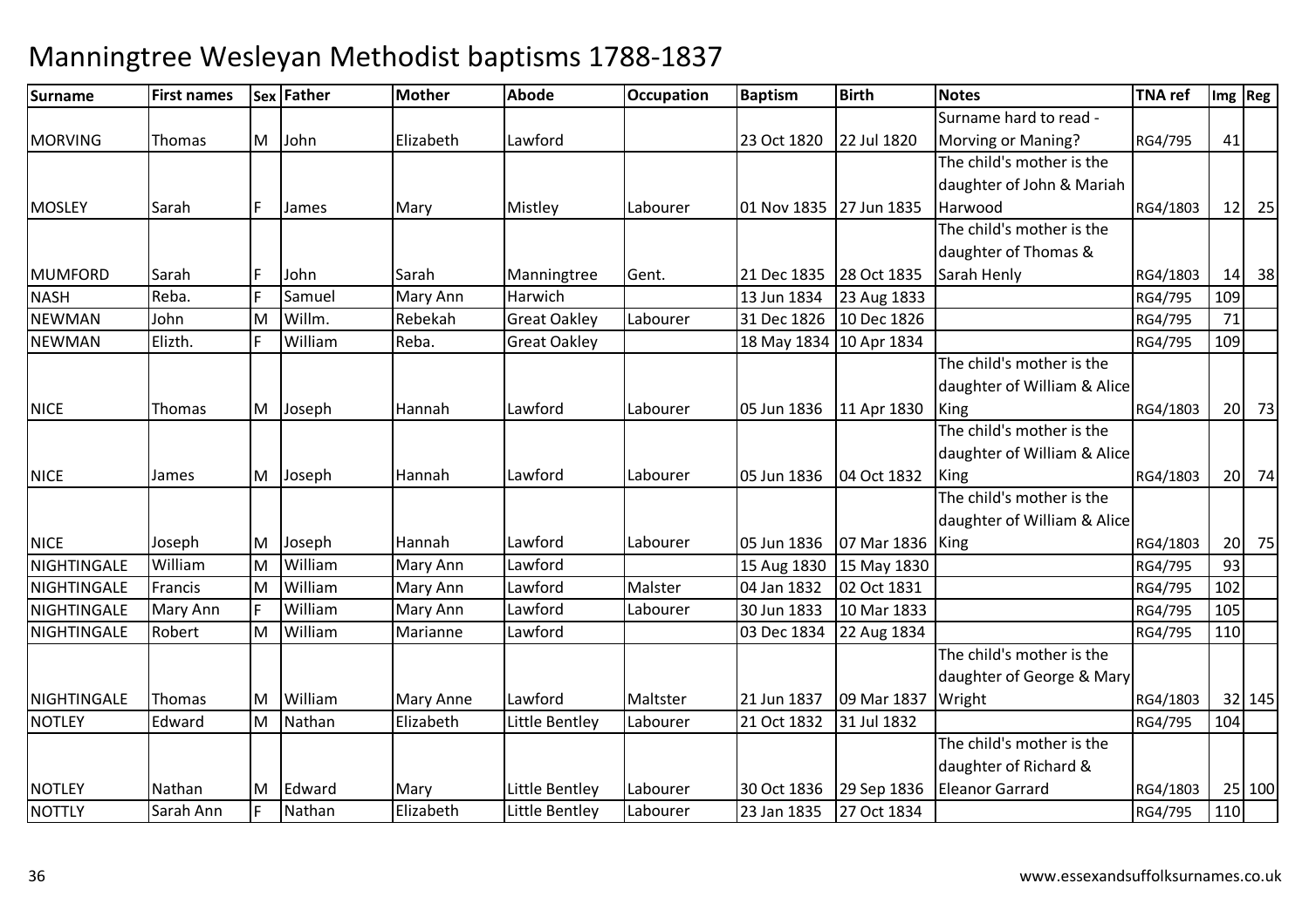# Manningtree Wesleyan Methodist baptisms 1788-1837

| Surname | First names | Sex | Father | Mother | Abode | Occupation | Baptism | Birth | Notes | TNA ref | Img | Reg |
|---|---|---|---|---|---|---|---|---|---|---|---|---|
| MORVING | Thomas | M | John | Elizabeth | Lawford | | 23 Oct 1820 | 22 Jul 1820 | Surname hard to read - Morving or Maning? | RG4/795 | 41 | |
| MOSLEY | Sarah | F | James | Mary | Mistley | Labourer | 01 Nov 1835 | 27 Jun 1835 | The child's mother is the daughter of John & Mariah Harwood | RG4/1803 | 12 | 25 |
| MUMFORD | Sarah | F | John | Sarah | Manningtree | Gent. | 21 Dec 1835 | 28 Oct 1835 | The child's mother is the daughter of Thomas & Sarah Henly | RG4/1803 | 14 | 38 |
| NASH | Reba. | F | Samuel | Mary Ann | Harwich | | 13 Jun 1834 | 23 Aug 1833 | | RG4/795 | 109 | |
| NEWMAN | John | M | Willm. | Rebekah | Great Oakley | Labourer | 31 Dec 1826 | 10 Dec 1826 | | RG4/795 | 71 | |
| NEWMAN | Elizth. | F | William | Reba. | Great Oakley | | 18 May 1834 | 10 Apr 1834 | | RG4/795 | 109 | |
| NICE | Thomas | M | Joseph | Hannah | Lawford | Labourer | 05 Jun 1836 | 11 Apr 1830 | The child's mother is the daughter of William & Alice King | RG4/1803 | 20 | 73 |
| NICE | James | M | Joseph | Hannah | Lawford | Labourer | 05 Jun 1836 | 04 Oct 1832 | The child's mother is the daughter of William & Alice King | RG4/1803 | 20 | 74 |
| NICE | Joseph | M | Joseph | Hannah | Lawford | Labourer | 05 Jun 1836 | 07 Mar 1836 | The child's mother is the daughter of William & Alice King | RG4/1803 | 20 | 75 |
| NIGHTINGALE | William | M | William | Mary Ann | Lawford | | 15 Aug 1830 | 15 May 1830 | | RG4/795 | 93 | |
| NIGHTINGALE | Francis | M | William | Mary Ann | Lawford | Malster | 04 Jan 1832 | 02 Oct 1831 | | RG4/795 | 102 | |
| NIGHTINGALE | Mary Ann | F | William | Mary Ann | Lawford | Labourer | 30 Jun 1833 | 10 Mar 1833 | | RG4/795 | 105 | |
| NIGHTINGALE | Robert | M | William | Marianne | Lawford | | 03 Dec 1834 | 22 Aug 1834 | | RG4/795 | 110 | |
| NIGHTINGALE | Thomas | M | William | Mary Anne | Lawford | Maltster | 21 Jun 1837 | 09 Mar 1837 | The child's mother is the daughter of George & Mary Wright | RG4/1803 | 32 | 145 |
| NOTLEY | Edward | M | Nathan | Elizabeth | Little Bentley | Labourer | 21 Oct 1832 | 31 Jul 1832 | | RG4/795 | 104 | |
| NOTLEY | Nathan | M | Edward | Mary | Little Bentley | Labourer | 30 Oct 1836 | 29 Sep 1836 | The child's mother is the daughter of Richard & Eleanor Garrard | RG4/1803 | 25 | 100 |
| NOTTLY | Sarah Ann | F | Nathan | Elizabeth | Little Bentley | Labourer | 23 Jan 1835 | 27 Oct 1834 | | RG4/795 | 110 | |

www.essexandsuffolksurnames.co.uk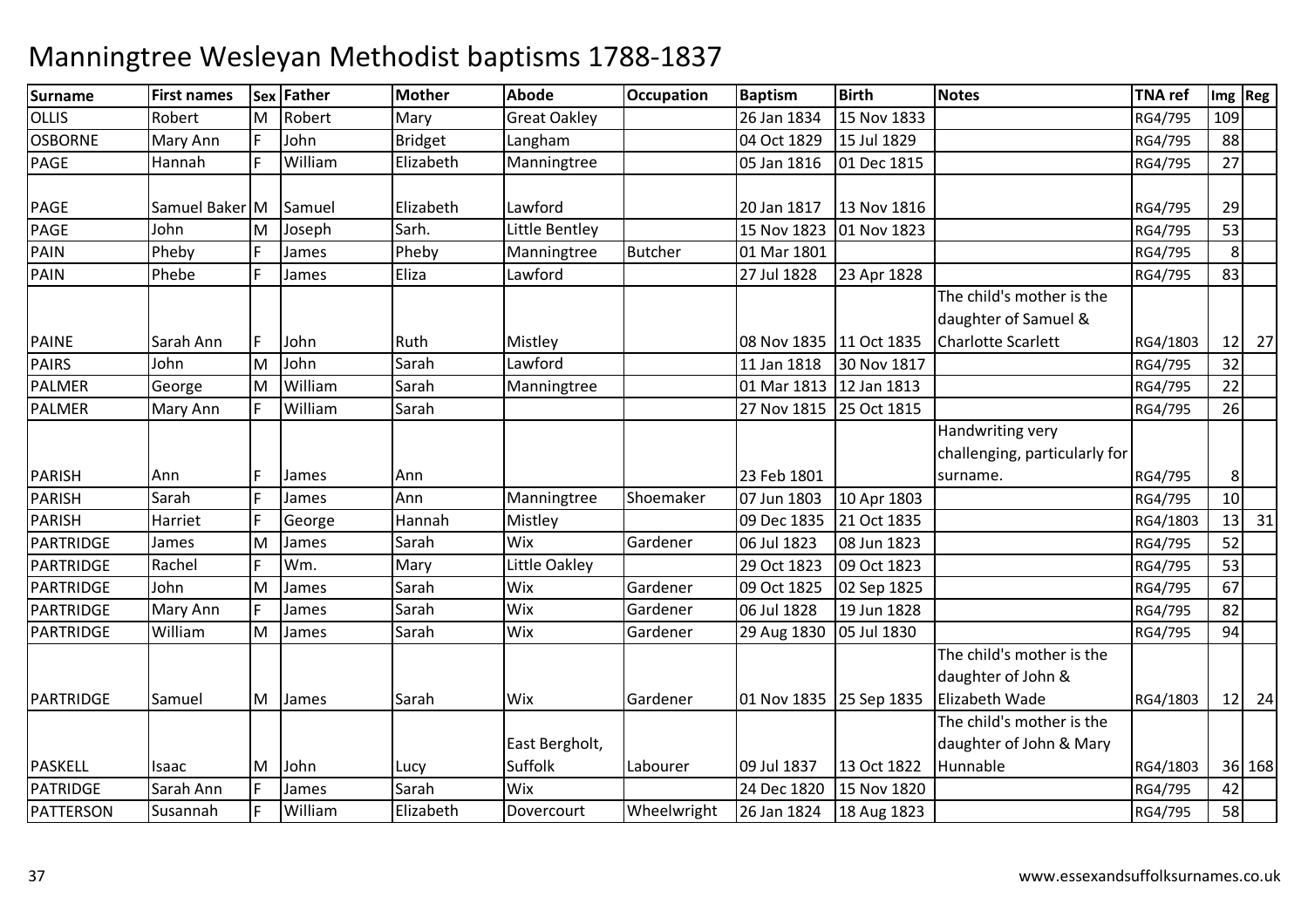# Manningtree Wesleyan Methodist baptisms 1788-1837

| Surname | First names | Sex | Father | Mother | Abode | Occupation | Baptism | Birth | Notes | TNA ref | Img | Reg |
|---|---|---|---|---|---|---|---|---|---|---|---|---|
| OLLIS | Robert | M | Robert | Mary | Great Oakley | | 26 Jan 1834 | 15 Nov 1833 | | RG4/795 | 109 | |
| OSBORNE | Mary Ann | F | John | Bridget | Langham | | 04 Oct 1829 | 15 Jul 1829 | | RG4/795 | 88 | |
| PAGE | Hannah | F | William | Elizabeth | Manningtree | | 05 Jan 1816 | 01 Dec 1815 | | RG4/795 | 27 | |
| PAGE | Samuel Baker | M | Samuel | Elizabeth | Lawford | | 20 Jan 1817 | 13 Nov 1816 | | RG4/795 | 29 | |
| PAGE | John | M | Joseph | Sarh. | Little Bentley | | 15 Nov 1823 | 01 Nov 1823 | | RG4/795 | 53 | |
| PAIN | Pheby | F | James | Pheby | Manningtree | Butcher | 01 Mar 1801 | | | RG4/795 | 8 | |
| PAIN | Phebe | F | James | Eliza | Lawford | | 27 Jul 1828 | 23 Apr 1828 | | RG4/795 | 83 | |
| PAINE | Sarah Ann | F | John | Ruth | Mistley | | 08 Nov 1835 | 11 Oct 1835 | The child's mother is the daughter of Samuel & Charlotte Scarlett | RG4/1803 | 12 | 27 |
| PAIRS | John | M | John | Sarah | Lawford | | 11 Jan 1818 | 30 Nov 1817 | | RG4/795 | 32 | |
| PALMER | George | M | William | Sarah | Manningtree | | 01 Mar 1813 | 12 Jan 1813 | | RG4/795 | 22 | |
| PALMER | Mary Ann | F | William | Sarah | | | 27 Nov 1815 | 25 Oct 1815 | | RG4/795 | 26 | |
| PARISH | Ann | F | James | Ann | | | 23 Feb 1801 | | Handwriting very challenging, particularly for surname. | RG4/795 | 8 | |
| PARISH | Sarah | F | James | Ann | Manningtree | Shoemaker | 07 Jun 1803 | 10 Apr 1803 | | RG4/795 | 10 | |
| PARISH | Harriet | F | George | Hannah | Mistley | | 09 Dec 1835 | 21 Oct 1835 | | RG4/1803 | 13 | 31 |
| PARTRIDGE | James | M | James | Sarah | Wix | Gardener | 06 Jul 1823 | 08 Jun 1823 | | RG4/795 | 52 | |
| PARTRIDGE | Rachel | F | Wm. | Mary | Little Oakley | | 29 Oct 1823 | 09 Oct 1823 | | RG4/795 | 53 | |
| PARTRIDGE | John | M | James | Sarah | Wix | Gardener | 09 Oct 1825 | 02 Sep 1825 | | RG4/795 | 67 | |
| PARTRIDGE | Mary Ann | F | James | Sarah | Wix | Gardener | 06 Jul 1828 | 19 Jun 1828 | | RG4/795 | 82 | |
| PARTRIDGE | William | M | James | Sarah | Wix | Gardener | 29 Aug 1830 | 05 Jul 1830 | | RG4/795 | 94 | |
| PARTRIDGE | Samuel | M | James | Sarah | Wix | Gardener | 01 Nov 1835 | 25 Sep 1835 | The child's mother is the daughter of John & Elizabeth Wade | RG4/1803 | 12 | 24 |
| PASKELL | Isaac | M | John | Lucy | East Bergholt, Suffolk | Labourer | 09 Jul 1837 | 13 Oct 1822 | The child's mother is the daughter of John & Mary Hunnable | RG4/1803 | 36 | 168 |
| PATRIDGE | Sarah Ann | F | James | Sarah | Wix | | 24 Dec 1820 | 15 Nov 1820 | | RG4/795 | 42 | |
| PATTERSON | Susannah | F | William | Elizabeth | Dovercourt | Wheelwright | 26 Jan 1824 | 18 Aug 1823 | | RG4/795 | 58 | |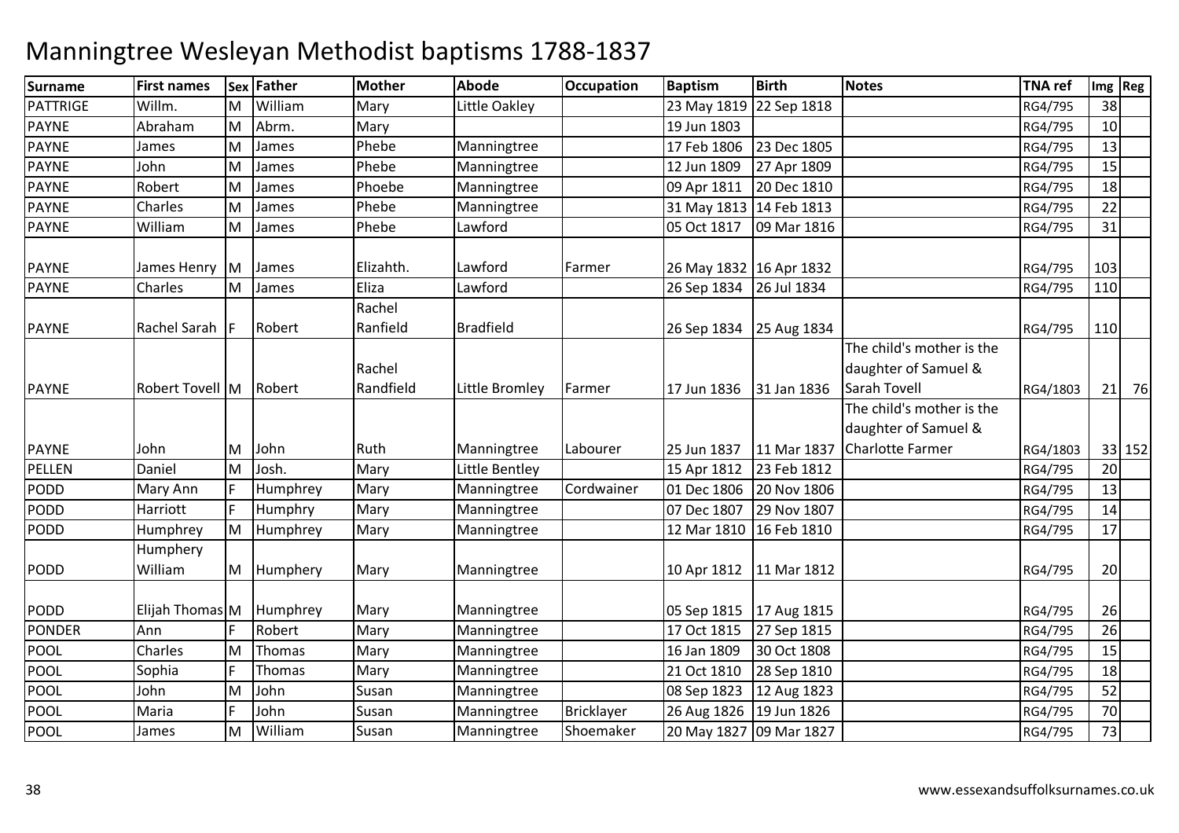# Manningtree Wesleyan Methodist baptisms 1788-1837

| Surname | First names | Sex | Father | Mother | Abode | Occupation | Baptism | Birth | Notes | TNA ref | Img | Reg |
|---|---|---|---|---|---|---|---|---|---|---|---|---|
| PATTRIGE | Willm. | M | William | Mary | Little Oakley | | 23 May 1819 | 22 Sep 1818 | | RG4/795 | 38 | |
| PAYNE | Abraham | M | Abrm. | Mary | | | 19 Jun 1803 | | | RG4/795 | 10 | |
| PAYNE | James | M | James | Phebe | Manningtree | | 17 Feb 1806 | 23 Dec 1805 | | RG4/795 | 13 | |
| PAYNE | John | M | James | Phebe | Manningtree | | 12 Jun 1809 | 27 Apr 1809 | | RG4/795 | 15 | |
| PAYNE | Robert | M | James | Phoebe | Manningtree | | 09 Apr 1811 | 20 Dec 1810 | | RG4/795 | 18 | |
| PAYNE | Charles | M | James | Phebe | Manningtree | | 31 May 1813 | 14 Feb 1813 | | RG4/795 | 22 | |
| PAYNE | William | M | James | Phebe | Lawford | | 05 Oct 1817 | 09 Mar 1816 | | RG4/795 | 31 | |
| PAYNE | James Henry | M | James | Elizahth. | Lawford | Farmer | 26 May 1832 | 16 Apr 1832 | | RG4/795 | 103 | |
| PAYNE | Charles | M | James | Eliza | Lawford | | 26 Sep 1834 | 26 Jul 1834 | | RG4/795 | 110 | |
| PAYNE | Rachel Sarah | F | Robert | Rachel Ranfield | Bradfield | | 26 Sep 1834 | 25 Aug 1834 | | RG4/795 | 110 | |
| PAYNE | Robert Tovell | M | Robert | Rachel Randfield | Little Bromley | Farmer | 17 Jun 1836 | 31 Jan 1836 | The child's mother is the daughter of Samuel & Sarah Tovell | RG4/1803 | 21 | 76 |
| PAYNE | John | M | John | Ruth | Manningtree | Labourer | 25 Jun 1837 | 11 Mar 1837 | The child's mother is the daughter of Samuel & Charlotte Farmer | RG4/1803 | 33 | 152 |
| PELLEN | Daniel | M | Josh. | Mary | Little Bentley | | 15 Apr 1812 | 23 Feb 1812 | | RG4/795 | 20 | |
| PODD | Mary Ann | F | Humphrey | Mary | Manningtree | Cordwainer | 01 Dec 1806 | 20 Nov 1806 | | RG4/795 | 13 | |
| PODD | Harriott | F | Humphry | Mary | Manningtree | | 07 Dec 1807 | 29 Nov 1807 | | RG4/795 | 14 | |
| PODD | Humphrey | M | Humphrey | Mary | Manningtree | | 12 Mar 1810 | 16 Feb 1810 | | RG4/795 | 17 | |
| PODD | Humphery William | M | Humphery | Mary | Manningtree | | 10 Apr 1812 | 11 Mar 1812 | | RG4/795 | 20 | |
| PODD | Elijah Thomas | M | Humphrey | Mary | Manningtree | | 05 Sep 1815 | 17 Aug 1815 | | RG4/795 | 26 | |
| PONDER | Ann | F | Robert | Mary | Manningtree | | 17 Oct 1815 | 27 Sep 1815 | | RG4/795 | 26 | |
| POOL | Charles | M | Thomas | Mary | Manningtree | | 16 Jan 1809 | 30 Oct 1808 | | RG4/795 | 15 | |
| POOL | Sophia | F | Thomas | Mary | Manningtree | | 21 Oct 1810 | 28 Sep 1810 | | RG4/795 | 18 | |
| POOL | John | M | John | Susan | Manningtree | | 08 Sep 1823 | 12 Aug 1823 | | RG4/795 | 52 | |
| POOL | Maria | F | John | Susan | Manningtree | Bricklayer | 26 Aug 1826 | 19 Jun 1826 | | RG4/795 | 70 | |
| POOL | James | M | William | Susan | Manningtree | Shoemaker | 20 May 1827 | 09 Mar 1827 | | RG4/795 | 73 | |

www.essexandsuffolksurnames.co.uk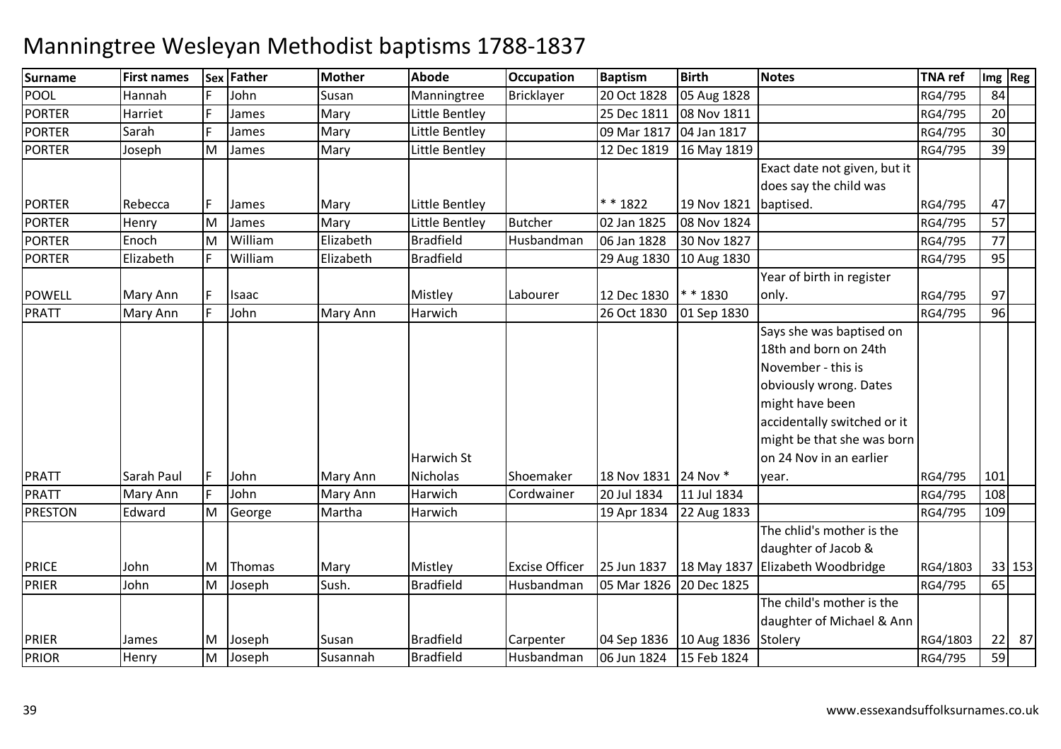# Manningtree Wesleyan Methodist baptisms 1788-1837

| Surname | First names | Sex | Father | Mother | Abode | Occupation | Baptism | Birth | Notes | TNA ref | Img | Reg |
|---|---|---|---|---|---|---|---|---|---|---|---|---|
| POOL | Hannah | F | John | Susan | Manningtree | Bricklayer | 20 Oct 1828 | 05 Aug 1828 | | RG4/795 | 84 | |
| PORTER | Harriet | F | James | Mary | Little Bentley | | 25 Dec 1811 | 08 Nov 1811 | | RG4/795 | 20 | |
| PORTER | Sarah | F | James | Mary | Little Bentley | | 09 Mar 1817 | 04 Jan 1817 | | RG4/795 | 30 | |
| PORTER | Joseph | M | James | Mary | Little Bentley | | 12 Dec 1819 | 16 May 1819 | | RG4/795 | 39 | |
| PORTER | Rebecca | F | James | Mary | Little Bentley | | * * 1822 | 19 Nov 1821 | Exact date not given, but it does say the child was baptised. | RG4/795 | 47 | |
| PORTER | Henry | M | James | Mary | Little Bentley | Butcher | 02 Jan 1825 | 08 Nov 1824 | | RG4/795 | 57 | |
| PORTER | Enoch | M | William | Elizabeth | Bradfield | Husbandman | 06 Jan 1828 | 30 Nov 1827 | | RG4/795 | 77 | |
| PORTER | Elizabeth | F | William | Elizabeth | Bradfield | | 29 Aug 1830 | 10 Aug 1830 | | RG4/795 | 95 | |
| POWELL | Mary Ann | F | Isaac | | Mistley | Labourer | 12 Dec 1830 | * * 1830 | Year of birth in register only. | RG4/795 | 97 | |
| PRATT | Mary Ann | F | John | Mary Ann | Harwich | | 26 Oct 1830 | 01 Sep 1830 | | RG4/795 | 96 | |
| PRATT | Sarah Paul | F | John | Mary Ann | Harwich St Nicholas | Shoemaker | 18 Nov 1831 | 24 Nov * | Says she was baptised on 18th and born on 24th November - this is obviously wrong. Dates might have been accidentally switched or it might be that she was born on 24 Nov in an earlier year. | RG4/795 | 101 | |
| PRATT | Mary Ann | F | John | Mary Ann | Harwich | Cordwainer | 20 Jul 1834 | 11 Jul 1834 | | RG4/795 | 108 | |
| PRESTON | Edward | M | George | Martha | Harwich | | 19 Apr 1834 | 22 Aug 1833 | | RG4/795 | 109 | |
| PRICE | John | M | Thomas | Mary | Mistley | Excise Officer | 25 Jun 1837 | 18 May 1837 | The chlid's mother is the daughter of Jacob & Elizabeth Woodbridge | RG4/1803 | 33 | 153 |
| PRIER | John | M | Joseph | Sush. | Bradfield | Husbandman | 05 Mar 1826 | 20 Dec 1825 | | RG4/795 | 65 | |
| PRIER | James | M | Joseph | Susan | Bradfield | Carpenter | 04 Sep 1836 | 10 Aug 1836 | The child's mother is the daughter of Michael & Ann Stolery | RG4/1803 | 22 | 87 |
| PRIOR | Henry | M | Joseph | Susannah | Bradfield | Husbandman | 06 Jun 1824 | 15 Feb 1824 | | RG4/795 | 59 | |

www.essexandsuffolksurnames.co.uk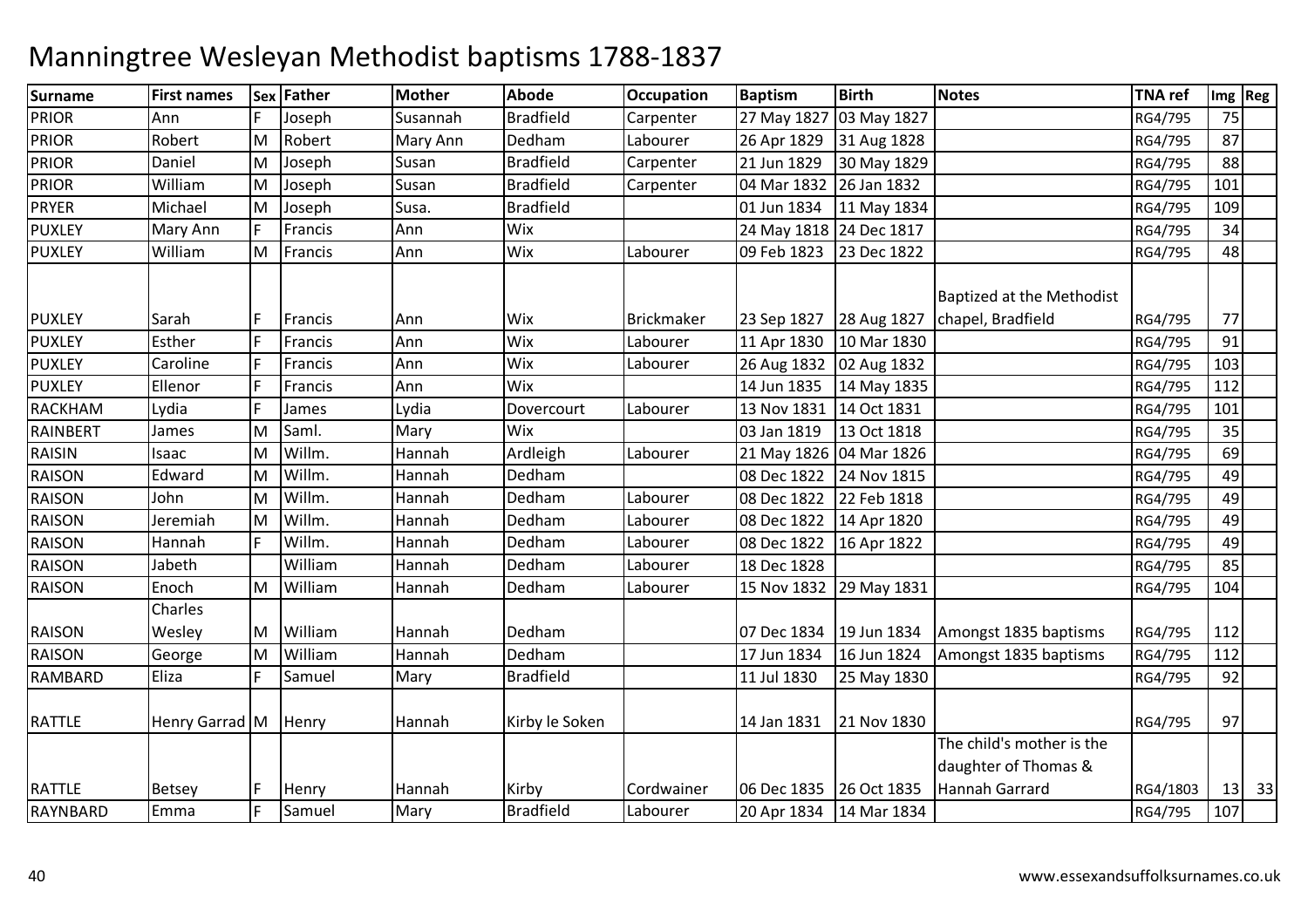# Manningtree Wesleyan Methodist baptisms 1788-1837

| Surname | First names | Sex | Father | Mother | Abode | Occupation | Baptism | Birth | Notes | TNA ref | Img | Reg |
|---|---|---|---|---|---|---|---|---|---|---|---|---|
| PRIOR | Ann | F | Joseph | Susannah | Bradfield | Carpenter | 27 May 1827 | 03 May 1827 | | RG4/795 | 75 | |
| PRIOR | Robert | M | Robert | Mary Ann | Dedham | Labourer | 26 Apr 1829 | 31 Aug 1828 | | RG4/795 | 87 | |
| PRIOR | Daniel | M | Joseph | Susan | Bradfield | Carpenter | 21 Jun 1829 | 30 May 1829 | | RG4/795 | 88 | |
| PRIOR | William | M | Joseph | Susan | Bradfield | Carpenter | 04 Mar 1832 | 26 Jan 1832 | | RG4/795 | 101 | |
| PRYER | Michael | M | Joseph | Susa. | Bradfield | | 01 Jun 1834 | 11 May 1834 | | RG4/795 | 109 | |
| PUXLEY | Mary Ann | F | Francis | Ann | Wix | | 24 May 1818 | 24 Dec 1817 | | RG4/795 | 34 | |
| PUXLEY | William | M | Francis | Ann | Wix | Labourer | 09 Feb 1823 | 23 Dec 1822 | | RG4/795 | 48 | |
| PUXLEY | Sarah | F | Francis | Ann | Wix | Brickmaker | 23 Sep 1827 | 28 Aug 1827 | Baptized at the Methodist chapel, Bradfield | RG4/795 | 77 | |
| PUXLEY | Esther | F | Francis | Ann | Wix | Labourer | 11 Apr 1830 | 10 Mar 1830 | | RG4/795 | 91 | |
| PUXLEY | Caroline | F | Francis | Ann | Wix | Labourer | 26 Aug 1832 | 02 Aug 1832 | | RG4/795 | 103 | |
| PUXLEY | Ellenor | F | Francis | Ann | Wix | | 14 Jun 1835 | 14 May 1835 | | RG4/795 | 112 | |
| RACKHAM | Lydia | F | James | Lydia | Dovercourt | Labourer | 13 Nov 1831 | 14 Oct 1831 | | RG4/795 | 101 | |
| RAINBERT | James | M | Saml. | Mary | Wix | | 03 Jan 1819 | 13 Oct 1818 | | RG4/795 | 35 | |
| RAISIN | Isaac | M | Willm. | Hannah | Ardleigh | Labourer | 21 May 1826 | 04 Mar 1826 | | RG4/795 | 69 | |
| RAISON | Edward | M | Willm. | Hannah | Dedham | | 08 Dec 1822 | 24 Nov 1815 | | RG4/795 | 49 | |
| RAISON | John | M | Willm. | Hannah | Dedham | Labourer | 08 Dec 1822 | 22 Feb 1818 | | RG4/795 | 49 | |
| RAISON | Jeremiah | M | Willm. | Hannah | Dedham | Labourer | 08 Dec 1822 | 14 Apr 1820 | | RG4/795 | 49 | |
| RAISON | Hannah | F | Willm. | Hannah | Dedham | Labourer | 08 Dec 1822 | 16 Apr 1822 | | RG4/795 | 49 | |
| RAISON | Jabeth | | William | Hannah | Dedham | Labourer | 18 Dec 1828 | | | RG4/795 | 85 | |
| RAISON | Enoch | M | William | Hannah | Dedham | Labourer | 15 Nov 1832 | 29 May 1831 | | RG4/795 | 104 | |
| RAISON | Charles Wesley | M | William | Hannah | Dedham | | 07 Dec 1834 | 19 Jun 1834 | Amongst 1835 baptisms | RG4/795 | 112 | |
| RAISON | George | M | William | Hannah | Dedham | | 17 Jun 1834 | 16 Jun 1824 | Amongst 1835 baptisms | RG4/795 | 112 | |
| RAMBARD | Eliza | F | Samuel | Mary | Bradfield | | 11 Jul 1830 | 25 May 1830 | | RG4/795 | 92 | |
| RATTLE | Henry Garrad | M | Henry | Hannah | Kirby le Soken | | 14 Jan 1831 | 21 Nov 1830 | | RG4/795 | 97 | |
| RATTLE | Betsey | F | Henry | Hannah | Kirby | Cordwainer | 06 Dec 1835 | 26 Oct 1835 | The child's mother is the daughter of Thomas & Hannah Garrard | RG4/1803 | 13 | 33 |
| RAYNBARD | Emma | F | Samuel | Mary | Bradfield | Labourer | 20 Apr 1834 | 14 Mar 1834 | | RG4/795 | 107 | |

www.essexandsuffolksurnames.co.uk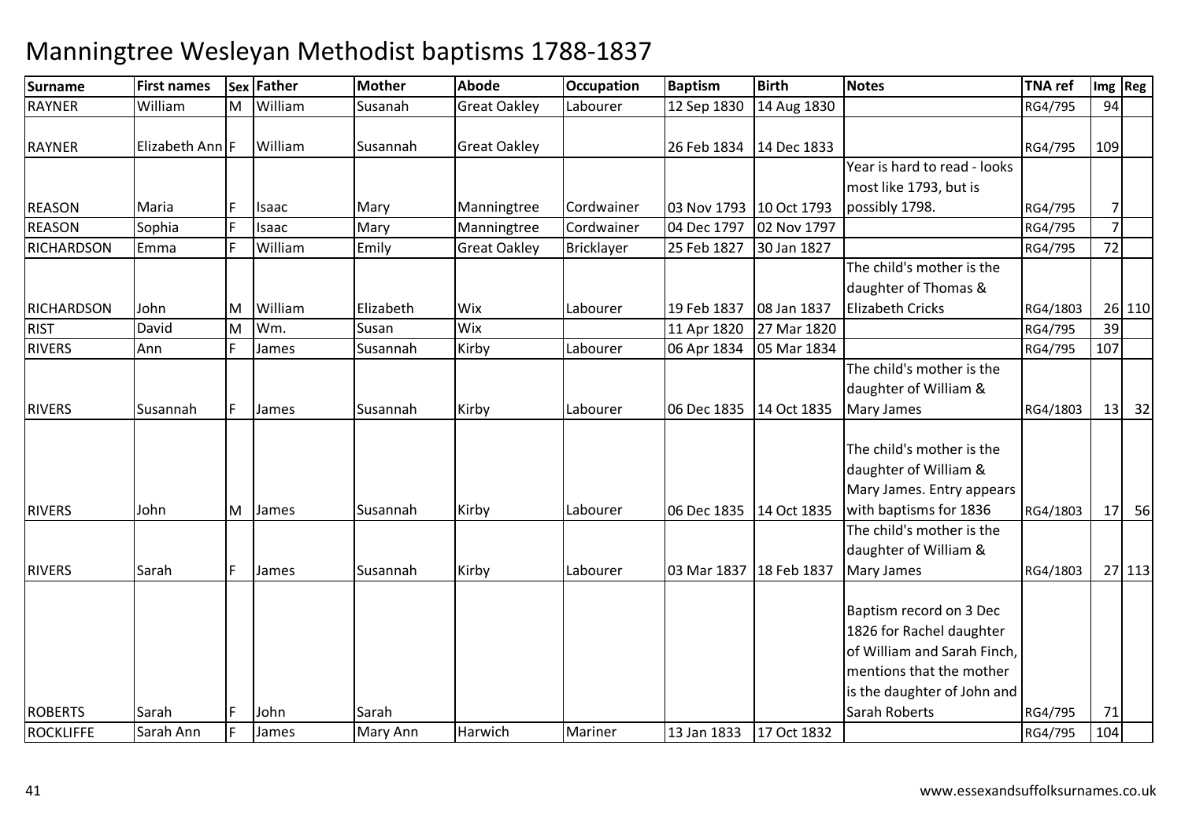# Manningtree Wesleyan Methodist baptisms 1788-1837

| Surname | First names | Sex | Father | Mother | Abode | Occupation | Baptism | Birth | Notes | TNA ref | Img | Reg |
|---|---|---|---|---|---|---|---|---|---|---|---|---|
| RAYNER | William | M | William | Susanah | Great Oakley | Labourer | 12 Sep 1830 | 14 Aug 1830 | | RG4/795 | 94 | |
| RAYNER | Elizabeth Ann | F | William | Susannah | Great Oakley | | 26 Feb 1834 | 14 Dec 1833 | | RG4/795 | 109 | |
| REASON | Maria | F | Isaac | Mary | Manningtree | Cordwainer | 03 Nov 1793 | 10 Oct 1793 | Year is hard to read - looks most like 1793, but is possibly 1798. | RG4/795 | 7 | |
| REASON | Sophia | F | Isaac | Mary | Manningtree | Cordwainer | 04 Dec 1797 | 02 Nov 1797 | | RG4/795 | 7 | |
| RICHARDSON | Emma | F | William | Emily | Great Oakley | Bricklayer | 25 Feb 1827 | 30 Jan 1827 | | RG4/795 | 72 | |
| RICHARDSON | John | M | William | Elizabeth | Wix | Labourer | 19 Feb 1837 | 08 Jan 1837 | The child's mother is the daughter of Thomas & Elizabeth Cricks | RG4/1803 | 26 | 110 |
| RIST | David | M | Wm. | Susan | Wix | | 11 Apr 1820 | 27 Mar 1820 | | RG4/795 | 39 | |
| RIVERS | Ann | F | James | Susannah | Kirby | Labourer | 06 Apr 1834 | 05 Mar 1834 | | RG4/795 | 107 | |
| RIVERS | Susannah | F | James | Susannah | Kirby | Labourer | 06 Dec 1835 | 14 Oct 1835 | The child's mother is the daughter of William & Mary James | RG4/1803 | 13 | 32 |
| RIVERS | John | M | James | Susannah | Kirby | Labourer | 06 Dec 1835 | 14 Oct 1835 | The child's mother is the daughter of William & Mary James. Entry appears with baptisms for 1836 | RG4/1803 | 17 | 56 |
| RIVERS | Sarah | F | James | Susannah | Kirby | Labourer | 03 Mar 1837 | 18 Feb 1837 | The child's mother is the daughter of William & Mary James | RG4/1803 | 27 | 113 |
| ROBERTS | Sarah | F | John | Sarah | | | | | Baptism record on 3 Dec 1826 for Rachel daughter of William and Sarah Finch, mentions that the mother is the daughter of John and Sarah Roberts | RG4/795 | 71 | |
| ROCKLIFFE | Sarah Ann | F | James | Mary Ann | Harwich | Mariner | 13 Jan 1833 | 17 Oct 1832 | | RG4/795 | 104 | |

www.essexandsuffolksurnames.co.uk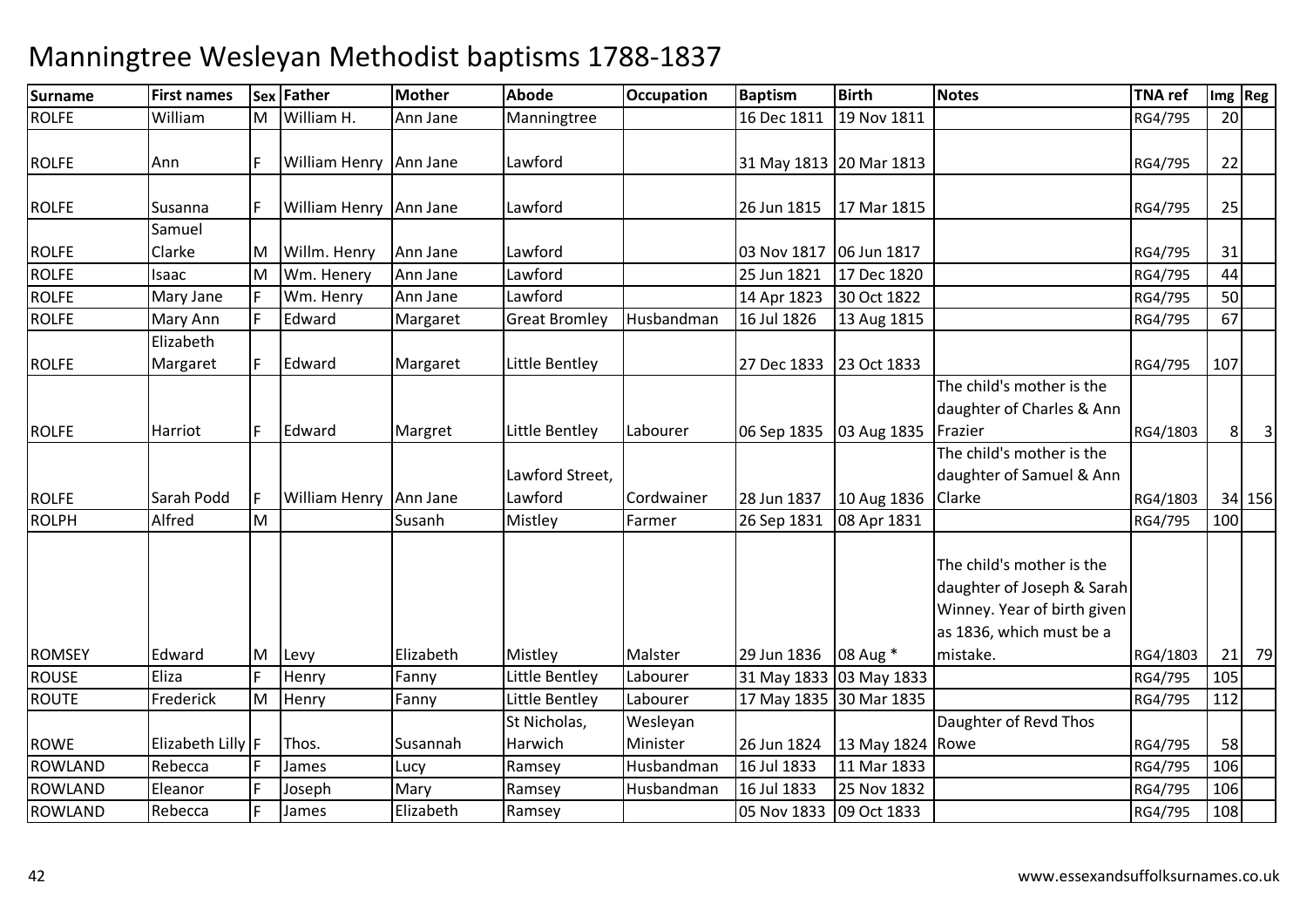# Manningtree Wesleyan Methodist baptisms 1788-1837

| Surname | First names | Sex | Father | Mother | Abode | Occupation | Baptism | Birth | Notes | TNA ref | Img | Reg |
|---|---|---|---|---|---|---|---|---|---|---|---|---|
| ROLFE | William | M | William H. | Ann Jane | Manningtree | | 16 Dec 1811 | 19 Nov 1811 | | RG4/795 | 20 | |
| ROLFE | Ann | F | William Henry | Ann Jane | Lawford | | 31 May 1813 | 20 Mar 1813 | | RG4/795 | 22 | |
| ROLFE | Susanna | F | William Henry | Ann Jane | Lawford | | 26 Jun 1815 | 17 Mar 1815 | | RG4/795 | 25 | |
| ROLFE | Samuel Clarke | M | Willm. Henry | Ann Jane | Lawford | | 03 Nov 1817 | 06 Jun 1817 | | RG4/795 | 31 | |
| ROLFE | Isaac | M | Wm. Henery | Ann Jane | Lawford | | 25 Jun 1821 | 17 Dec 1820 | | RG4/795 | 44 | |
| ROLFE | Mary Jane | F | Wm. Henry | Ann Jane | Lawford | | 14 Apr 1823 | 30 Oct 1822 | | RG4/795 | 50 | |
| ROLFE | Mary Ann | F | Edward | Margaret | Great Bromley | Husbandman | 16 Jul 1826 | 13 Aug 1815 | | RG4/795 | 67 | |
| ROLFE | Elizabeth Margaret | F | Edward | Margaret | Little Bentley | | 27 Dec 1833 | 23 Oct 1833 | | RG4/795 | 107 | |
| ROLFE | Harriot | F | Edward | Margret | Little Bentley | Labourer | 06 Sep 1835 | 03 Aug 1835 | The child's mother is the daughter of Charles & Ann Frazier | RG4/1803 | 8 | 3 |
| ROLFE | Sarah Podd | F | William Henry | Ann Jane | Lawford Street, Lawford | Cordwainer | 28 Jun 1837 | 10 Aug 1836 | The child's mother is the daughter of Samuel & Ann Clarke | RG4/1803 | 34 | 156 |
| ROLPH | Alfred | M | | Susanh | Mistley | Farmer | 26 Sep 1831 | 08 Apr 1831 | | RG4/795 | 100 | |
| ROMSEY | Edward | M | Levy | Elizabeth | Mistley | Malster | 29 Jun 1836 | 08 Aug * | The child's mother is the daughter of Joseph & Sarah Winney. Year of birth given as 1836, which must be a mistake. | RG4/1803 | 21 | 79 |
| ROUSE | Eliza | F | Henry | Fanny | Little Bentley | Labourer | 31 May 1833 | 03 May 1833 | | RG4/795 | 105 | |
| ROUTE | Frederick | M | Henry | Fanny | Little Bentley | Labourer | 17 May 1835 | 30 Mar 1835 | | RG4/795 | 112 | |
| ROWE | Elizabeth Lilly | F | Thos. | Susannah | St Nicholas, Harwich | Wesleyan Minister | 26 Jun 1824 | 13 May 1824 | Daughter of Revd Thos Rowe | RG4/795 | 58 | |
| ROWLAND | Rebecca | F | James | Lucy | Ramsey | Husbandman | 16 Jul 1833 | 11 Mar 1833 | | RG4/795 | 106 | |
| ROWLAND | Eleanor | F | Joseph | Mary | Ramsey | Husbandman | 16 Jul 1833 | 25 Nov 1832 | | RG4/795 | 106 | |
| ROWLAND | Rebecca | F | James | Elizabeth | Ramsey | | 05 Nov 1833 | 09 Oct 1833 | | RG4/795 | 108 | |

www.essexandsuffolksurnames.co.uk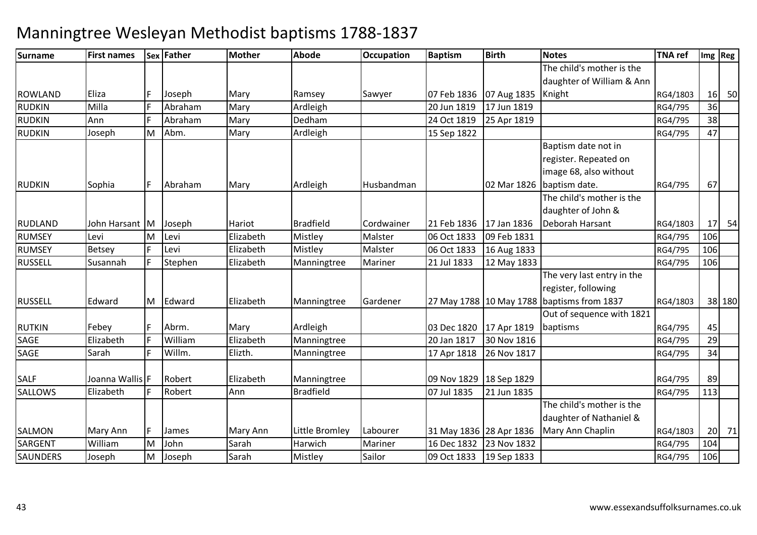# Manningtree Wesleyan Methodist baptisms 1788-1837

| Surname | First names | Sex | Father | Mother | Abode | Occupation | Baptism | Birth | Notes | TNA ref | Img | Reg |
|---|---|---|---|---|---|---|---|---|---|---|---|---|
| ROWLAND | Eliza | F | Joseph | Mary | Ramsey | Sawyer | 07 Feb 1836 | 07 Aug 1835 | The child's mother is the daughter of William & Ann Knight | RG4/1803 | 16 | 50 |
| RUDKIN | Milla | F | Abraham | Mary | Ardleigh | | 20 Jun 1819 | 17 Jun 1819 | | RG4/795 | 36 | |
| RUDKIN | Ann | F | Abraham | Mary | Dedham | | 24 Oct 1819 | 25 Apr 1819 | | RG4/795 | 38 | |
| RUDKIN | Joseph | M | Abm. | Mary | Ardleigh | | 15 Sep 1822 | | | RG4/795 | 47 | |
| RUDKIN | Sophia | F | Abraham | Mary | Ardleigh | Husbandman | | 02 Mar 1826 | Baptism date not in register. Repeated on image 68, also without baptism date. | RG4/795 | 67 | |
| RUDLAND | John Harsant | M | Joseph | Hariot | Bradfield | Cordwainer | 21 Feb 1836 | 17 Jan 1836 | The child's mother is the daughter of John & Deborah Harsant | RG4/1803 | 17 | 54 |
| RUMSEY | Levi | M | Levi | Elizabeth | Mistley | Malster | 06 Oct 1833 | 09 Feb 1831 | | RG4/795 | 106 | |
| RUMSEY | Betsey | F | Levi | Elizabeth | Mistley | Malster | 06 Oct 1833 | 16 Aug 1833 | | RG4/795 | 106 | |
| RUSSELL | Susannah | F | Stephen | Elizabeth | Manningtree | Mariner | 21 Jul 1833 | 12 May 1833 | | RG4/795 | 106 | |
| RUSSELL | Edward | M | Edward | Elizabeth | Manningtree | Gardener | 27 May 1788 | 10 May 1788 | The very last entry in the register, following baptisms from 1837 | RG4/1803 | 38 | 180 |
| RUTKIN | Febey | F | Abrm. | Mary | Ardleigh | | 03 Dec 1820 | 17 Apr 1819 | Out of sequence with 1821 baptisms | RG4/795 | 45 | |
| SAGE | Elizabeth | F | William | Elizabeth | Manningtree | | 20 Jan 1817 | 30 Nov 1816 | | RG4/795 | 29 | |
| SAGE | Sarah | F | Willm. | Elizth. | Manningtree | | 17 Apr 1818 | 26 Nov 1817 | | RG4/795 | 34 | |
| SALF | Joanna Wallis | F | Robert | Elizabeth | Manningtree | | 09 Nov 1829 | 18 Sep 1829 | | RG4/795 | 89 | |
| SALLOWS | Elizabeth | F | Robert | Ann | Bradfield | | 07 Jul 1835 | 21 Jun 1835 | | RG4/795 | 113 | |
| SALMON | Mary Ann | F | James | Mary Ann | Little Bromley | Labourer | 31 May 1836 | 28 Apr 1836 | The child's mother is the daughter of Nathaniel & Mary Ann Chaplin | RG4/1803 | 20 | 71 |
| SARGENT | William | M | John | Sarah | Harwich | Mariner | 16 Dec 1832 | 23 Nov 1832 | | RG4/795 | 104 | |
| SAUNDERS | Joseph | M | Joseph | Sarah | Mistley | Sailor | 09 Oct 1833 | 19 Sep 1833 | | RG4/795 | 106 | |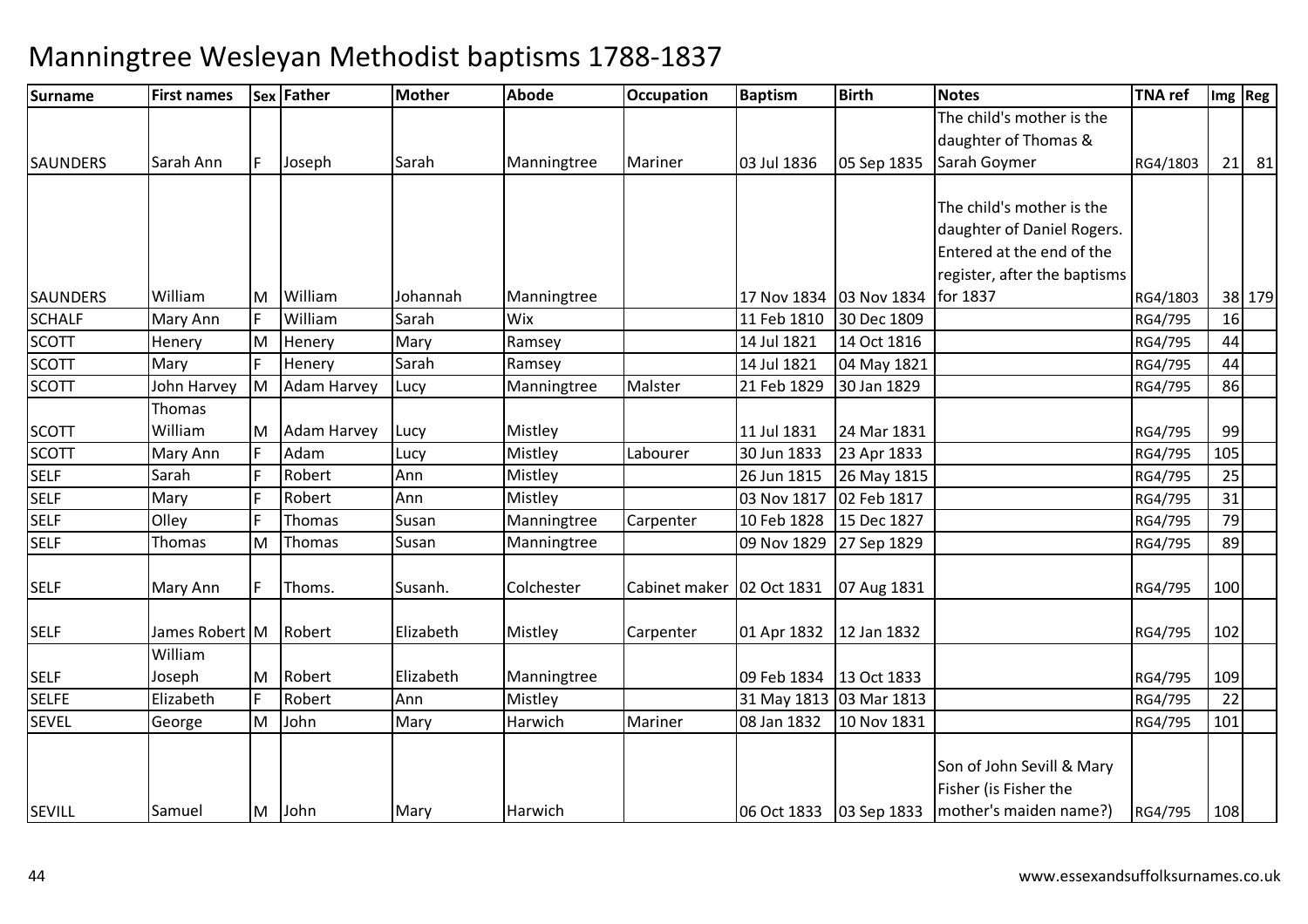# Manningtree Wesleyan Methodist baptisms 1788-1837

| Surname | First names | Sex | Father | Mother | Abode | Occupation | Baptism | Birth | Notes | TNA ref | Img | Reg |
|---|---|---|---|---|---|---|---|---|---|---|---|---|
| SAUNDERS | Sarah Ann | F | Joseph | Sarah | Manningtree | Mariner | 03 Jul 1836 | 05 Sep 1835 | The child's mother is the daughter of Thomas & Sarah Goymer | RG4/1803 | 21 | 81 |
| SAUNDERS | William | M | William | Johannah | Manningtree | | 17 Nov 1834 | 03 Nov 1834 | The child's mother is the daughter of Daniel Rogers. Entered at the end of the register, after the baptisms for 1837 | RG4/1803 | 38 | 179 |
| SCHALF | Mary Ann | F | William | Sarah | Wix | | 11 Feb 1810 | 30 Dec 1809 | | RG4/795 | 16 | |
| SCOTT | Henery | M | Henery | Mary | Ramsey | | 14 Jul 1821 | 14 Oct 1816 | | RG4/795 | 44 | |
| SCOTT | Mary | F | Henery | Sarah | Ramsey | | 14 Jul 1821 | 04 May 1821 | | RG4/795 | 44 | |
| SCOTT | John Harvey | M | Adam Harvey | Lucy | Manningtree | Malster | 21 Feb 1829 | 30 Jan 1829 | | RG4/795 | 86 | |
| SCOTT | Thomas William | M | Adam Harvey | Lucy | Mistley | | 11 Jul 1831 | 24 Mar 1831 | | RG4/795 | 99 | |
| SCOTT | Mary Ann | F | Adam | Lucy | Mistley | Labourer | 30 Jun 1833 | 23 Apr 1833 | | RG4/795 | 105 | |
| SELF | Sarah | F | Robert | Ann | Mistley | | 26 Jun 1815 | 26 May 1815 | | RG4/795 | 25 | |
| SELF | Mary | F | Robert | Ann | Mistley | | 03 Nov 1817 | 02 Feb 1817 | | RG4/795 | 31 | |
| SELF | Olley | F | Thomas | Susan | Manningtree | Carpenter | 10 Feb 1828 | 15 Dec 1827 | | RG4/795 | 79 | |
| SELF | Thomas | M | Thomas | Susan | Manningtree | | 09 Nov 1829 | 27 Sep 1829 | | RG4/795 | 89 | |
| SELF | Mary Ann | F | Thoms. | Susanh. | Colchester | Cabinet maker | 02 Oct 1831 | 07 Aug 1831 | | RG4/795 | 100 | |
| SELF | James Robert | M | Robert | Elizabeth | Mistley | Carpenter | 01 Apr 1832 | 12 Jan 1832 | | RG4/795 | 102 | |
| SELF | William Joseph | M | Robert | Elizabeth | Manningtree | | 09 Feb 1834 | 13 Oct 1833 | | RG4/795 | 109 | |
| SELFE | Elizabeth | F | Robert | Ann | Mistley | | 31 May 1813 | 03 Mar 1813 | | RG4/795 | 22 | |
| SEVEL | George | M | John | Mary | Harwich | Mariner | 08 Jan 1832 | 10 Nov 1831 | | RG4/795 | 101 | |
| SEVILL | Samuel | M | John | Mary | Harwich | | 06 Oct 1833 | 03 Sep 1833 | Son of John Sevill & Mary Fisher (is Fisher the mother's maiden name?) | RG4/795 | 108 | |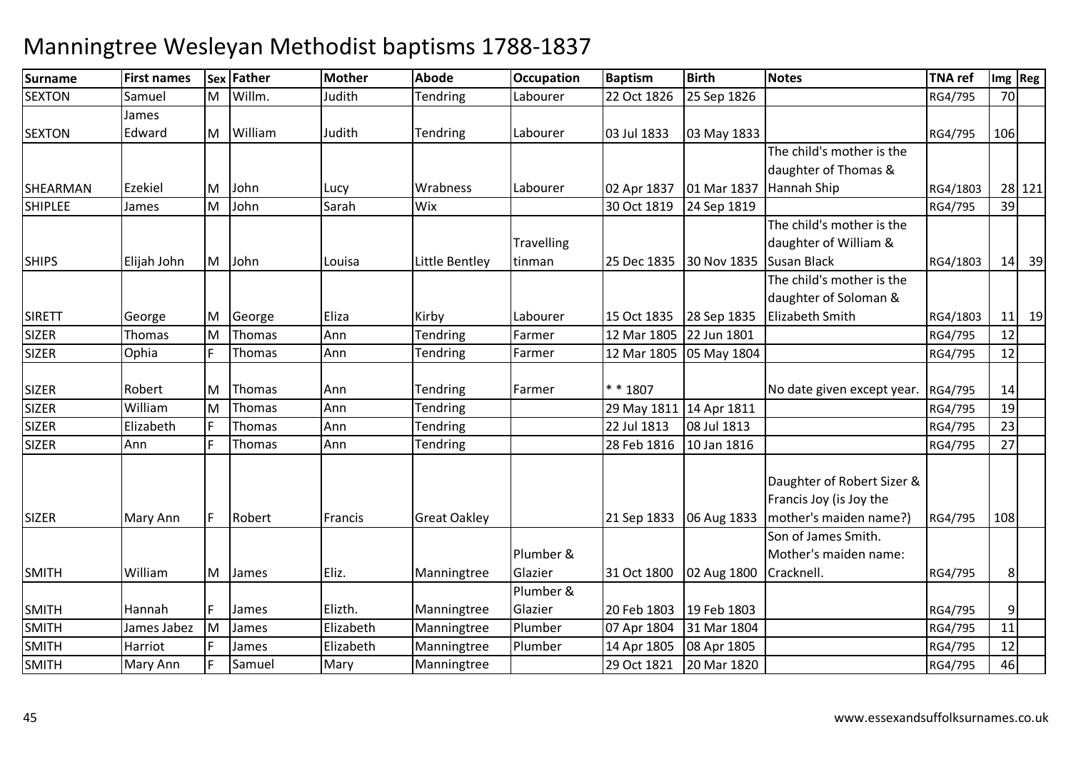# Manningtree Wesleyan Methodist baptisms 1788-1837

| Surname | First names | Sex | Father | Mother | Abode | Occupation | Baptism | Birth | Notes | TNA ref | Img | Reg |
|---|---|---|---|---|---|---|---|---|---|---|---|---|
| SEXTON | Samuel | M | Willm. | Judith | Tendring | Labourer | 22 Oct 1826 | 25 Sep 1826 | | RG4/795 | 70 | |
| SEXTON | James Edward | M | William | Judith | Tendring | Labourer | 03 Jul 1833 | 03 May 1833 | | RG4/795 | 106 | |
| SHEARMAN | Ezekiel | M | John | Lucy | Wrabness | Labourer | 02 Apr 1837 | 01 Mar 1837 | The child's mother is the daughter of Thomas & Hannah Ship | RG4/1803 | 28 | 121 |
| SHIPLEE | James | M | John | Sarah | Wix | | 30 Oct 1819 | 24 Sep 1819 | | RG4/795 | 39 | |
| SHIPS | Elijah John | M | John | Louisa | Little Bentley | Travelling tinman | 25 Dec 1835 | 30 Nov 1835 | The child's mother is the daughter of William & Susan Black | RG4/1803 | 14 | 39 |
| SIRETT | George | M | George | Eliza | Kirby | Labourer | 15 Oct 1835 | 28 Sep 1835 | The child's mother is the daughter of Soloman & Elizabeth Smith | RG4/1803 | 11 | 19 |
| SIZER | Thomas | M | Thomas | Ann | Tendring | Farmer | 12 Mar 1805 | 22 Jun 1801 | | RG4/795 | 12 | |
| SIZER | Ophia | F | Thomas | Ann | Tendring | Farmer | 12 Mar 1805 | 05 May 1804 | | RG4/795 | 12 | |
| SIZER | Robert | M | Thomas | Ann | Tendring | Farmer | * * 1807 | | No date given except year. | RG4/795 | 14 | |
| SIZER | William | M | Thomas | Ann | Tendring | | 29 May 1811 | 14 Apr 1811 | | RG4/795 | 19 | |
| SIZER | Elizabeth | F | Thomas | Ann | Tendring | | 22 Jul 1813 | 08 Jul 1813 | | RG4/795 | 23 | |
| SIZER | Ann | F | Thomas | Ann | Tendring | | 28 Feb 1816 | 10 Jan 1816 | | RG4/795 | 27 | |
| SIZER | Mary Ann | F | Robert | Francis | Great Oakley | | 21 Sep 1833 | 06 Aug 1833 | Daughter of Robert Sizer & Francis Joy (is Joy the mother's maiden name?) | RG4/795 | 108 | |
| SMITH | William | M | James | Eliz. | Manningtree | Plumber & Glazier | 31 Oct 1800 | 02 Aug 1800 | Son of James Smith. Mother's maiden name: Cracknell. | RG4/795 | 8 | |
| SMITH | Hannah | F | James | Elizth. | Manningtree | Plumber & Glazier | 20 Feb 1803 | 19 Feb 1803 | | RG4/795 | 9 | |
| SMITH | James Jabez | M | James | Elizabeth | Manningtree | Plumber | 07 Apr 1804 | 31 Mar 1804 | | RG4/795 | 11 | |
| SMITH | Harriot | F | James | Elizabeth | Manningtree | Plumber | 14 Apr 1805 | 08 Apr 1805 | | RG4/795 | 12 | |
| SMITH | Mary Ann | F | Samuel | Mary | Manningtree | | 29 Oct 1821 | 20 Mar 1820 | | RG4/795 | 46 | |

www.essexandsuffolksurnames.co.uk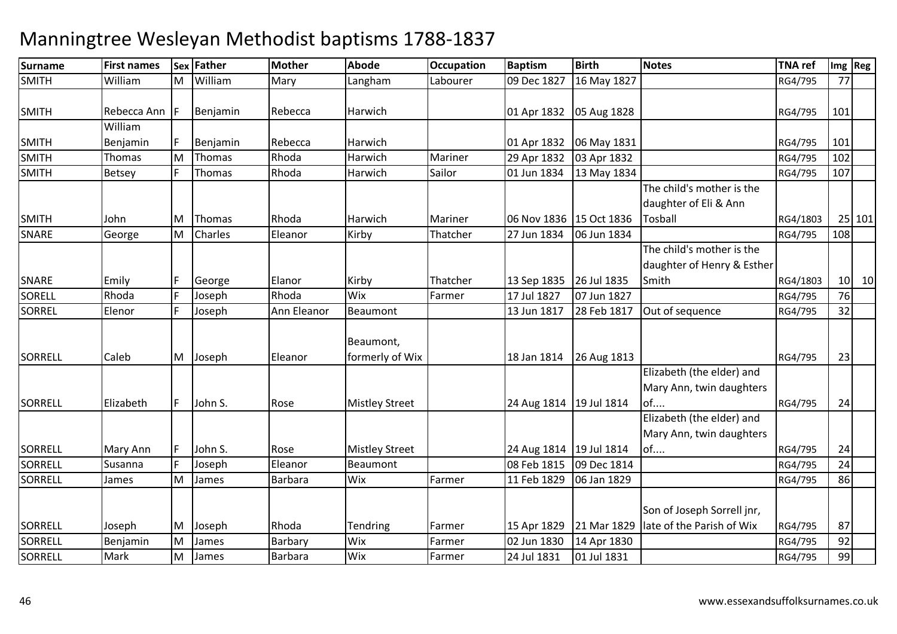# Manningtree Wesleyan Methodist baptisms 1788-1837

| Surname | First names | Sex | Father | Mother | Abode | Occupation | Baptism | Birth | Notes | TNA ref | Img | Reg |
|---|---|---|---|---|---|---|---|---|---|---|---|---|
| SMITH | William | M | William | Mary | Langham | Labourer | 09 Dec 1827 | 16 May 1827 | | RG4/795 | 77 | |
| SMITH | Rebecca Ann | F | Benjamin | Rebecca | Harwich | | 01 Apr 1832 | 05 Aug 1828 | | RG4/795 | 101 | |
| SMITH | William Benjamin | F | Benjamin | Rebecca | Harwich | | 01 Apr 1832 | 06 May 1831 | | RG4/795 | 101 | |
| SMITH | Thomas | M | Thomas | Rhoda | Harwich | Mariner | 29 Apr 1832 | 03 Apr 1832 | | RG4/795 | 102 | |
| SMITH | Betsey | F | Thomas | Rhoda | Harwich | Sailor | 01 Jun 1834 | 13 May 1834 | | RG4/795 | 107 | |
| SMITH | John | M | Thomas | Rhoda | Harwich | Mariner | 06 Nov 1836 | 15 Oct 1836 | The child's mother is the daughter of Eli & Ann Tosball | RG4/1803 | 25 | 101 |
| SNARE | George | M | Charles | Eleanor | Kirby | Thatcher | 27 Jun 1834 | 06 Jun 1834 | | RG4/795 | 108 | |
| SNARE | Emily | F | George | Elanor | Kirby | Thatcher | 13 Sep 1835 | 26 Jul 1835 | The child's mother is the daughter of Henry & Esther Smith | RG4/1803 | 10 | 10 |
| SORELL | Rhoda | F | Joseph | Rhoda | Wix | Farmer | 17 Jul 1827 | 07 Jun 1827 | | RG4/795 | 76 | |
| SORREL | Elenor | F | Joseph | Ann Eleanor | Beaumont | | 13 Jun 1817 | 28 Feb 1817 | Out of sequence | RG4/795 | 32 | |
| SORRELL | Caleb | M | Joseph | Eleanor | Beaumont, formerly of Wix | | 18 Jan 1814 | 26 Aug 1813 | | RG4/795 | 23 | |
| SORRELL | Elizabeth | F | John S. | Rose | Mistley Street | | 24 Aug 1814 | 19 Jul 1814 | Elizabeth (the elder) and Mary Ann, twin daughters of.... | RG4/795 | 24 | |
| SORRELL | Mary Ann | F | John S. | Rose | Mistley Street | | 24 Aug 1814 | 19 Jul 1814 | Elizabeth (the elder) and Mary Ann, twin daughters of.... | RG4/795 | 24 | |
| SORRELL | Susanna | F | Joseph | Eleanor | Beaumont | | 08 Feb 1815 | 09 Dec 1814 | | RG4/795 | 24 | |
| SORRELL | James | M | James | Barbara | Wix | Farmer | 11 Feb 1829 | 06 Jan 1829 | | RG4/795 | 86 | |
| SORRELL | Joseph | M | Joseph | Rhoda | Tendring | Farmer | 15 Apr 1829 | 21 Mar 1829 | Son of Joseph Sorrell jnr, late of the Parish of Wix | RG4/795 | 87 | |
| SORRELL | Benjamin | M | James | Barbary | Wix | Farmer | 02 Jun 1830 | 14 Apr 1830 | | RG4/795 | 92 | |
| SORRELL | Mark | M | James | Barbara | Wix | Farmer | 24 Jul 1831 | 01 Jul 1831 | | RG4/795 | 99 | |

www.essexandsuffolksurnames.co.uk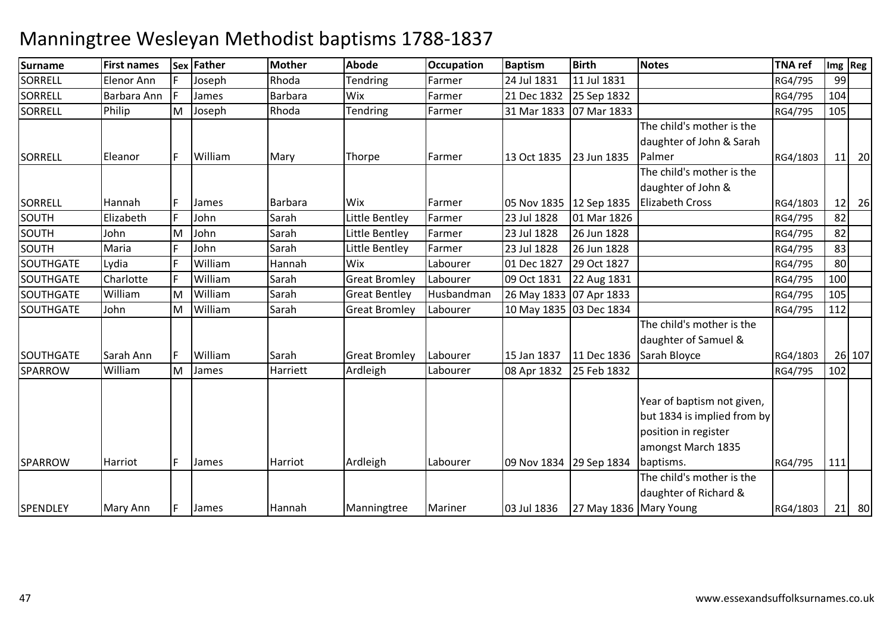# Manningtree Wesleyan Methodist baptisms 1788-1837

| Surname | First names | Sex | Father | Mother | Abode | Occupation | Baptism | Birth | Notes | TNA ref | Img | Reg |
|---|---|---|---|---|---|---|---|---|---|---|---|---|
| SORRELL | Elenor Ann | F | Joseph | Rhoda | Tendring | Farmer | 24 Jul 1831 | 11 Jul 1831 | | RG4/795 | 99 | |
| SORRELL | Barbara Ann | F | James | Barbara | Wix | Farmer | 21 Dec 1832 | 25 Sep 1832 | | RG4/795 | 104 | |
| SORRELL | Philip | M | Joseph | Rhoda | Tendring | Farmer | 31 Mar 1833 | 07 Mar 1833 | | RG4/795 | 105 | |
| SORRELL | Eleanor | F | William | Mary | Thorpe | Farmer | 13 Oct 1835 | 23 Jun 1835 | The child's mother is the daughter of John & Sarah Palmer | RG4/1803 | 11 | 20 |
| SORRELL | Hannah | F | James | Barbara | Wix | Farmer | 05 Nov 1835 | 12 Sep 1835 | The child's mother is the daughter of John & Elizabeth Cross | RG4/1803 | 12 | 26 |
| SOUTH | Elizabeth | F | John | Sarah | Little Bentley | Farmer | 23 Jul 1828 | 01 Mar 1826 | | RG4/795 | 82 | |
| SOUTH | John | M | John | Sarah | Little Bentley | Farmer | 23 Jul 1828 | 26 Jun 1828 | | RG4/795 | 82 | |
| SOUTH | Maria | F | John | Sarah | Little Bentley | Farmer | 23 Jul 1828 | 26 Jun 1828 | | RG4/795 | 83 | |
| SOUTHGATE | Lydia | F | William | Hannah | Wix | Labourer | 01 Dec 1827 | 29 Oct 1827 | | RG4/795 | 80 | |
| SOUTHGATE | Charlotte | F | William | Sarah | Great Bromley | Labourer | 09 Oct 1831 | 22 Aug 1831 | | RG4/795 | 100 | |
| SOUTHGATE | William | M | William | Sarah | Great Bentley | Husbandman | 26 May 1833 | 07 Apr 1833 | | RG4/795 | 105 | |
| SOUTHGATE | John | M | William | Sarah | Great Bromley | Labourer | 10 May 1835 | 03 Dec 1834 | | RG4/795 | 112 | |
| SOUTHGATE | Sarah Ann | F | William | Sarah | Great Bromley | Labourer | 15 Jan 1837 | 11 Dec 1836 | The child's mother is the daughter of Samuel & Sarah Bloyce | RG4/1803 | 26 | 107 |
| SPARROW | William | M | James | Harriett | Ardleigh | Labourer | 08 Apr 1832 | 25 Feb 1832 | | RG4/795 | 102 | |
| SPARROW | Harriot | F | James | Harriot | Ardleigh | Labourer | 09 Nov 1834 | 29 Sep 1834 | Year of baptism not given, but 1834 is implied from by position in register amongst March 1835 baptisms. | RG4/795 | 111 | |
| SPENDLEY | Mary Ann | F | James | Hannah | Manningtree | Mariner | 03 Jul 1836 | 27 May 1836 | The child's mother is the daughter of Richard & Mary Young | RG4/1803 | 21 | 80 |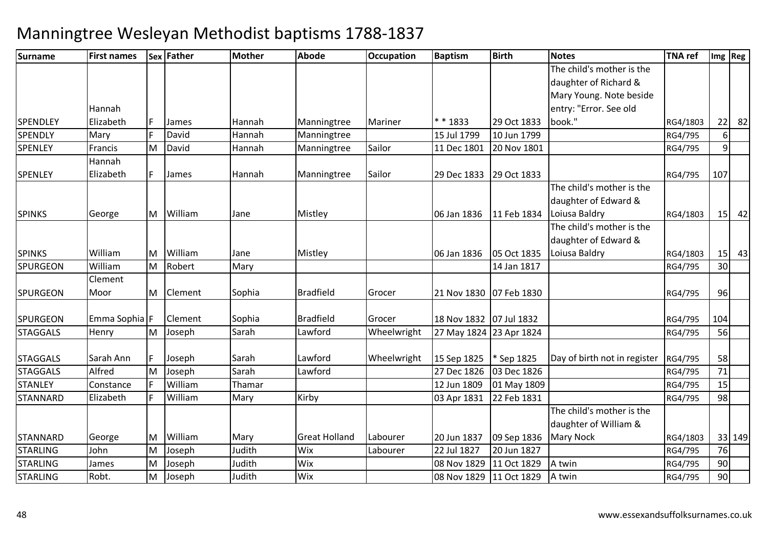# Manningtree Wesleyan Methodist baptisms 1788-1837

| Surname | First names | Sex | Father | Mother | Abode | Occupation | Baptism | Birth | Notes | TNA ref | Img | Reg |
|---|---|---|---|---|---|---|---|---|---|---|---|---|
| SPENDLEY | Hannah Elizabeth | F | James | Hannah | Manningtree | Mariner | * * 1833 | 29 Oct 1833 | The child's mother is the daughter of Richard & Mary Young. Note beside entry: "Error. See old book." | RG4/1803 | 22 | 82 |
| SPENDLY | Mary | F | David | Hannah | Manningtree | | 15 Jul 1799 | 10 Jun 1799 | | RG4/795 | 6 | |
| SPENLEY | Francis | M | David | Hannah | Manningtree | Sailor | 11 Dec 1801 | 20 Nov 1801 | | RG4/795 | 9 | |
| SPENLEY | Hannah Elizabeth | F | James | Hannah | Manningtree | Sailor | 29 Dec 1833 | 29 Oct 1833 | | RG4/795 | 107 | |
| SPINKS | George | M | William | Jane | Mistley | | 06 Jan 1836 | 11 Feb 1834 | The child's mother is the daughter of Edward & Loiusa Baldry | RG4/1803 | 15 | 42 |
| SPINKS | William | M | William | Jane | Mistley | | 06 Jan 1836 | 05 Oct 1835 | The child's mother is the daughter of Edward & Loiusa Baldry | RG4/1803 | 15 | 43 |
| SPURGEON | William | M | Robert | Mary | | | | 14 Jan 1817 | | RG4/795 | 30 | |
| SPURGEON | Clement Moor | M | Clement | Sophia | Bradfield | Grocer | 21 Nov 1830 | 07 Feb 1830 | | RG4/795 | 96 | |
| SPURGEON | Emma Sophia | F | Clement | Sophia | Bradfield | Grocer | 18 Nov 1832 | 07 Jul 1832 | | RG4/795 | 104 | |
| STAGGALS | Henry | M | Joseph | Sarah | Lawford | Wheelwright | 27 May 1824 | 23 Apr 1824 | | RG4/795 | 56 | |
| STAGGALS | Sarah Ann | F | Joseph | Sarah | Lawford | Wheelwright | 15 Sep 1825 | * Sep 1825 | Day of birth not in register | RG4/795 | 58 | |
| STAGGALS | Alfred | M | Joseph | Sarah | Lawford | | 27 Dec 1826 | 03 Dec 1826 | | RG4/795 | 71 | |
| STANLEY | Constance | F | William | Thamar | | | 12 Jun 1809 | 01 May 1809 | | RG4/795 | 15 | |
| STANNARD | Elizabeth | F | William | Mary | Kirby | | 03 Apr 1831 | 22 Feb 1831 | | RG4/795 | 98 | |
| STANNARD | George | M | William | Mary | Great Holland | Labourer | 20 Jun 1837 | 09 Sep 1836 | The child's mother is the daughter of William & Mary Nock | RG4/1803 | 33 | 149 |
| STARLING | John | M | Joseph | Judith | Wix | Labourer | 22 Jul 1827 | 20 Jun 1827 | | RG4/795 | 76 | |
| STARLING | James | M | Joseph | Judith | Wix | | 08 Nov 1829 | 11 Oct 1829 | A twin | RG4/795 | 90 | |
| STARLING | Robt. | M | Joseph | Judith | Wix | | 08 Nov 1829 | 11 Oct 1829 | A twin | RG4/795 | 90 | |

www.essexandsuffolksurnames.co.uk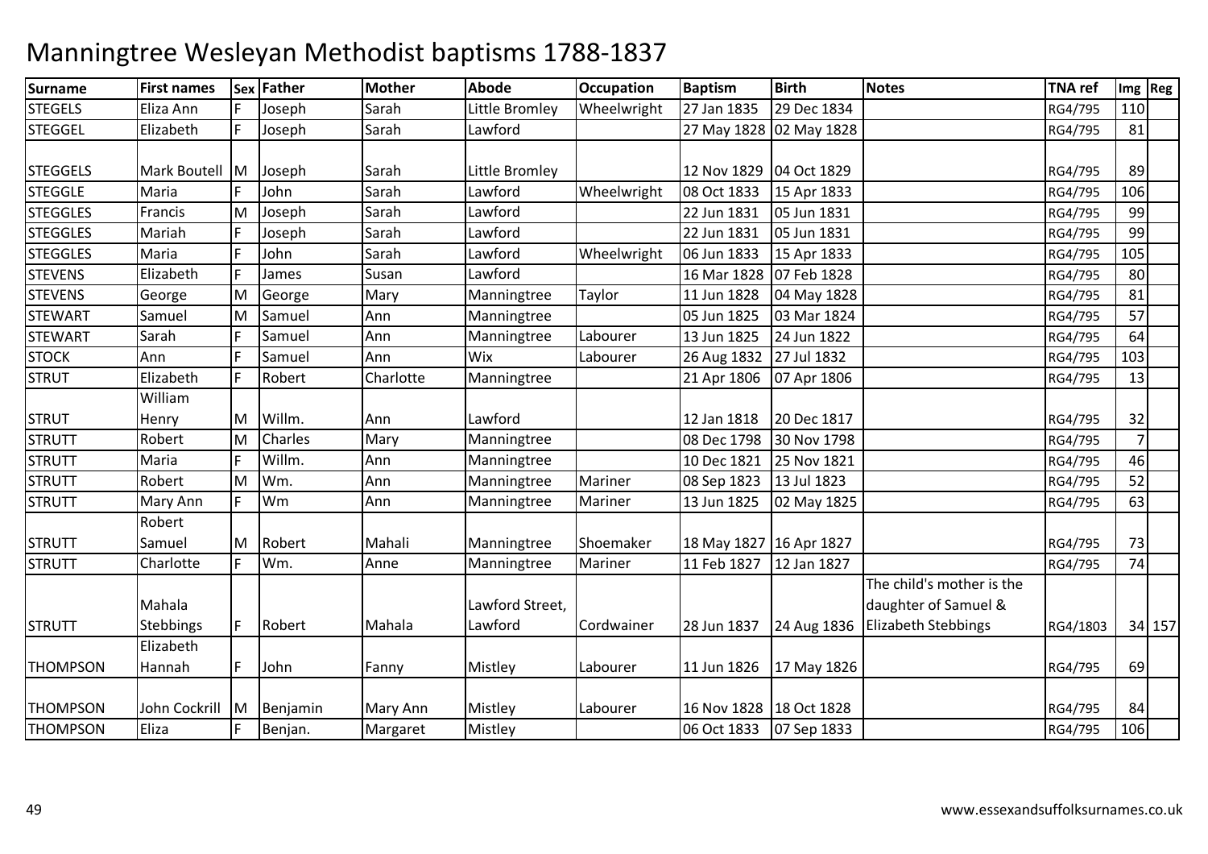# Manningtree Wesleyan Methodist baptisms 1788-1837

| Surname | First names | Sex | Father | Mother | Abode | Occupation | Baptism | Birth | Notes | TNA ref | Img | Reg |
|---|---|---|---|---|---|---|---|---|---|---|---|---|
| STEGELS | Eliza Ann | F | Joseph | Sarah | Little Bromley | Wheelwright | 27 Jan 1835 | 29 Dec 1834 | | RG4/795 | 110 | |
| STEGGEL | Elizabeth | F | Joseph | Sarah | Lawford | | 27 May 1828 | 02 May 1828 | | RG4/795 | 81 | |
| STEGGELS | Mark Boutell | M | Joseph | Sarah | Little Bromley | | 12 Nov 1829 | 04 Oct 1829 | | RG4/795 | 89 | |
| STEGGLE | Maria | F | John | Sarah | Lawford | Wheelwright | 08 Oct 1833 | 15 Apr 1833 | | RG4/795 | 106 | |
| STEGGLES | Francis | M | Joseph | Sarah | Lawford | | 22 Jun 1831 | 05 Jun 1831 | | RG4/795 | 99 | |
| STEGGLES | Mariah | F | Joseph | Sarah | Lawford | | 22 Jun 1831 | 05 Jun 1831 | | RG4/795 | 99 | |
| STEGGLES | Maria | F | John | Sarah | Lawford | Wheelwright | 06 Jun 1833 | 15 Apr 1833 | | RG4/795 | 105 | |
| STEVENS | Elizabeth | F | James | Susan | Lawford | | 16 Mar 1828 | 07 Feb 1828 | | RG4/795 | 80 | |
| STEVENS | George | M | George | Mary | Manningtree | Taylor | 11 Jun 1828 | 04 May 1828 | | RG4/795 | 81 | |
| STEWART | Samuel | M | Samuel | Ann | Manningtree | | 05 Jun 1825 | 03 Mar 1824 | | RG4/795 | 57 | |
| STEWART | Sarah | F | Samuel | Ann | Manningtree | Labourer | 13 Jun 1825 | 24 Jun 1822 | | RG4/795 | 64 | |
| STOCK | Ann | F | Samuel | Ann | Wix | Labourer | 26 Aug 1832 | 27 Jul 1832 | | RG4/795 | 103 | |
| STRUT | Elizabeth | F | Robert | Charlotte | Manningtree | | 21 Apr 1806 | 07 Apr 1806 | | RG4/795 | 13 | |
| STRUT | William Henry | M | Willm. | Ann | Lawford | | 12 Jan 1818 | 20 Dec 1817 | | RG4/795 | 32 | |
| STRUTT | Robert | M | Charles | Mary | Manningtree | | 08 Dec 1798 | 30 Nov 1798 | | RG4/795 | 7 | |
| STRUTT | Maria | F | Willm. | Ann | Manningtree | | 10 Dec 1821 | 25 Nov 1821 | | RG4/795 | 46 | |
| STRUTT | Robert | M | Wm. | Ann | Manningtree | Mariner | 08 Sep 1823 | 13 Jul 1823 | | RG4/795 | 52 | |
| STRUTT | Mary Ann | F | Wm | Ann | Manningtree | Mariner | 13 Jun 1825 | 02 May 1825 | | RG4/795 | 63 | |
| STRUTT | Robert Samuel | M | Robert | Mahali | Manningtree | Shoemaker | 18 May 1827 | 16 Apr 1827 | | RG4/795 | 73 | |
| STRUTT | Charlotte | F | Wm. | Anne | Manningtree | Mariner | 11 Feb 1827 | 12 Jan 1827 | | RG4/795 | 74 | |
| STRUTT | Mahala Stebbings | F | Robert | Mahala | Lawford Street, Lawford | Cordwainer | 28 Jun 1837 | 24 Aug 1836 | The child's mother is the daughter of Samuel & Elizabeth Stebbings | RG4/1803 | 34 | 157 |
| THOMPSON | Elizabeth Hannah | F | John | Fanny | Mistley | Labourer | 11 Jun 1826 | 17 May 1826 | | RG4/795 | 69 | |
| THOMPSON | John Cockrill | M | Benjamin | Mary Ann | Mistley | Labourer | 16 Nov 1828 | 18 Oct 1828 | | RG4/795 | 84 | |
| THOMPSON | Eliza | F | Benjan. | Margaret | Mistley | | 06 Oct 1833 | 07 Sep 1833 | | RG4/795 | 106 | |

www.essexandsuffolksurnames.co.uk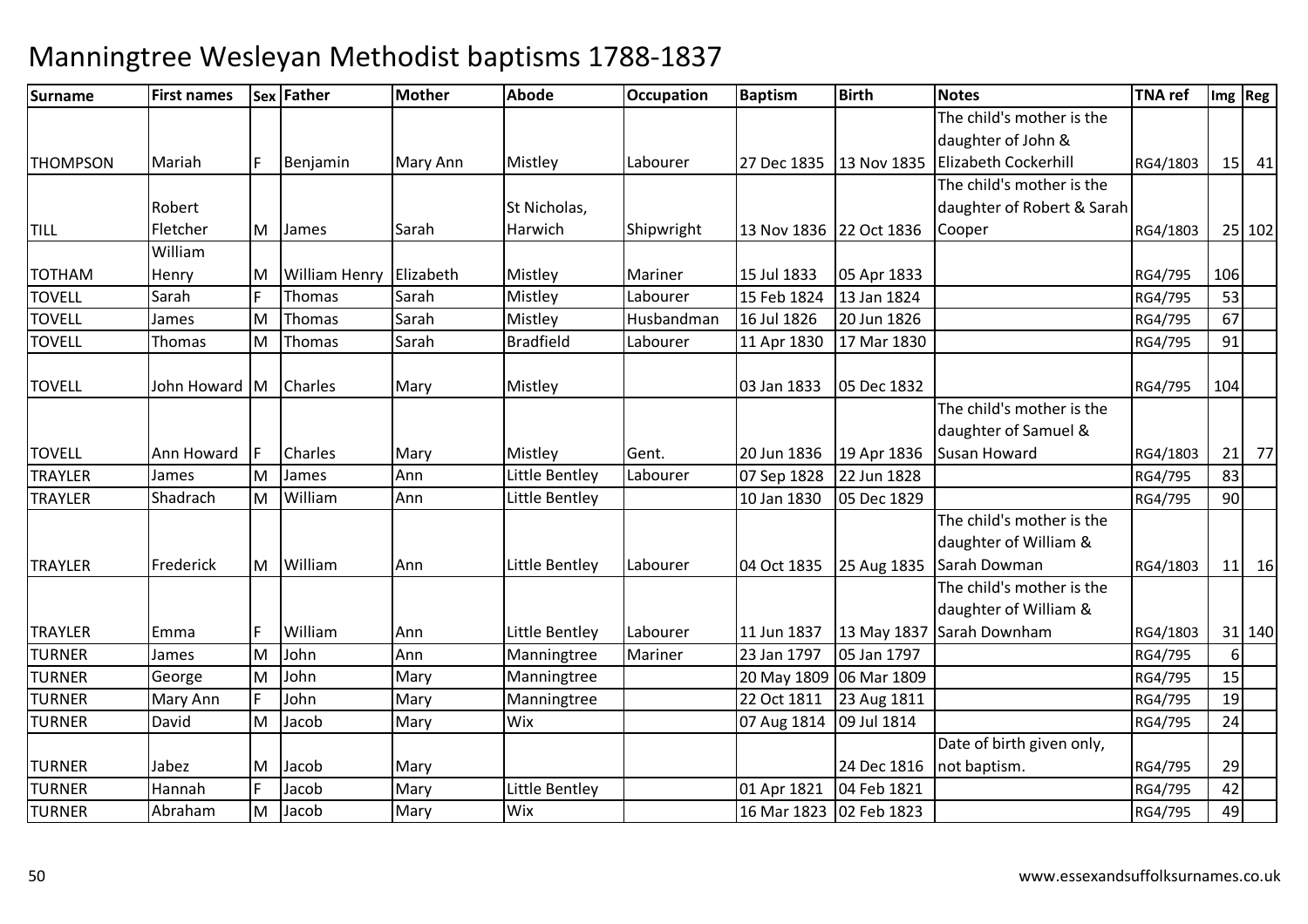# Manningtree Wesleyan Methodist baptisms 1788-1837

| Surname | First names | Sex | Father | Mother | Abode | Occupation | Baptism | Birth | Notes | TNA ref | Img | Reg |
|---|---|---|---|---|---|---|---|---|---|---|---|---|
| THOMPSON | Mariah | F | Benjamin | Mary Ann | Mistley | Labourer | 27 Dec 1835 | 13 Nov 1835 | The child's mother is the daughter of John & Elizabeth Cockerhill | RG4/1803 | 15 | 41 |
| TILL | Robert Fletcher | M | James | Sarah | St Nicholas, Harwich | Shipwright | 13 Nov 1836 | 22 Oct 1836 | The child's mother is the daughter of Robert & Sarah Cooper | RG4/1803 | 25 | 102 |
| TOTHAM | William Henry | M | William Henry | Elizabeth | Mistley | Mariner | 15 Jul 1833 | 05 Apr 1833 | | RG4/795 | 106 | |
| TOVELL | Sarah | F | Thomas | Sarah | Mistley | Labourer | 15 Feb 1824 | 13 Jan 1824 | | RG4/795 | 53 | |
| TOVELL | James | M | Thomas | Sarah | Mistley | Husbandman | 16 Jul 1826 | 20 Jun 1826 | | RG4/795 | 67 | |
| TOVELL | Thomas | M | Thomas | Sarah | Bradfield | Labourer | 11 Apr 1830 | 17 Mar 1830 | | RG4/795 | 91 | |
| TOVELL | John Howard | M | Charles | Mary | Mistley | | 03 Jan 1833 | 05 Dec 1832 | | RG4/795 | 104 | |
| TOVELL | Ann Howard | F | Charles | Mary | Mistley | Gent. | 20 Jun 1836 | 19 Apr 1836 | The child's mother is the daughter of Samuel & Susan Howard | RG4/1803 | 21 | 77 |
| TRAYLER | James | M | James | Ann | Little Bentley | Labourer | 07 Sep 1828 | 22 Jun 1828 | | RG4/795 | 83 | |
| TRAYLER | Shadrach | M | William | Ann | Little Bentley | | 10 Jan 1830 | 05 Dec 1829 | | RG4/795 | 90 | |
| TRAYLER | Frederick | M | William | Ann | Little Bentley | Labourer | 04 Oct 1835 | 25 Aug 1835 | The child's mother is the daughter of William & Sarah Dowman | RG4/1803 | 11 | 16 |
| TRAYLER | Emma | F | William | Ann | Little Bentley | Labourer | 11 Jun 1837 | 13 May 1837 | The child's mother is the daughter of William & Sarah Downham | RG4/1803 | 31 | 140 |
| TURNER | James | M | John | Ann | Manningtree | Mariner | 23 Jan 1797 | 05 Jan 1797 | | RG4/795 | 6 | |
| TURNER | George | M | John | Mary | Manningtree | | 20 May 1809 | 06 Mar 1809 | | RG4/795 | 15 | |
| TURNER | Mary Ann | F | John | Mary | Manningtree | | 22 Oct 1811 | 23 Aug 1811 | | RG4/795 | 19 | |
| TURNER | David | M | Jacob | Mary | Wix | | 07 Aug 1814 | 09 Jul 1814 | | RG4/795 | 24 | |
| TURNER | Jabez | M | Jacob | Mary | | | | 24 Dec 1816 | Date of birth given only, not baptism. | RG4/795 | 29 | |
| TURNER | Hannah | F | Jacob | Mary | Little Bentley | | 01 Apr 1821 | 04 Feb 1821 | | RG4/795 | 42 | |
| TURNER | Abraham | M | Jacob | Mary | Wix | | 16 Mar 1823 | 02 Feb 1823 | | RG4/795 | 49 | |

www.essexandsuffolksurnames.co.uk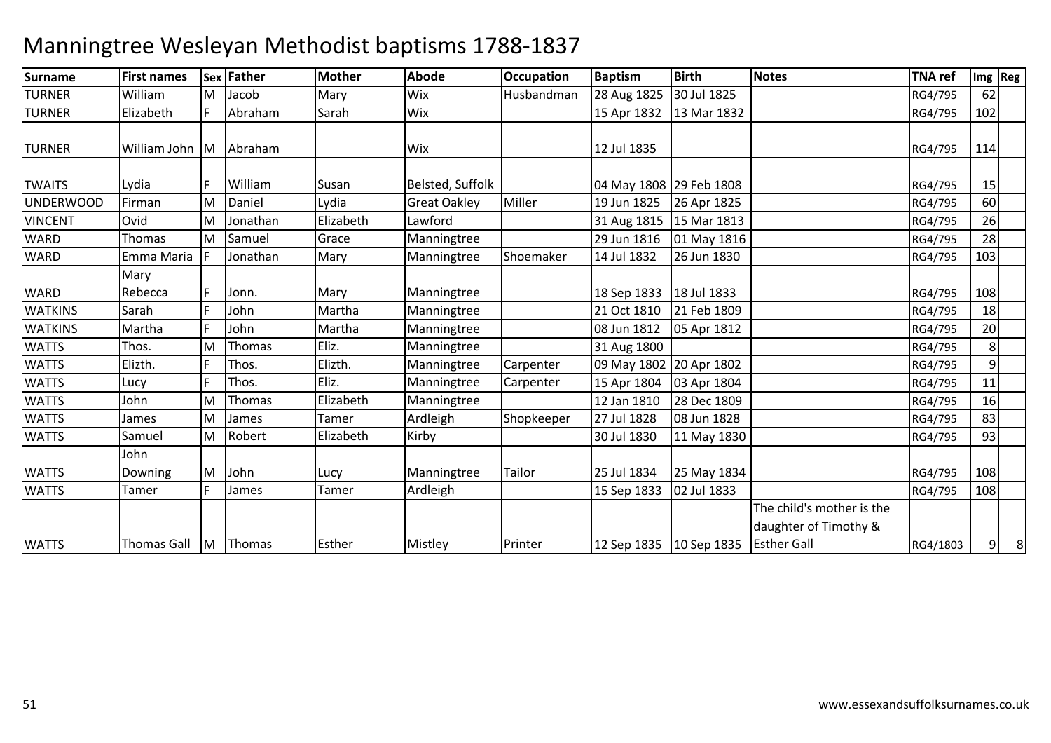# Manningtree Wesleyan Methodist baptisms 1788-1837

| Surname | First names | Sex | Father | Mother | Abode | Occupation | Baptism | Birth | Notes | TNA ref | Img | Reg |
|---|---|---|---|---|---|---|---|---|---|---|---|---|
| TURNER | William | M | Jacob | Mary | Wix | Husbandman | 28 Aug 1825 | 30 Jul 1825 | | RG4/795 | 62 | |
| TURNER | Elizabeth | F | Abraham | Sarah | Wix | | 15 Apr 1832 | 13 Mar 1832 | | RG4/795 | 102 | |
| TURNER | William John | M | Abraham | | Wix | | 12 Jul 1835 | | | RG4/795 | 114 | |
| TWAITS | Lydia | F | William | Susan | Belsted, Suffolk | | 04 May 1808 | 29 Feb 1808 | | RG4/795 | 15 | |
| UNDERWOOD | Firman | M | Daniel | Lydia | Great Oakley | Miller | 19 Jun 1825 | 26 Apr 1825 | | RG4/795 | 60 | |
| VINCENT | Ovid | M | Jonathan | Elizabeth | Lawford | | 31 Aug 1815 | 15 Mar 1813 | | RG4/795 | 26 | |
| WARD | Thomas | M | Samuel | Grace | Manningtree | | 29 Jun 1816 | 01 May 1816 | | RG4/795 | 28 | |
| WARD | Emma Maria | F | Jonathan | Mary | Manningtree | Shoemaker | 14 Jul 1832 | 26 Jun 1830 | | RG4/795 | 103 | |
| WARD | Mary Rebecca | F | Jonn. | Mary | Manningtree | | 18 Sep 1833 | 18 Jul 1833 | | RG4/795 | 108 | |
| WATKINS | Sarah | F | John | Martha | Manningtree | | 21 Oct 1810 | 21 Feb 1809 | | RG4/795 | 18 | |
| WATKINS | Martha | F | John | Martha | Manningtree | | 08 Jun 1812 | 05 Apr 1812 | | RG4/795 | 20 | |
| WATTS | Thos. | M | Thomas | Eliz. | Manningtree | | 31 Aug 1800 | | | RG4/795 | 8 | |
| WATTS | Elizth. | F | Thos. | Elizth. | Manningtree | Carpenter | 09 May 1802 | 20 Apr 1802 | | RG4/795 | 9 | |
| WATTS | Lucy | F | Thos. | Eliz. | Manningtree | Carpenter | 15 Apr 1804 | 03 Apr 1804 | | RG4/795 | 11 | |
| WATTS | John | M | Thomas | Elizabeth | Manningtree | | 12 Jan 1810 | 28 Dec 1809 | | RG4/795 | 16 | |
| WATTS | James | M | James | Tamer | Ardleigh | Shopkeeper | 27 Jul 1828 | 08 Jun 1828 | | RG4/795 | 83 | |
| WATTS | Samuel | M | Robert | Elizabeth | Kirby | | 30 Jul 1830 | 11 May 1830 | | RG4/795 | 93 | |
| WATTS | John Downing | M | John | Lucy | Manningtree | Tailor | 25 Jul 1834 | 25 May 1834 | | RG4/795 | 108 | |
| WATTS | Tamer | F | James | Tamer | Ardleigh | | 15 Sep 1833 | 02 Jul 1833 | | RG4/795 | 108 | |
| WATTS | Thomas Gall | M | Thomas | Esther | Mistley | Printer | 12 Sep 1835 | 10 Sep 1835 | The child's mother is the daughter of Timothy & Esther Gall | RG4/1803 | 9 | 8 |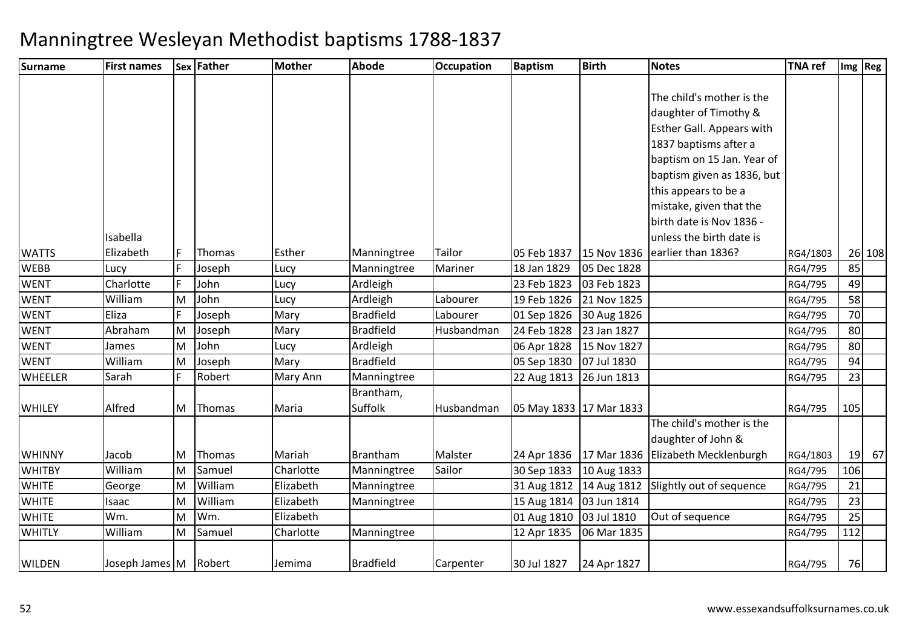# Manningtree Wesleyan Methodist baptisms 1788-1837

| Surname | First names | Sex | Father | Mother | Abode | Occupation | Baptism | Birth | Notes | TNA ref | Img | Reg |
|---|---|---|---|---|---|---|---|---|---|---|---|---|
| WATTS | Isabella Elizabeth | F | Thomas | Esther | Manningtree | Tailor | 05 Feb 1837 | 15 Nov 1836 | The child's mother is the daughter of Timothy & Esther Gall. Appears with 1837 baptisms after a baptism on 15 Jan. Year of baptism given as 1836, but this appears to be a mistake, given that the birth date is Nov 1836 - unless the birth date is earlier than 1836? | RG4/1803 | 26 | 108 |
| WEBB | Lucy | F | Joseph | Lucy | Manningtree | Mariner | 18 Jan 1829 | 05 Dec 1828 | | RG4/795 | 85 | |
| WENT | Charlotte | F | John | Lucy | Ardleigh | | 23 Feb 1823 | 03 Feb 1823 | | RG4/795 | 49 | |
| WENT | William | M | John | Lucy | Ardleigh | Labourer | 19 Feb 1826 | 21 Nov 1825 | | RG4/795 | 58 | |
| WENT | Eliza | F | Joseph | Mary | Bradfield | Labourer | 01 Sep 1826 | 30 Aug 1826 | | RG4/795 | 70 | |
| WENT | Abraham | M | Joseph | Mary | Bradfield | Husbandman | 24 Feb 1828 | 23 Jan 1827 | | RG4/795 | 80 | |
| WENT | James | M | John | Lucy | Ardleigh | | 06 Apr 1828 | 15 Nov 1827 | | RG4/795 | 80 | |
| WENT | William | M | Joseph | Mary | Bradfield | | 05 Sep 1830 | 07 Jul 1830 | | RG4/795 | 94 | |
| WHEELER | Sarah | F | Robert | Mary Ann | Manningtree | | 22 Aug 1813 | 26 Jun 1813 | | RG4/795 | 23 | |
| WHILEY | Alfred | M | Thomas | Maria | Brantham, Suffolk | Husbandman | 05 May 1833 | 17 Mar 1833 | | RG4/795 | 105 | |
| WHINNY | Jacob | M | Thomas | Mariah | Brantham | Malster | 24 Apr 1836 | 17 Mar 1836 | The child's mother is the daughter of John & Elizabeth Mecklenburgh | RG4/1803 | 19 | 67 |
| WHITBY | William | M | Samuel | Charlotte | Manningtree | Sailor | 30 Sep 1833 | 10 Aug 1833 | | RG4/795 | 106 | |
| WHITE | George | M | William | Elizabeth | Manningtree | | 31 Aug 1812 | 14 Aug 1812 | Slightly out of sequence | RG4/795 | 21 | |
| WHITE | Isaac | M | William | Elizabeth | Manningtree | | 15 Aug 1814 | 03 Jun 1814 | | RG4/795 | 23 | |
| WHITE | Wm. | M | Wm. | Elizabeth | | | 01 Aug 1810 | 03 Jul 1810 | Out of sequence | RG4/795 | 25 | |
| WHITLY | William | M | Samuel | Charlotte | Manningtree | | 12 Apr 1835 | 06 Mar 1835 | | RG4/795 | 112 | |
| WILDEN | Joseph James | M | Robert | Jemima | Bradfield | Carpenter | 30 Jul 1827 | 24 Apr 1827 | | RG4/795 | 76 | |

www.essexandsuffolksurnames.co.uk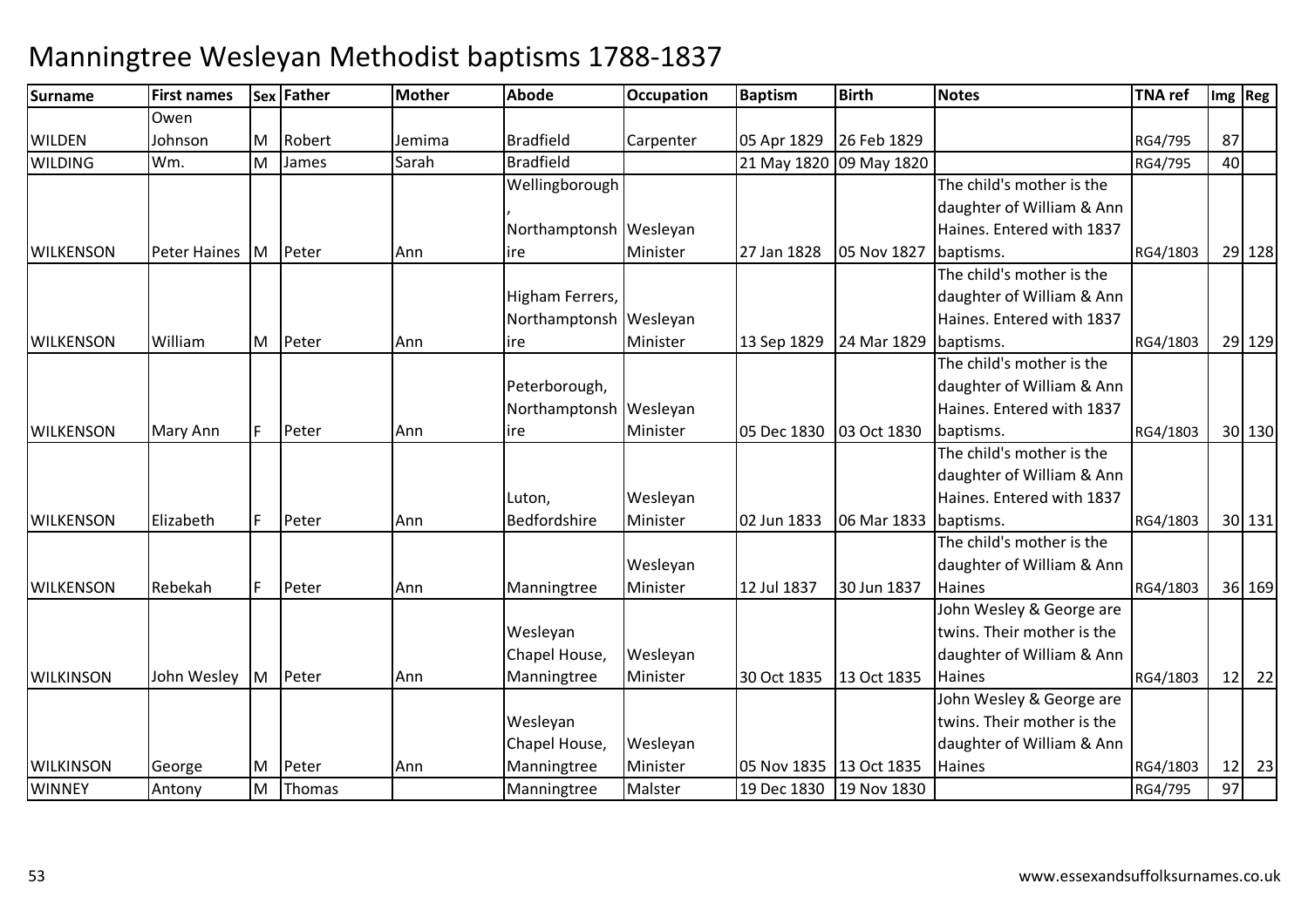# Manningtree Wesleyan Methodist baptisms 1788-1837

| Surname | First names | Sex | Father | Mother | Abode | Occupation | Baptism | Birth | Notes | TNA ref | Img | Reg |
|---|---|---|---|---|---|---|---|---|---|---|---|---|
| WILDEN | Owen Johnson | M | Robert | Jemima | Bradfield | Carpenter | 05 Apr 1829 | 26 Feb 1829 | | RG4/795 | 87 | |
| WILDING | Wm. | M | James | Sarah | Bradfield | | 21 May 1820 | 09 May 1820 | | RG4/795 | 40 | |
| WILKENSON | Peter Haines | M | Peter | Ann | Wellingborough, Northamptonshire | Wesleyan Minister | 27 Jan 1828 | 05 Nov 1827 | The child's mother is the daughter of William & Ann Haines. Entered with 1837 baptisms. | RG4/1803 | 29 | 128 |
| WILKENSON | William | M | Peter | Ann | Higham Ferrers, Northamptonshire | Wesleyan Minister | 13 Sep 1829 | 24 Mar 1829 | The child's mother is the daughter of William & Ann Haines. Entered with 1837 baptisms. | RG4/1803 | 29 | 129 |
| WILKENSON | Mary Ann | F | Peter | Ann | Peterborough, Northamptonshire | Wesleyan Minister | 05 Dec 1830 | 03 Oct 1830 | The child's mother is the daughter of William & Ann Haines. Entered with 1837 baptisms. | RG4/1803 | 30 | 130 |
| WILKENSON | Elizabeth | F | Peter | Ann | Luton, Bedfordshire | Wesleyan Minister | 02 Jun 1833 | 06 Mar 1833 | The child's mother is the daughter of William & Ann Haines. Entered with 1837 baptisms. | RG4/1803 | 30 | 131 |
| WILKENSON | Rebekah | F | Peter | Ann | Manningtree | Wesleyan Minister | 12 Jul 1837 | 30 Jun 1837 | The child's mother is the daughter of William & Ann Haines | RG4/1803 | 36 | 169 |
| WILKINSON | John Wesley | M | Peter | Ann | Wesleyan Chapel House, Manningtree | Wesleyan Minister | 30 Oct 1835 | 13 Oct 1835 | John Wesley & George are twins. Their mother is the daughter of William & Ann Haines | RG4/1803 | 12 | 22 |
| WILKINSON | George | M | Peter | Ann | Wesleyan Chapel House, Manningtree | Wesleyan Minister | 05 Nov 1835 | 13 Oct 1835 | John Wesley & George are twins. Their mother is the daughter of William & Ann Haines | RG4/1803 | 12 | 23 |
| WINNEY | Antony | M | Thomas | | Manningtree | Malster | 19 Dec 1830 | 19 Nov 1830 | | RG4/795 | 97 | |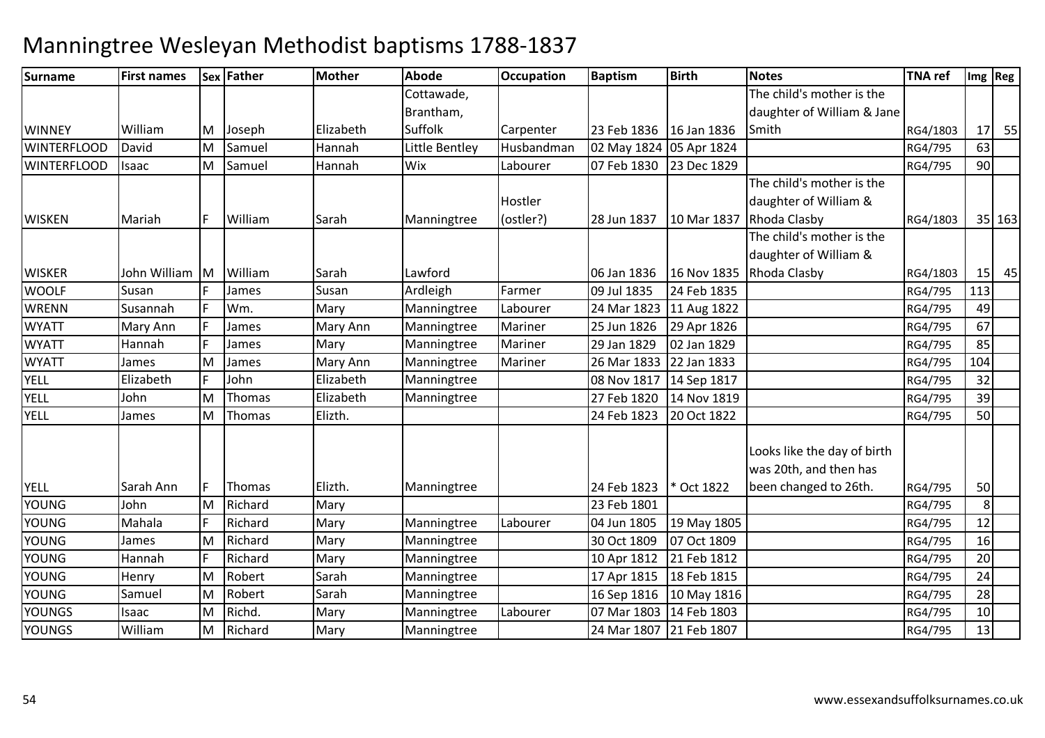# Manningtree Wesleyan Methodist baptisms 1788-1837

| Surname | First names | Sex | Father | Mother | Abode | Occupation | Baptism | Birth | Notes | TNA ref | Img | Reg |
|---|---|---|---|---|---|---|---|---|---|---|---|---|
| WINNEY | William | M | Joseph | Elizabeth | Cottawade, Brantham, Suffolk | Carpenter | 23 Feb 1836 | 16 Jan 1836 | The child's mother is the daughter of William & Jane Smith | RG4/1803 | 17 | 55 |
| WINTERFLOOD | David | M | Samuel | Hannah | Little Bentley | Husbandman | 02 May 1824 | 05 Apr 1824 | | RG4/795 | 63 | |
| WINTERFLOOD | Isaac | M | Samuel | Hannah | Wix | Labourer | 07 Feb 1830 | 23 Dec 1829 | | RG4/795 | 90 | |
| WISKEN | Mariah | F | William | Sarah | Manningtree | Hostler (ostler?) | 28 Jun 1837 | 10 Mar 1837 | The child's mother is the daughter of William & Rhoda Clasby | RG4/1803 | 35 | 163 |
| WISKER | John William | M | William | Sarah | Lawford | | 06 Jan 1836 | 16 Nov 1835 | The child's mother is the daughter of William & Rhoda Clasby | RG4/1803 | 15 | 45 |
| WOOLF | Susan | F | James | Susan | Ardleigh | Farmer | 09 Jul 1835 | 24 Feb 1835 | | RG4/795 | 113 | |
| WRENN | Susannah | F | Wm. | Mary | Manningtree | Labourer | 24 Mar 1823 | 11 Aug 1822 | | RG4/795 | 49 | |
| WYATT | Mary Ann | F | James | Mary Ann | Manningtree | Mariner | 25 Jun 1826 | 29 Apr 1826 | | RG4/795 | 67 | |
| WYATT | Hannah | F | James | Mary | Manningtree | Mariner | 29 Jan 1829 | 02 Jan 1829 | | RG4/795 | 85 | |
| WYATT | James | M | James | Mary Ann | Manningtree | Mariner | 26 Mar 1833 | 22 Jan 1833 | | RG4/795 | 104 | |
| YELL | Elizabeth | F | John | Elizabeth | Manningtree | | 08 Nov 1817 | 14 Sep 1817 | | RG4/795 | 32 | |
| YELL | John | M | Thomas | Elizabeth | Manningtree | | 27 Feb 1820 | 14 Nov 1819 | | RG4/795 | 39 | |
| YELL | James | M | Thomas | Elizth. | | | 24 Feb 1823 | 20 Oct 1822 | | RG4/795 | 50 | |
| YELL | Sarah Ann | F | Thomas | Elizth. | Manningtree | | 24 Feb 1823 | * Oct 1822 | Looks like the day of birth was 20th, and then has been changed to 26th. | RG4/795 | 50 | |
| YOUNG | John | M | Richard | Mary | | | 23 Feb 1801 | | | RG4/795 | 8 | |
| YOUNG | Mahala | F | Richard | Mary | Manningtree | Labourer | 04 Jun 1805 | 19 May 1805 | | RG4/795 | 12 | |
| YOUNG | James | M | Richard | Mary | Manningtree | | 30 Oct 1809 | 07 Oct 1809 | | RG4/795 | 16 | |
| YOUNG | Hannah | F | Richard | Mary | Manningtree | | 10 Apr 1812 | 21 Feb 1812 | | RG4/795 | 20 | |
| YOUNG | Henry | M | Robert | Sarah | Manningtree | | 17 Apr 1815 | 18 Feb 1815 | | RG4/795 | 24 | |
| YOUNG | Samuel | M | Robert | Sarah | Manningtree | | 16 Sep 1816 | 10 May 1816 | | RG4/795 | 28 | |
| YOUNGS | Isaac | M | Richd. | Mary | Manningtree | Labourer | 07 Mar 1803 | 14 Feb 1803 | | RG4/795 | 10 | |
| YOUNGS | William | M | Richard | Mary | Manningtree | | 24 Mar 1807 | 21 Feb 1807 | | RG4/795 | 13 | |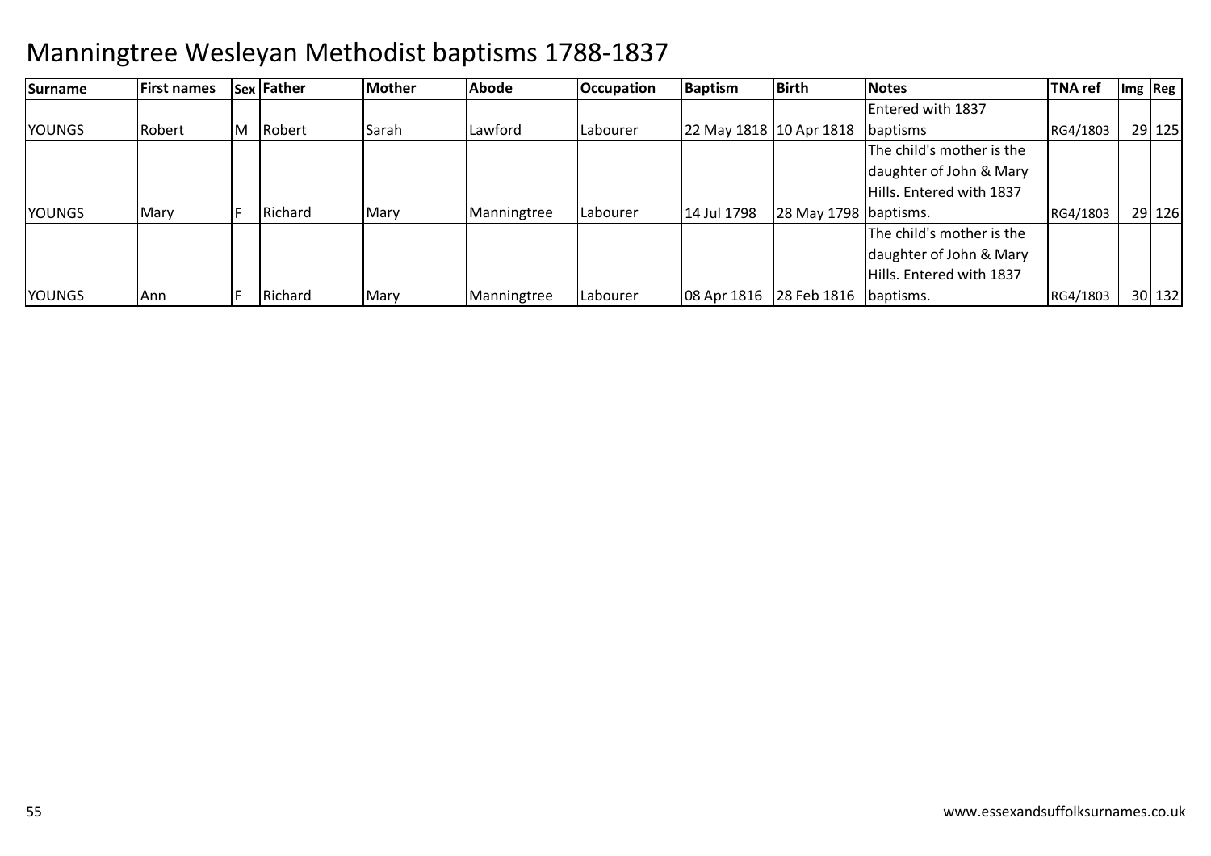# Manningtree Wesleyan Methodist baptisms 1788-1837

| Surname | First names | Sex | Father | Mother | Abode | Occupation | Baptism | Birth | Notes | TNA ref | Img | Reg |
|---|---|---|---|---|---|---|---|---|---|---|---|---|
| YOUNGS | Robert | M | Robert | Sarah | Lawford | Labourer | 22 May 1818 | 10 Apr 1818 | Entered with 1837 baptisms | RG4/1803 | 29 | 125 |
| YOUNGS | Mary | F | Richard | Mary | Manningtree | Labourer | 14 Jul 1798 | 28 May 1798 | The child's mother is the daughter of John & Mary Hills. Entered with 1837 baptisms. | RG4/1803 | 29 | 126 |
| YOUNGS | Ann | F | Richard | Mary | Manningtree | Labourer | 08 Apr 1816 | 28 Feb 1816 | The child's mother is the daughter of John & Mary Hills. Entered with 1837 baptisms. | RG4/1803 | 30 | 132 |

www.essexandsuffolksurnames.co.uk